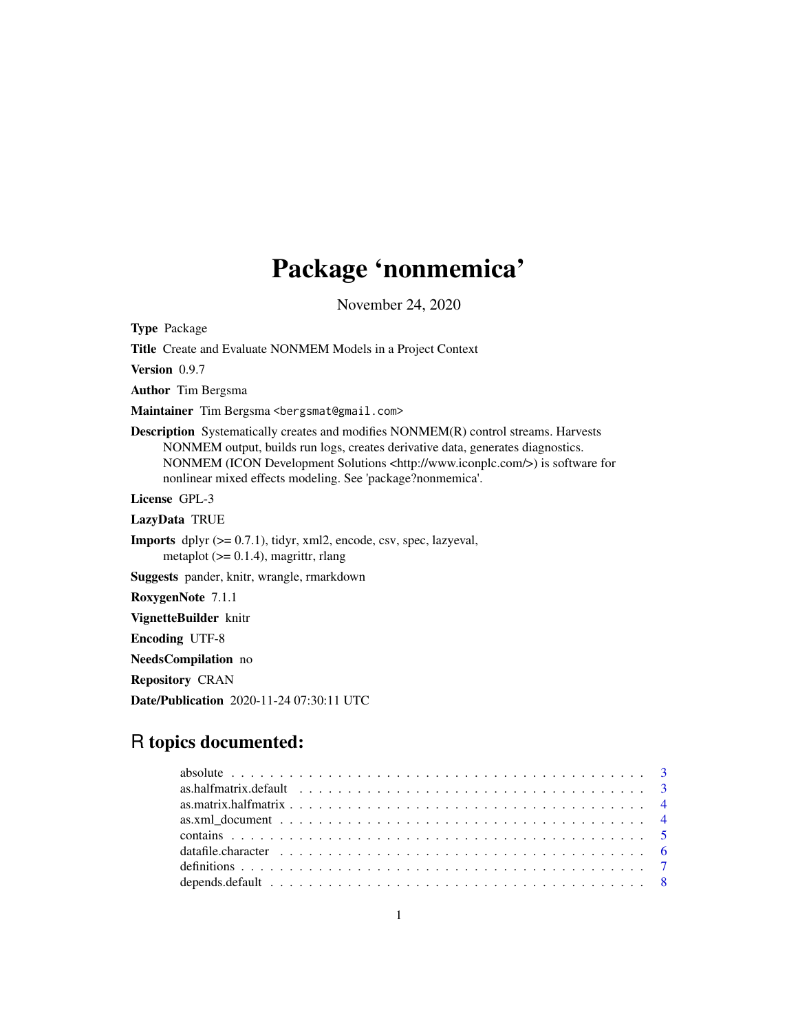# Package 'nonmemica'

November 24, 2020

**Type** Package

**Title** Create and Evaluate NONMEM Models in a Project Context

**Version** 0.9.7

**Author** Tim Bergsma

**Maintainer** Tim Bergsma <bergsmat@gmail.com>

**Description** Systematically creates and modifies NONMEM(R) control streams. Harvests NONMEM output, builds run logs, creates derivative data, generates diagnostics. NONMEM (ICON Development Solutions <http://www.iconplc.com/>) is software for nonlinear mixed effects modeling. See 'package?nonmemica'.

**License** GPL-3

**LazyData** TRUE

**Imports** dplyr (>= 0.7.1), tidyr, xml2, encode, csv, spec, lazyeval, metaplot (>= 0.1.4), magrittr, rlang

**Suggests** pander, knitr, wrangle, rmarkdown

**RoxygenNote** 7.1.1

**VignetteBuilder** knitr

**Encoding** UTF-8

**NeedsCompilation** no

**Repository** CRAN

**Date/Publication** 2020-11-24 07:30:11 UTC

## R topics documented:

| | |
|---|---|
| absolute | 3 |
| as.halfmatrix.default | 3 |
| as.matrix.halfmatrix | 4 |
| as.xml_document | 4 |
| contains | 5 |
| datafile.character | 6 |
| definitions | 7 |
| depends.default | 8 |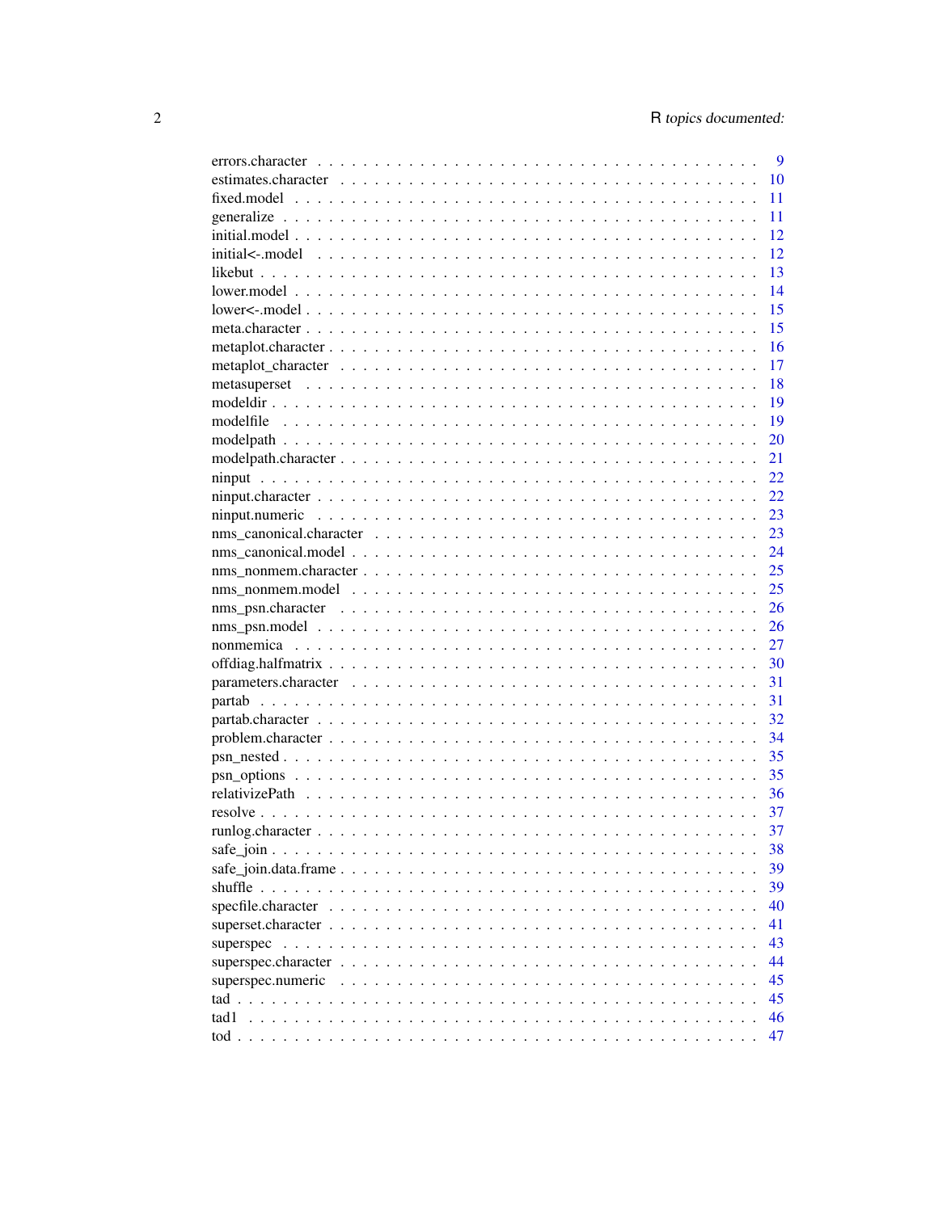errors.character . . . . . . . . . . . . . . . . . . . . . . . . . . . . . . . . . . . . 9
estimates.character . . . . . . . . . . . . . . . . . . . . . . . . . . . . . . . . . . 10
fixed.model . . . . . . . . . . . . . . . . . . . . . . . . . . . . . . . . . . . . . . . 11
generalize . . . . . . . . . . . . . . . . . . . . . . . . . . . . . . . . . . . . . . . 11
initial.model . . . . . . . . . . . . . . . . . . . . . . . . . . . . . . . . . . . . . . 12
initial<-.model . . . . . . . . . . . . . . . . . . . . . . . . . . . . . . . . . . . . 12
likebut . . . . . . . . . . . . . . . . . . . . . . . . . . . . . . . . . . . . . . . . 13
lower.model . . . . . . . . . . . . . . . . . . . . . . . . . . . . . . . . . . . . . . 14
lower<-.model . . . . . . . . . . . . . . . . . . . . . . . . . . . . . . . . . . . . . 15
meta.character . . . . . . . . . . . . . . . . . . . . . . . . . . . . . . . . . . . . 15
metaplot.character . . . . . . . . . . . . . . . . . . . . . . . . . . . . . . . . . . 16
metaplot_character . . . . . . . . . . . . . . . . . . . . . . . . . . . . . . . . . . 17
metasuperset . . . . . . . . . . . . . . . . . . . . . . . . . . . . . . . . . . . . . 18
modeldir . . . . . . . . . . . . . . . . . . . . . . . . . . . . . . . . . . . . . . . . 19
modelfile . . . . . . . . . . . . . . . . . . . . . . . . . . . . . . . . . . . . . . . 19
modelpath . . . . . . . . . . . . . . . . . . . . . . . . . . . . . . . . . . . . . . . 20
modelpath.character . . . . . . . . . . . . . . . . . . . . . . . . . . . . . . . . . 21
ninput . . . . . . . . . . . . . . . . . . . . . . . . . . . . . . . . . . . . . . . . . 22
ninput.character . . . . . . . . . . . . . . . . . . . . . . . . . . . . . . . . . . . 22
ninput.numeric . . . . . . . . . . . . . . . . . . . . . . . . . . . . . . . . . . . . 23
nms_canonical.character . . . . . . . . . . . . . . . . . . . . . . . . . . . . . . 23
nms_canonical.model . . . . . . . . . . . . . . . . . . . . . . . . . . . . . . . . 24
nms_nonmem.character . . . . . . . . . . . . . . . . . . . . . . . . . . . . . . . . 25
nms_nonmem.model . . . . . . . . . . . . . . . . . . . . . . . . . . . . . . . . . . 25
nms_psn.character . . . . . . . . . . . . . . . . . . . . . . . . . . . . . . . . . . 26
nms_psn.model . . . . . . . . . . . . . . . . . . . . . . . . . . . . . . . . . . . . 26
nonmemica . . . . . . . . . . . . . . . . . . . . . . . . . . . . . . . . . . . . . . . 27
offdiag.halfmatrix . . . . . . . . . . . . . . . . . . . . . . . . . . . . . . . . . . 30
parameters.character . . . . . . . . . . . . . . . . . . . . . . . . . . . . . . . . 31
partab . . . . . . . . . . . . . . . . . . . . . . . . . . . . . . . . . . . . . . . . . 31
partab.character . . . . . . . . . . . . . . . . . . . . . . . . . . . . . . . . . . . 32
problem.character . . . . . . . . . . . . . . . . . . . . . . . . . . . . . . . . . . 34
psn_nested . . . . . . . . . . . . . . . . . . . . . . . . . . . . . . . . . . . . . . . 35
psn_options . . . . . . . . . . . . . . . . . . . . . . . . . . . . . . . . . . . . . . 35
relativizePath . . . . . . . . . . . . . . . . . . . . . . . . . . . . . . . . . . . . 36
resolve . . . . . . . . . . . . . . . . . . . . . . . . . . . . . . . . . . . . . . . . 37
runlog.character . . . . . . . . . . . . . . . . . . . . . . . . . . . . . . . . . . . 37
safe_join . . . . . . . . . . . . . . . . . . . . . . . . . . . . . . . . . . . . . . . 38
safe_join.data.frame . . . . . . . . . . . . . . . . . . . . . . . . . . . . . . . . 39
shuffle . . . . . . . . . . . . . . . . . . . . . . . . . . . . . . . . . . . . . . . . 39
specfile.character . . . . . . . . . . . . . . . . . . . . . . . . . . . . . . . . . . 40
superset.character . . . . . . . . . . . . . . . . . . . . . . . . . . . . . . . . . . 41
superspec . . . . . . . . . . . . . . . . . . . . . . . . . . . . . . . . . . . . . . . 43
superspec.character . . . . . . . . . . . . . . . . . . . . . . . . . . . . . . . . . 44
superspec.numeric . . . . . . . . . . . . . . . . . . . . . . . . . . . . . . . . . . 45
tad . . . . . . . . . . . . . . . . . . . . . . . . . . . . . . . . . . . . . . . . . . 45
tad1 . . . . . . . . . . . . . . . . . . . . . . . . . . . . . . . . . . . . . . . . . 46
tod . . . . . . . . . . . . . . . . . . . . . . . . . . . . . . . . . . . . . . . . . . 47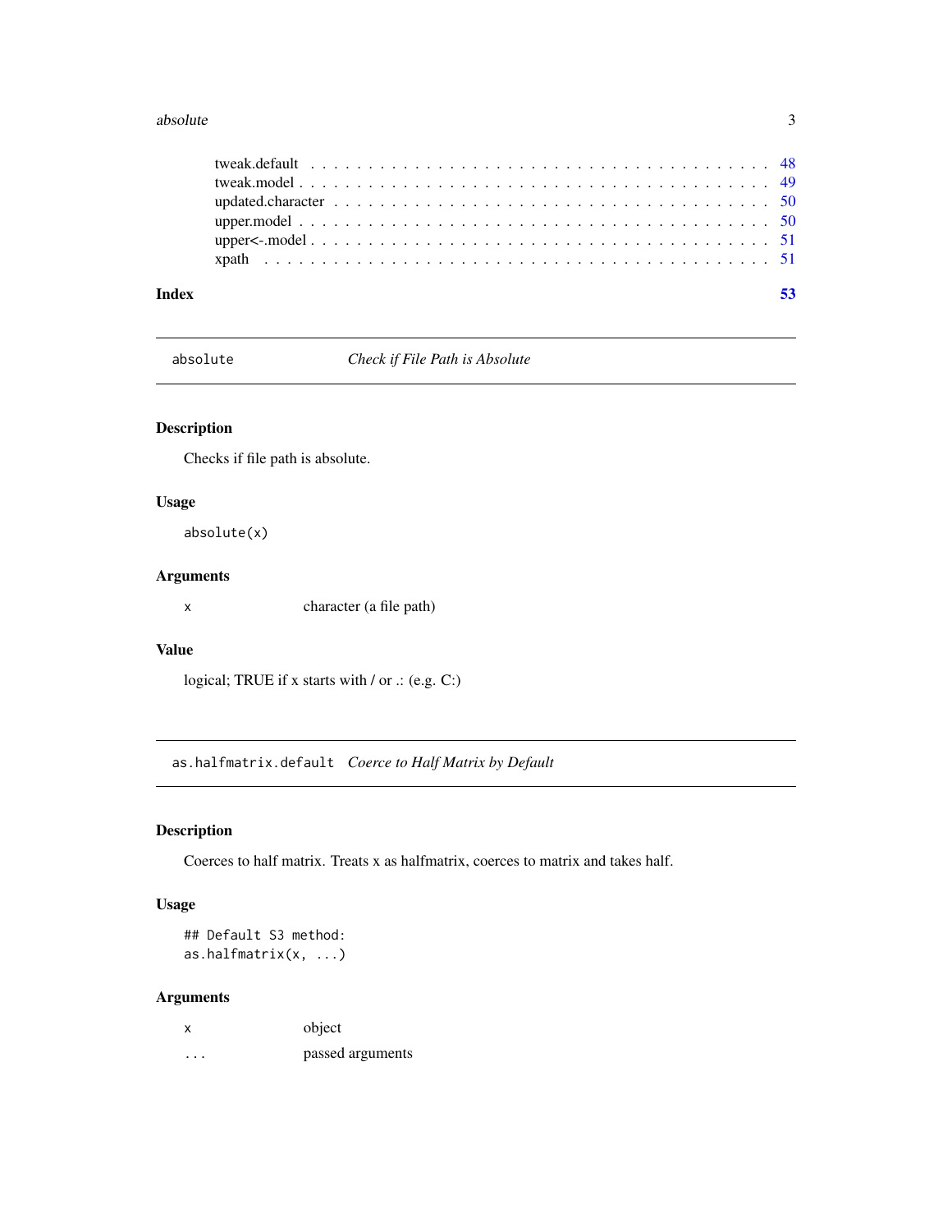tweak.default . . . . . . . . . . . . . . . . . . . . . . . . . . . . . . . . . . . . 48
tweak.model . . . . . . . . . . . . . . . . . . . . . . . . . . . . . . . . . . . . . 49
updated.character . . . . . . . . . . . . . . . . . . . . . . . . . . . . . . . . . . 50
upper.model . . . . . . . . . . . . . . . . . . . . . . . . . . . . . . . . . . . . . 50
upper<-.model . . . . . . . . . . . . . . . . . . . . . . . . . . . . . . . . . . . . 51
xpath . . . . . . . . . . . . . . . . . . . . . . . . . . . . . . . . . . . . . . . . 51

**Index** **53**

---

## `absolute` *Check if File Path is Absolute*

### Description

Checks if file path is absolute.

### Usage

```
absolute(x)
```

### Arguments

| | |
|---|---|
| `x` | character (a file path) |

### Value

logical; TRUE if x starts with / or .: (e.g. C:)

---

## `as.halfmatrix.default` *Coerce to Half Matrix by Default*

### Description

Coerces to half matrix. Treats x as halfmatrix, coerces to matrix and takes half.

### Usage

```
## Default S3 method:
as.halfmatrix(x, ...)
```

### Arguments

| | |
|---|---|
| `x` | object |
| `...` | passed arguments |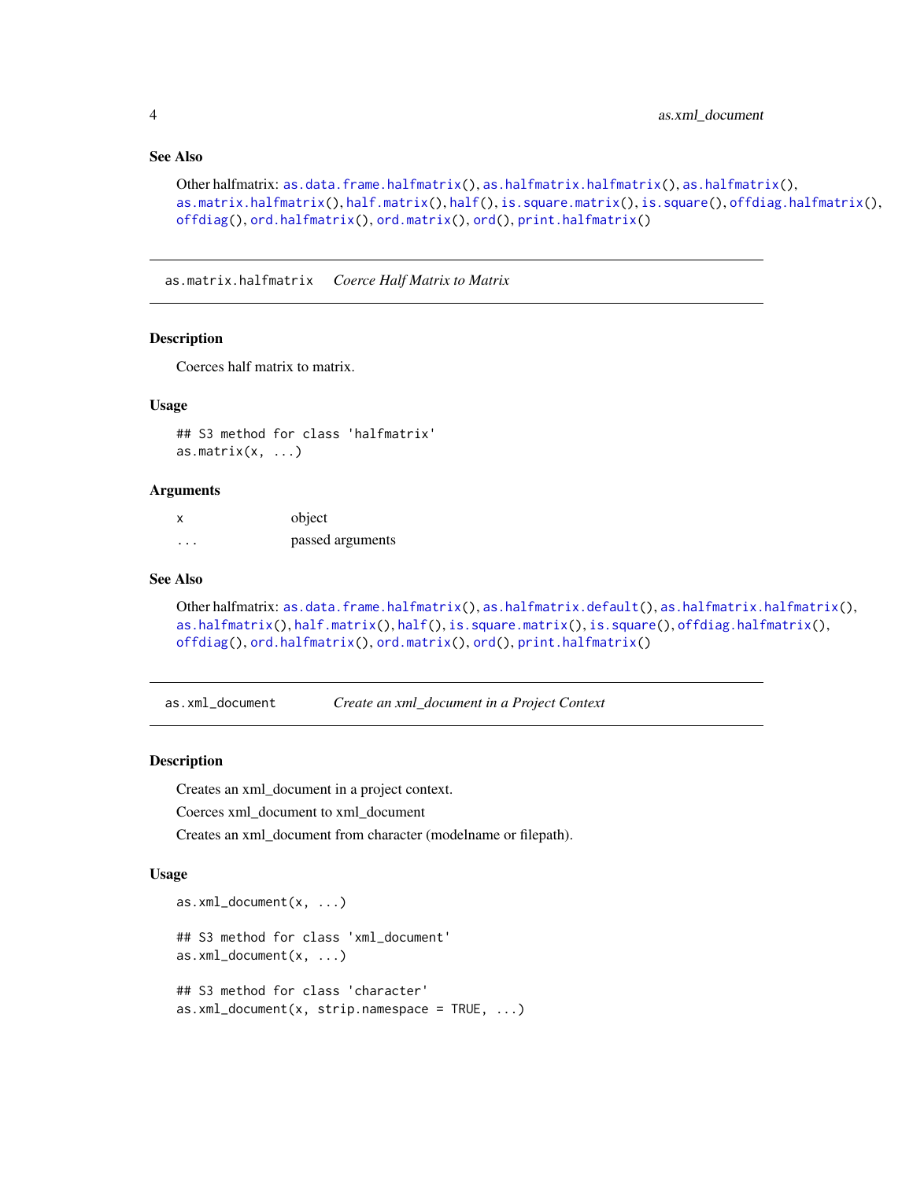### See Also

Other halfmatrix: `as.data.frame.halfmatrix()`, `as.halfmatrix.halfmatrix()`, `as.halfmatrix()`, `as.matrix.halfmatrix()`, `half.matrix()`, `half()`, `is.square.matrix()`, `is.square()`, `offdiag.halfmatrix()`, `offdiag()`, `ord.halfmatrix()`, `ord.matrix()`, `ord()`, `print.halfmatrix()`

---

## as.matrix.halfmatrix    *Coerce Half Matrix to Matrix*

### Description

Coerces half matrix to matrix.

### Usage

```
## S3 method for class 'halfmatrix'
as.matrix(x, ...)
```

### Arguments

| | |
|---|---|
| x | object |
| ... | passed arguments |

### See Also

Other halfmatrix: `as.data.frame.halfmatrix()`, `as.halfmatrix.default()`, `as.halfmatrix.halfmatrix()`, `as.halfmatrix()`, `half.matrix()`, `half()`, `is.square.matrix()`, `is.square()`, `offdiag.halfmatrix()`, `offdiag()`, `ord.halfmatrix()`, `ord.matrix()`, `ord()`, `print.halfmatrix()`

---

## as.xml_document    *Create an xml_document in a Project Context*

### Description

Creates an xml_document in a project context.

Coerces xml_document to xml_document

Creates an xml_document from character (modelname or filepath).

### Usage

```
as.xml_document(x, ...)

## S3 method for class 'xml_document'
as.xml_document(x, ...)

## S3 method for class 'character'
as.xml_document(x, strip.namespace = TRUE, ...)
```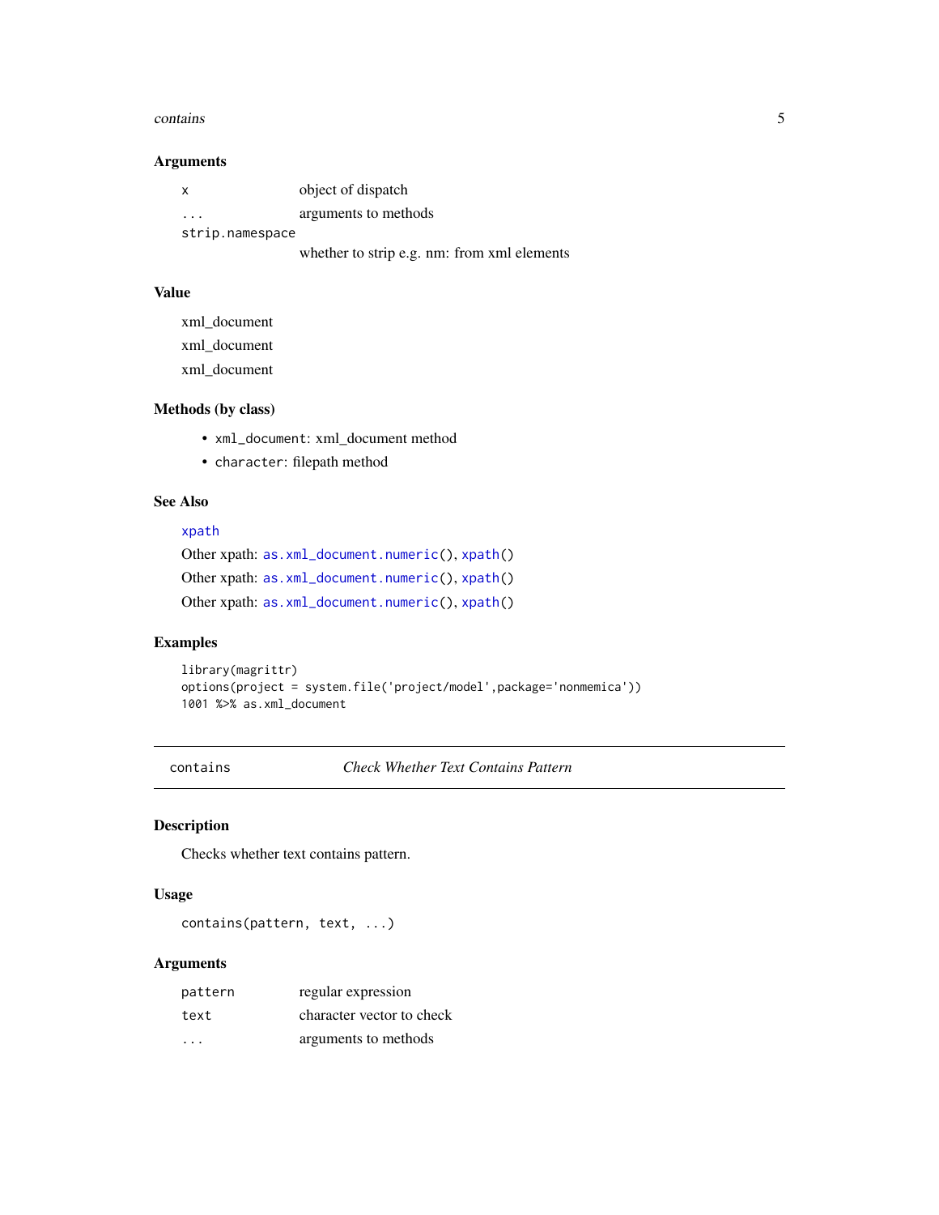### Arguments

| | |
|---|---|
| `x` | object of dispatch |
| `...` | arguments to methods |
| `strip.namespace` | whether to strip e.g. nm: from xml elements |

### Value

xml_document

xml_document

xml_document

### Methods (by class)

- `xml_document`: xml_document method
- `character`: filepath method

### See Also

`xpath`

Other xpath: `as.xml_document.numeric()`, `xpath()`

Other xpath: `as.xml_document.numeric()`, `xpath()`

Other xpath: `as.xml_document.numeric()`, `xpath()`

### Examples

```
library(magrittr)
options(project = system.file('project/model',package='nonmemica'))
1001 %>% as.xml_document
```

---

## contains — *Check Whether Text Contains Pattern*

---

### Description

Checks whether text contains pattern.

### Usage

```
contains(pattern, text, ...)
```

### Arguments

| | |
|---|---|
| `pattern` | regular expression |
| `text` | character vector to check |
| `...` | arguments to methods |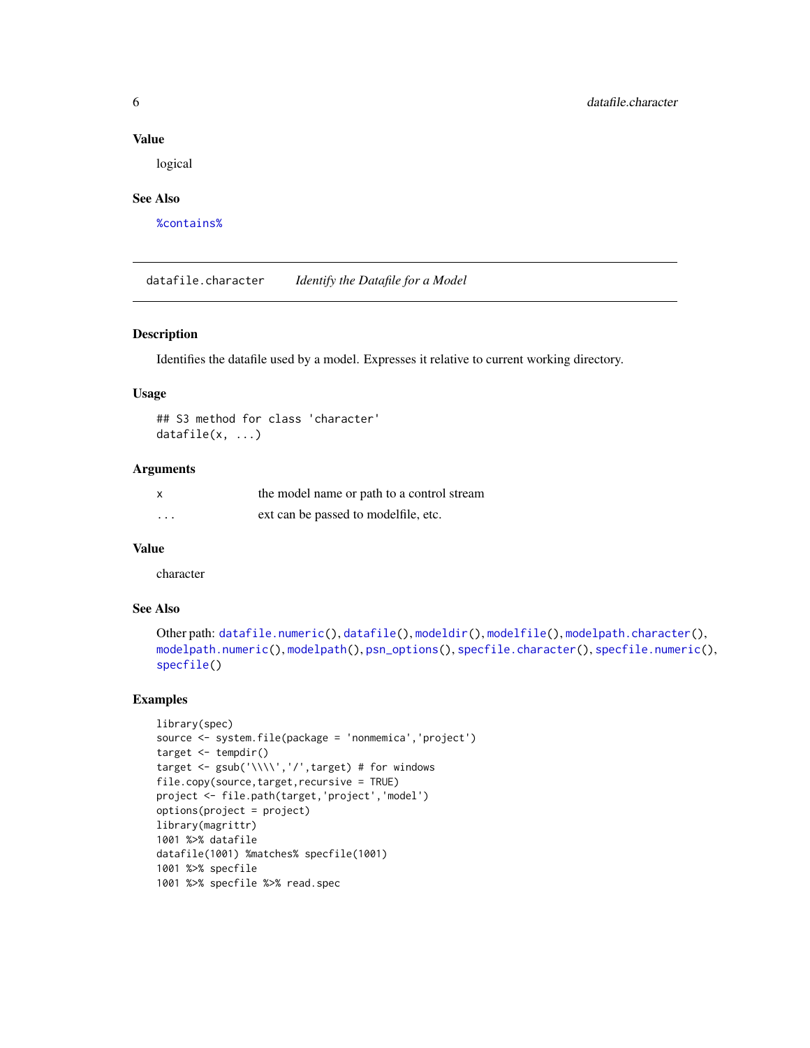## Value

logical

## See Also

%contains%

---

## datafile.character — *Identify the Datafile for a Model*

### Description

Identifies the datafile used by a model. Expresses it relative to current working directory.

### Usage

```
## S3 method for class 'character'
datafile(x, ...)
```

### Arguments

| | |
|---|---|
| x | the model name or path to a control stream |
| ... | ext can be passed to modelfile, etc. |

### Value

character

### See Also

Other path: datafile.numeric(), datafile(), modeldir(), modelfile(), modelpath.character(), modelpath.numeric(), modelpath(), psn_options(), specfile.character(), specfile.numeric(), specfile()

### Examples

```
library(spec)
source <- system.file(package = 'nonmemica','project')
target <- tempdir()
target <- gsub('\\\\','/',target) # for windows
file.copy(source,target,recursive = TRUE)
project <- file.path(target,'project','model')
options(project = project)
library(magrittr)
1001 %>% datafile
datafile(1001) %matches% specfile(1001)
1001 %>% specfile
1001 %>% specfile %>% read.spec
```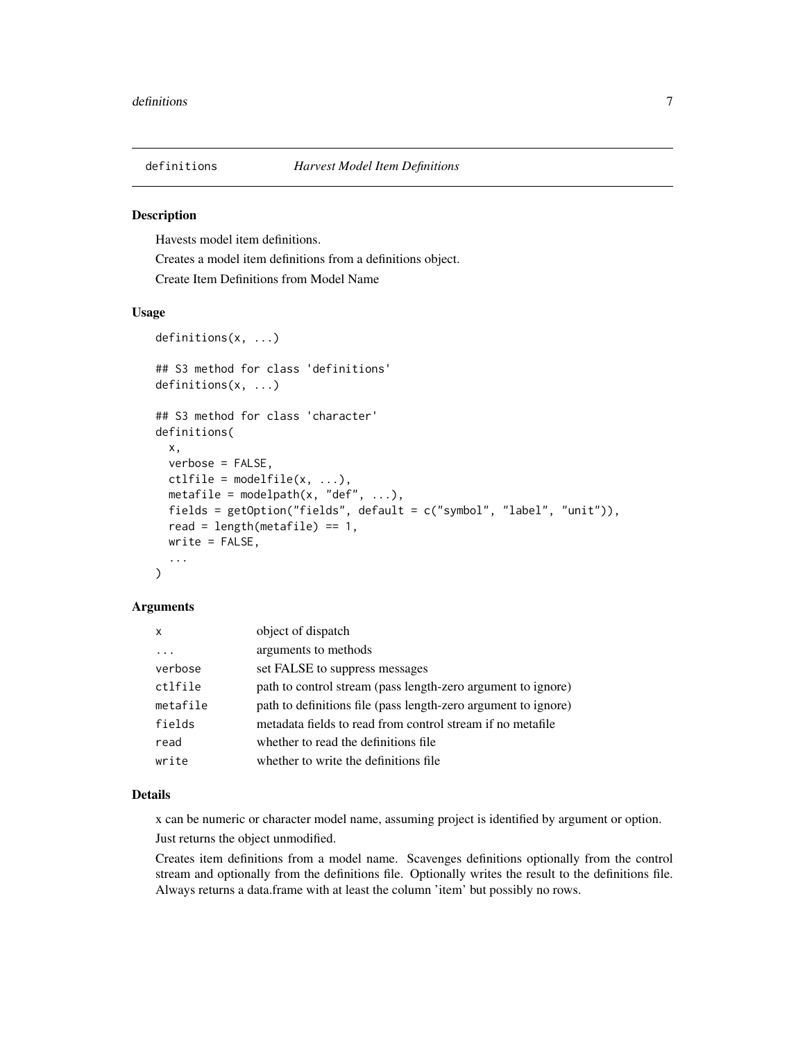# definitions — *Harvest Model Item Definitions*

## Description

Havests model item definitions.

Creates a model item definitions from a definitions object.

Create Item Definitions from Model Name

## Usage

```
definitions(x, ...)

## S3 method for class 'definitions'
definitions(x, ...)

## S3 method for class 'character'
definitions(
  x,
  verbose = FALSE,
  ctlfile = modelfile(x, ...),
  metafile = modelpath(x, "def", ...),
  fields = getOption("fields", default = c("symbol", "label", "unit")),
  read = length(metafile) == 1,
  write = FALSE,
  ...
)
```

## Arguments

| | |
|---|---|
| `x` | object of dispatch |
| `...` | arguments to methods |
| `verbose` | set FALSE to suppress messages |
| `ctlfile` | path to control stream (pass length-zero argument to ignore) |
| `metafile` | path to definitions file (pass length-zero argument to ignore) |
| `fields` | metadata fields to read from control stream if no metafile |
| `read` | whether to read the definitions file |
| `write` | whether to write the definitions file |

## Details

x can be numeric or character model name, assuming project is identified by argument or option.

Just returns the object unmodified.

Creates item definitions from a model name. Scavenges definitions optionally from the control stream and optionally from the definitions file. Optionally writes the result to the definitions file. Always returns a data.frame with at least the column 'item' but possibly no rows.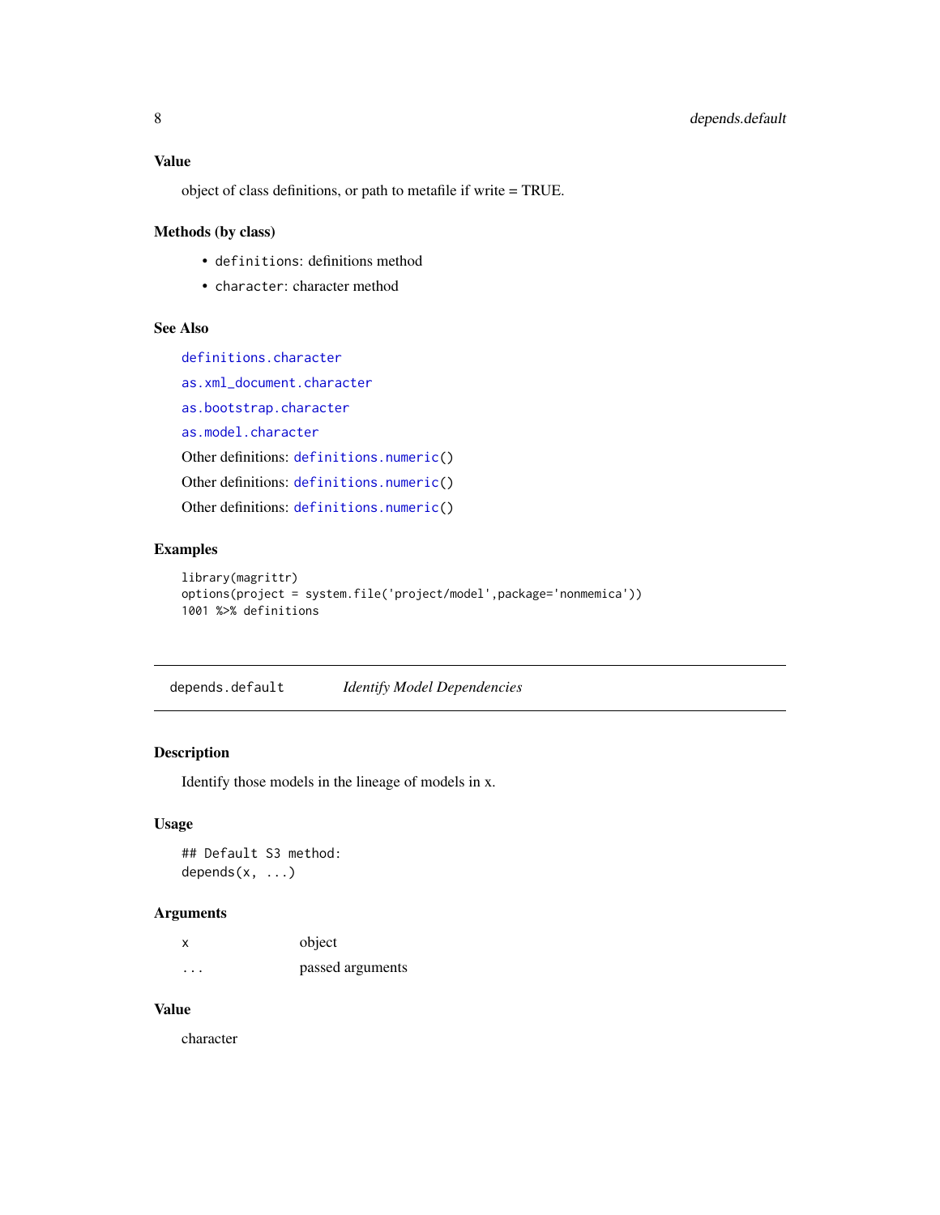### Value

object of class definitions, or path to metafile if write = TRUE.

### Methods (by class)

- `definitions`: definitions method
- `character`: character method

### See Also

`definitions.character`

`as.xml_document.character`

`as.bootstrap.character`

`as.model.character`

Other definitions: `definitions.numeric()`

Other definitions: `definitions.numeric()`

Other definitions: `definitions.numeric()`

### Examples

```
library(magrittr)
options(project = system.file('project/model',package='nonmemica'))
1001 %>% definitions
```

---

## depends.default *Identify Model Dependencies*

### Description

Identify those models in the lineage of models in x.

### Usage

```
## Default S3 method:
depends(x, ...)
```

### Arguments

| | |
|---|---|
| x | object |
| ... | passed arguments |

### Value

character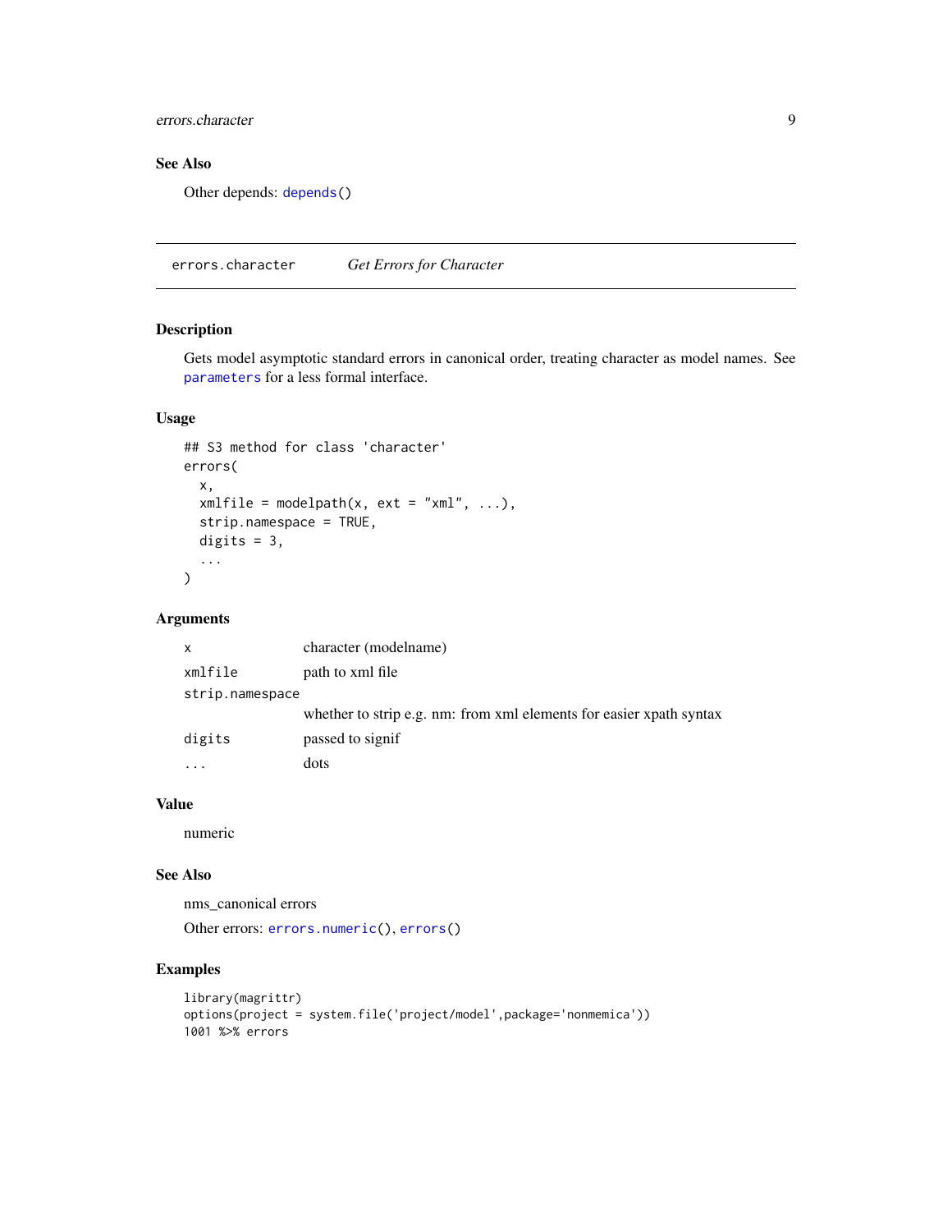## See Also

Other depends: depends()

---

## errors.character *Get Errors for Character*

### Description

Gets model asymptotic standard errors in canonical order, treating character as model names. See parameters for a less formal interface.

### Usage

```
## S3 method for class 'character'
errors(
  x,
  xmlfile = modelpath(x, ext = "xml", ...),
  strip.namespace = TRUE,
  digits = 3,
  ...
)
```

### Arguments

| | |
|---|---|
| x | character (modelname) |
| xmlfile | path to xml file |
| strip.namespace | whether to strip e.g. nm: from xml elements for easier xpath syntax |
| digits | passed to signif |
| ... | dots |

### Value

numeric

### See Also

nms_canonical errors

Other errors: errors.numeric(), errors()

### Examples

```
library(magrittr)
options(project = system.file('project/model',package='nonmemica'))
1001 %>% errors
```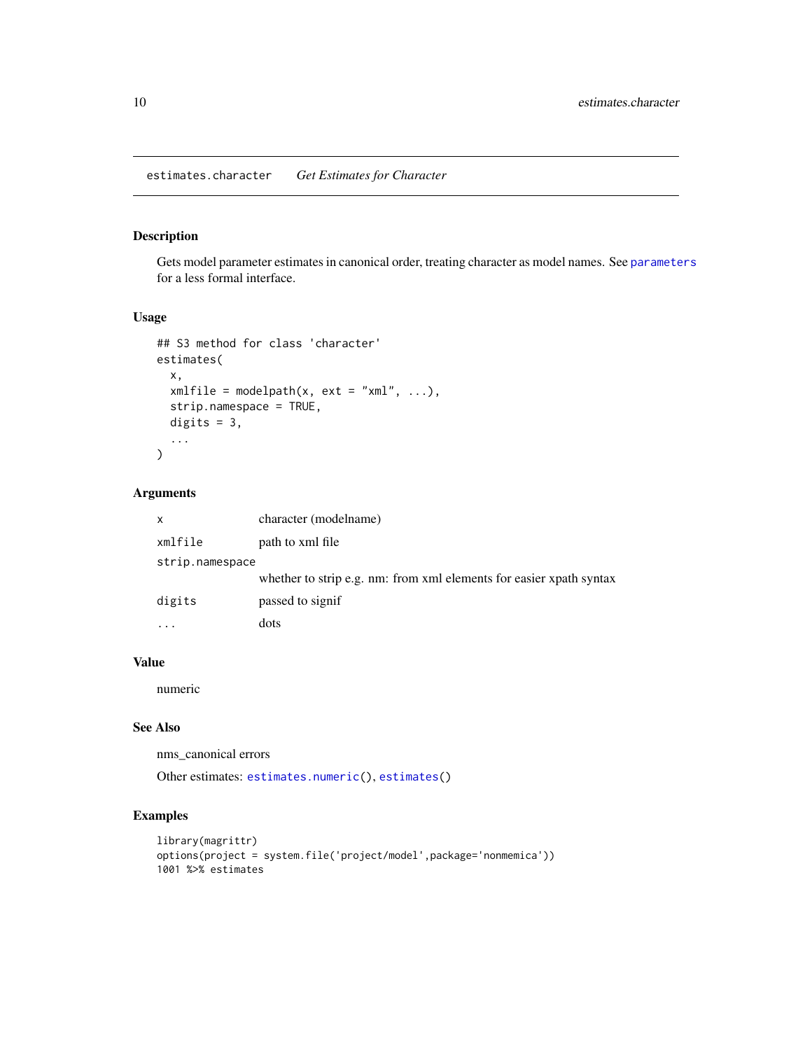## estimates.character — *Get Estimates for Character*

### Description

Gets model parameter estimates in canonical order, treating character as model names. See parameters for a less formal interface.

### Usage

```
## S3 method for class 'character'
estimates(
  x,
  xmlfile = modelpath(x, ext = "xml", ...),
  strip.namespace = TRUE,
  digits = 3,
  ...
)
```

### Arguments

| | |
|---|---|
| x | character (modelname) |
| xmlfile | path to xml file |
| strip.namespace | whether to strip e.g. nm: from xml elements for easier xpath syntax |
| digits | passed to signif |
| ... | dots |

### Value

numeric

### See Also

nms_canonical errors

Other estimates: estimates.numeric(), estimates()

### Examples

```
library(magrittr)
options(project = system.file('project/model',package='nonmemica'))
1001 %>% estimates
```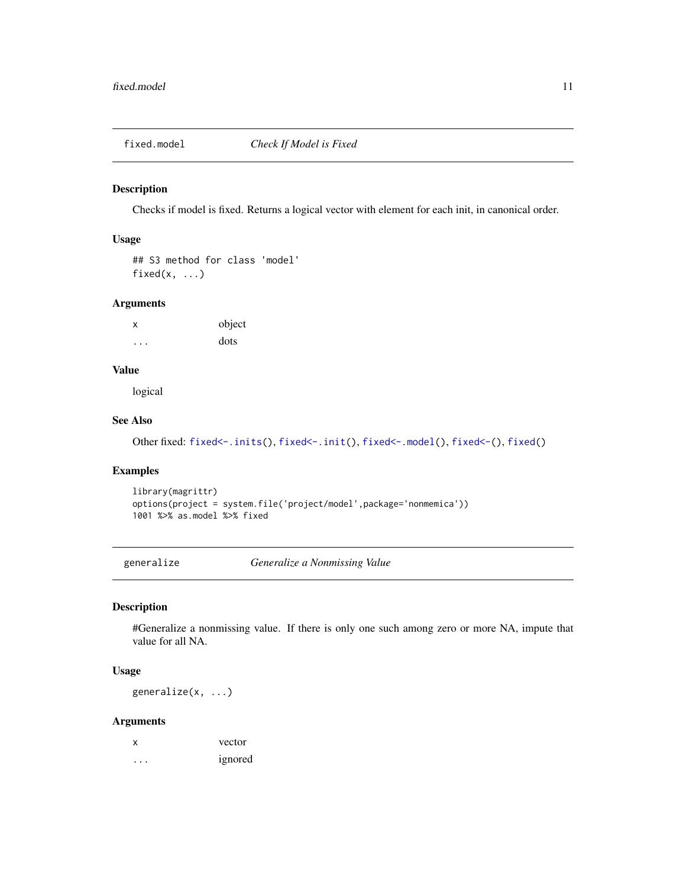## fixed.model *Check If Model is Fixed*

### Description

Checks if model is fixed. Returns a logical vector with element for each init, in canonical order.

### Usage

```
## S3 method for class 'model'
fixed(x, ...)
```

### Arguments

| | |
|---|---|
| x | object |
| ... | dots |

### Value

logical

### See Also

Other fixed: `fixed<-.inits()`, `fixed<-.init()`, `fixed<-.model()`, `fixed<-()`, `fixed()`

### Examples

```
library(magrittr)
options(project = system.file('project/model',package='nonmemica'))
1001 %>% as.model %>% fixed
```

## generalize *Generalize a Nonmissing Value*

### Description

#Generalize a nonmissing value. If there is only one such among zero or more NA, impute that value for all NA.

### Usage

```
generalize(x, ...)
```

### Arguments

| | |
|---|---|
| x | vector |
| ... | ignored |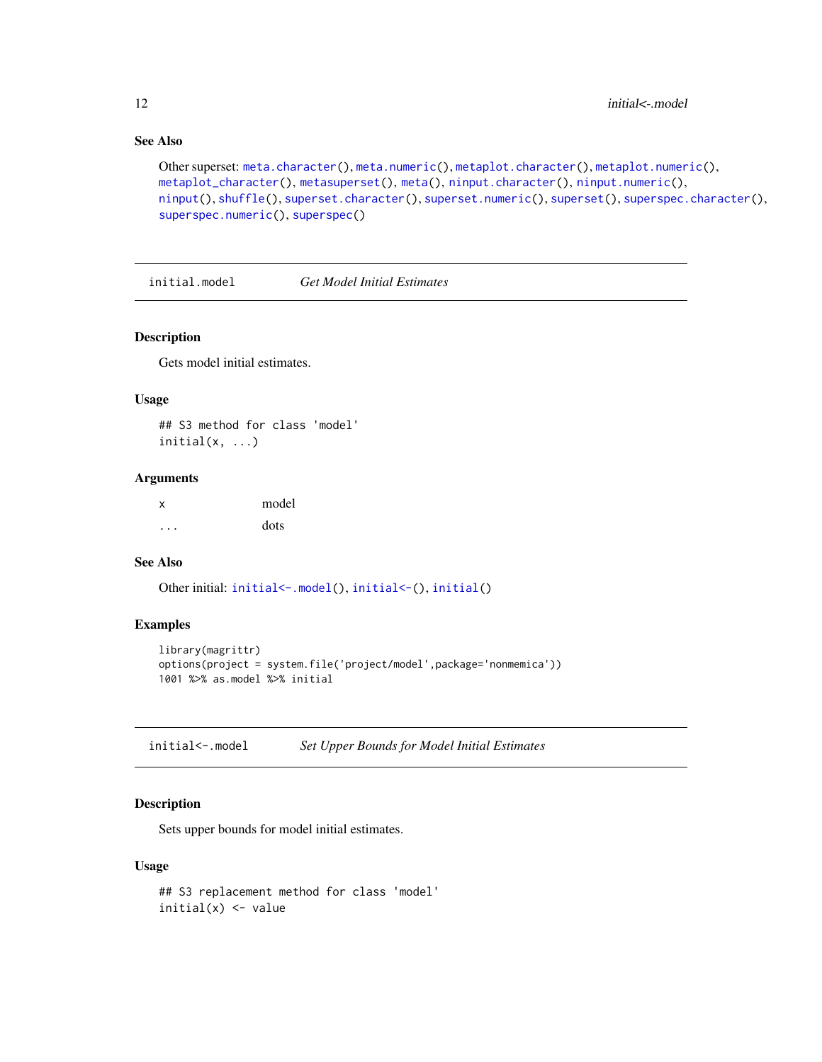### See Also

Other superset: meta.character(), meta.numeric(), metaplot.character(), metaplot.numeric(), metaplot_character(), metasuperset(), meta(), ninput.character(), ninput.numeric(), ninput(), shuffle(), superset.character(), superset.numeric(), superset(), superspec.character(), superspec.numeric(), superspec()

---

## initial.model    *Get Model Initial Estimates*

### Description

Gets model initial estimates.

### Usage

```
## S3 method for class 'model'
initial(x, ...)
```

### Arguments

| | |
|---|---|
| x | model |
| ... | dots |

### See Also

Other initial: initial<-.model(), initial<-(), initial()

### Examples

```
library(magrittr)
options(project = system.file('project/model',package='nonmemica'))
1001 %>% as.model %>% initial
```

---

## initial<-.model    *Set Upper Bounds for Model Initial Estimates*

### Description

Sets upper bounds for model initial estimates.

### Usage

```
## S3 replacement method for class 'model'
initial(x) <- value
```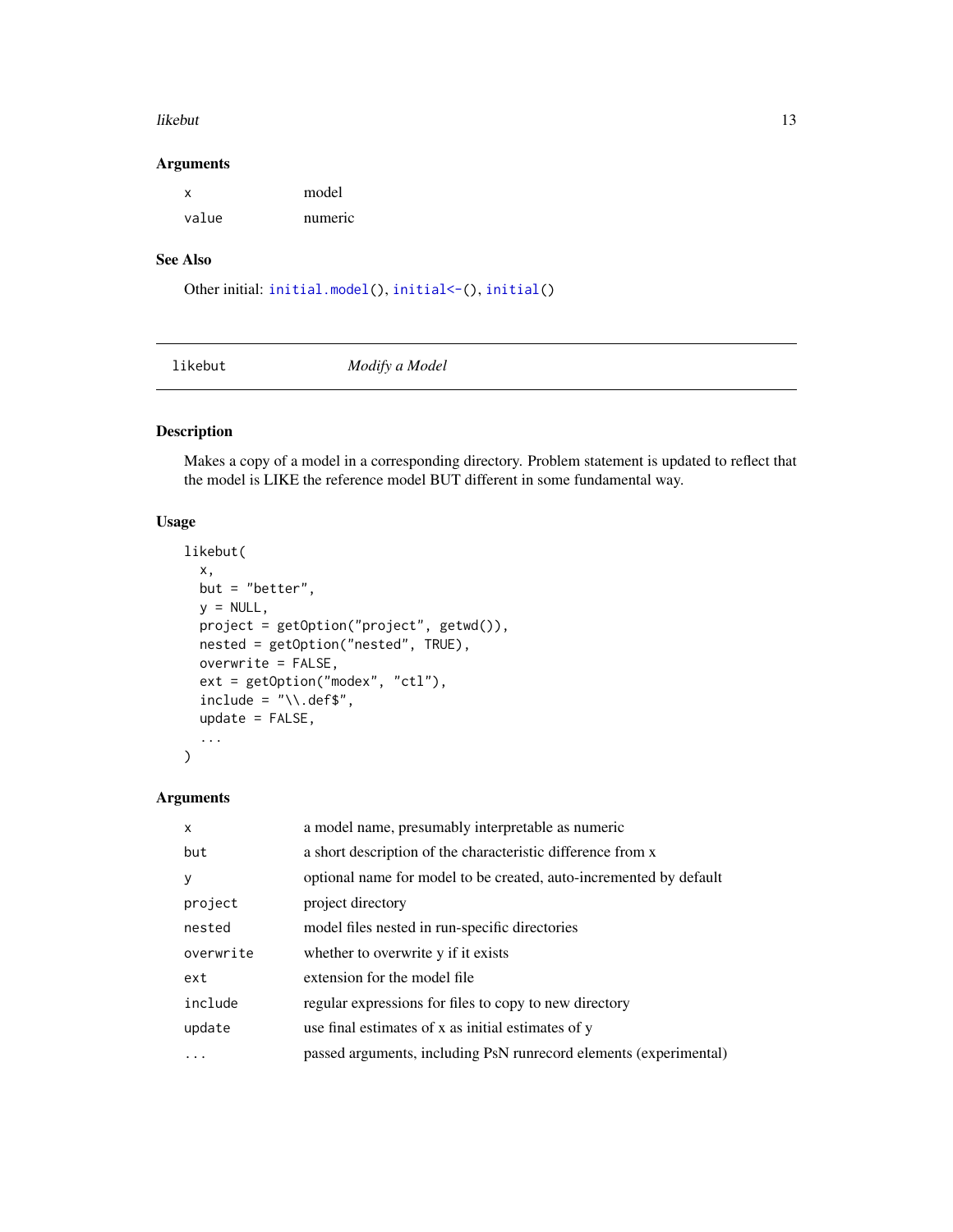## Arguments

| | |
|---|---|
| x | model |
| value | numeric |

## See Also

Other initial: `initial.model()`, `initial<-()`, `initial()`

---

# likebut *Modify a Model*

## Description

Makes a copy of a model in a corresponding directory. Problem statement is updated to reflect that the model is LIKE the reference model BUT different in some fundamental way.

## Usage

```
likebut(
  x,
  but = "better",
  y = NULL,
  project = getOption("project", getwd()),
  nested = getOption("nested", TRUE),
  overwrite = FALSE,
  ext = getOption("modex", "ctl"),
  include = "\\.def$",
  update = FALSE,
  ...
)
```

## Arguments

| | |
|---|---|
| x | a model name, presumably interpretable as numeric |
| but | a short description of the characteristic difference from x |
| y | optional name for model to be created, auto-incremented by default |
| project | project directory |
| nested | model files nested in run-specific directories |
| overwrite | whether to overwrite y if it exists |
| ext | extension for the model file |
| include | regular expressions for files to copy to new directory |
| update | use final estimates of x as initial estimates of y |
| ... | passed arguments, including PsN runrecord elements (experimental) |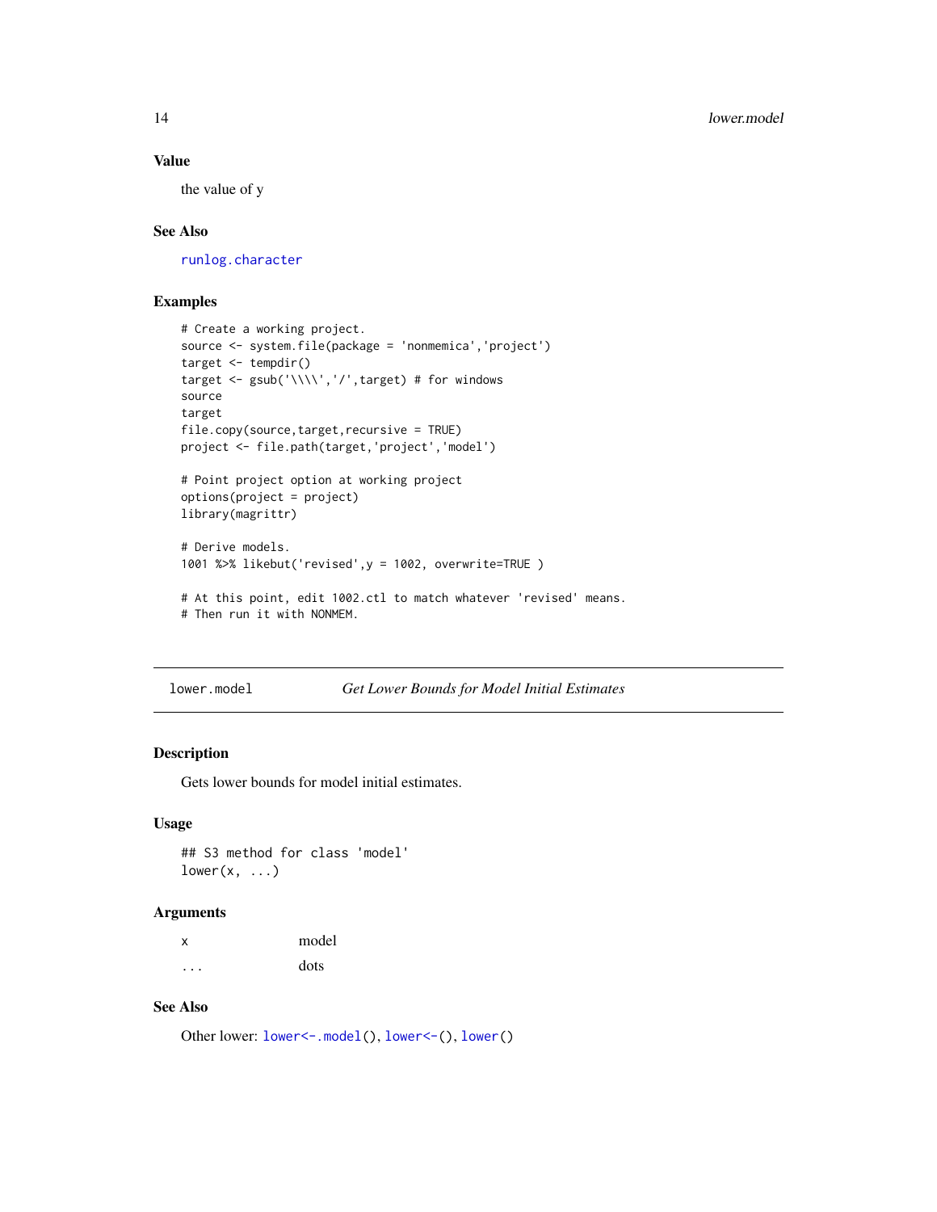## Value

the value of y

## See Also

runlog.character

## Examples

```
# Create a working project.
source <- system.file(package = 'nonmemica','project')
target <- tempdir()
target <- gsub('\\\\','/',target) # for windows
source
target
file.copy(source,target,recursive = TRUE)
project <- file.path(target,'project','model')

# Point project option at working project
options(project = project)
library(magrittr)

# Derive models.
1001 %>% likebut('revised',y = 1002, overwrite=TRUE )

# At this point, edit 1002.ctl to match whatever 'revised' means.
# Then run it with NONMEM.
```

---

# lower.model — *Get Lower Bounds for Model Initial Estimates*

## Description

Gets lower bounds for model initial estimates.

## Usage

```
## S3 method for class 'model'
lower(x, ...)
```

## Arguments

| | |
|---|---|
| x | model |
| ... | dots |

## See Also

Other lower: lower<-.model(), lower<-(), lower()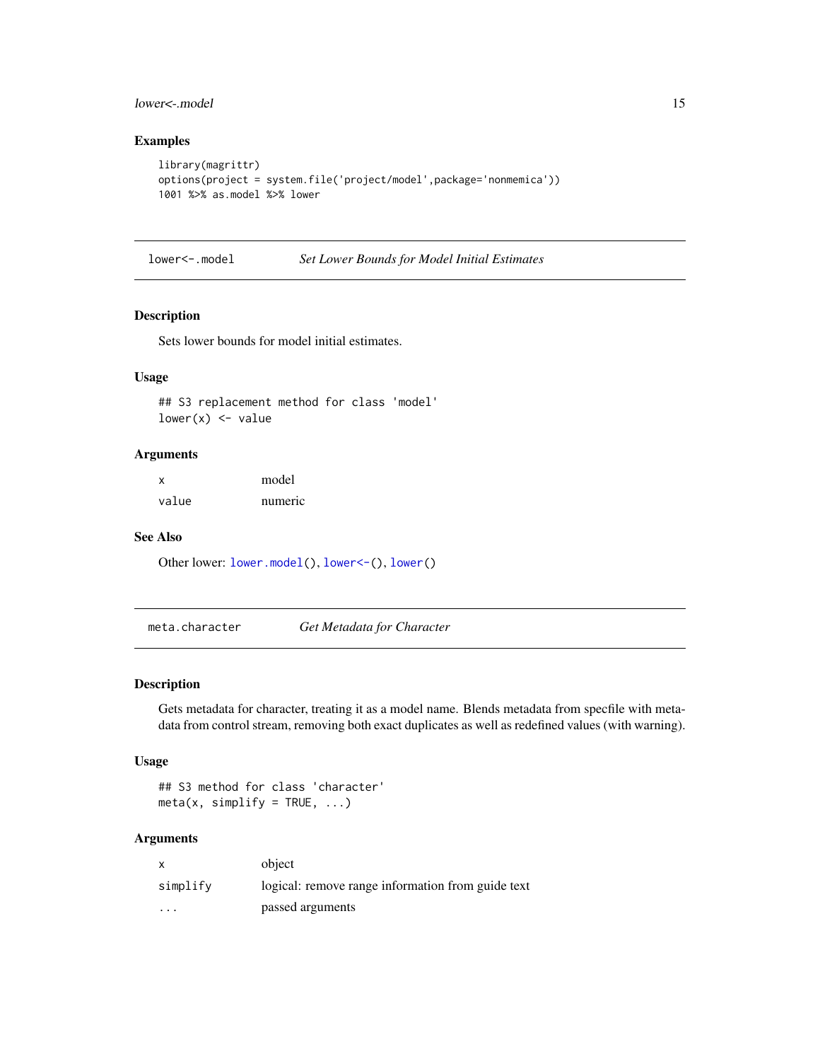### Examples

```
library(magrittr)
options(project = system.file('project/model',package='nonmemica'))
1001 %>% as.model %>% lower
```

## lower<-.model *Set Lower Bounds for Model Initial Estimates*

### Description

Sets lower bounds for model initial estimates.

### Usage

```
## S3 replacement method for class 'model'
lower(x) <- value
```

### Arguments

| | |
|---|---|
| x | model |
| value | numeric |

### See Also

Other lower: `lower.model()`, `lower<-()`, `lower()`

## meta.character *Get Metadata for Character*

### Description

Gets metadata for character, treating it as a model name. Blends metadata from specfile with metadata from control stream, removing both exact duplicates as well as redefined values (with warning).

### Usage

```
## S3 method for class 'character'
meta(x, simplify = TRUE, ...)
```

### Arguments

| | |
|---|---|
| x | object |
| simplify | logical: remove range information from guide text |
| ... | passed arguments |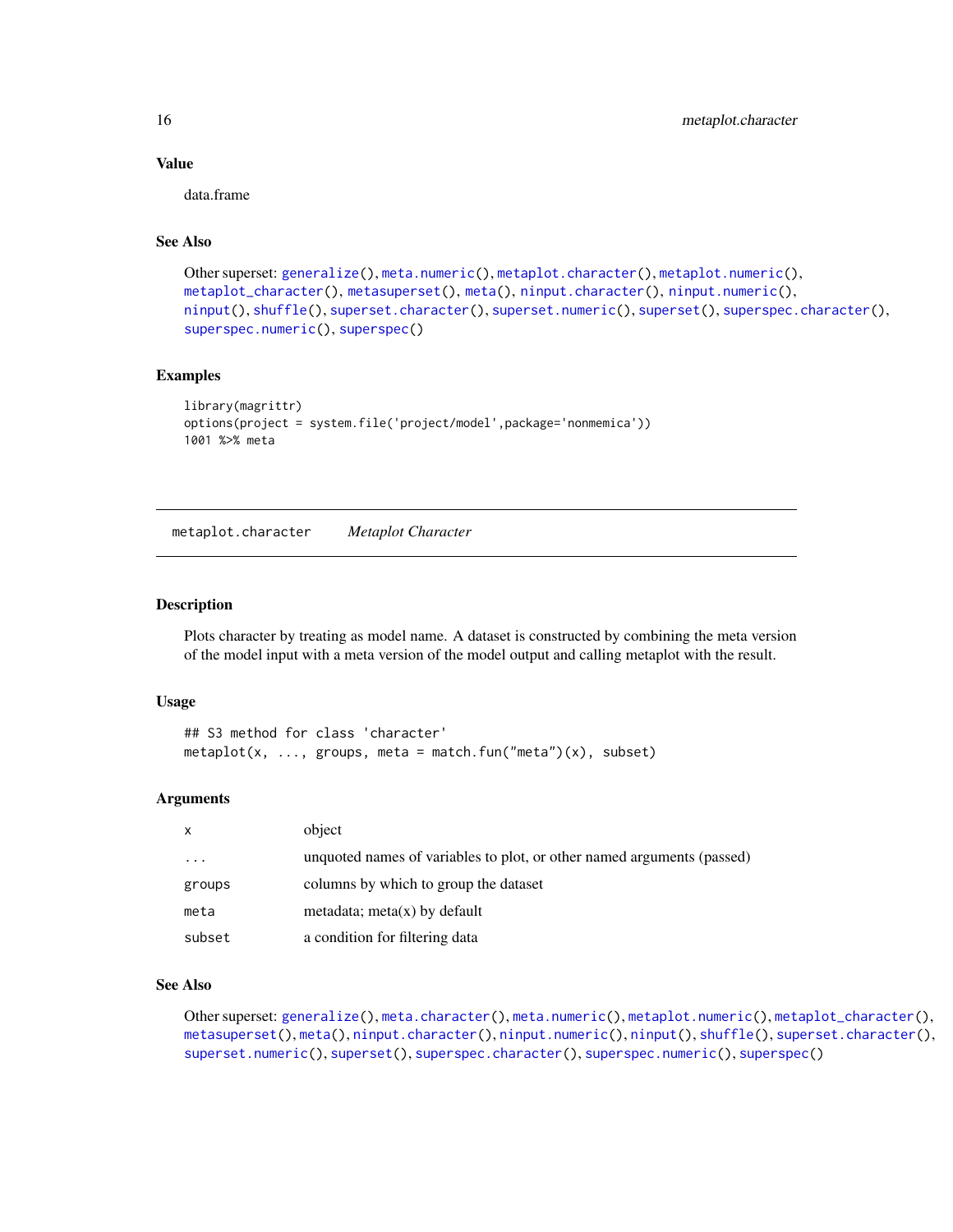## Value

data.frame

## See Also

Other superset: generalize(), meta.numeric(), metaplot.character(), metaplot.numeric(), metaplot_character(), metasuperset(), meta(), ninput.character(), ninput.numeric(), ninput(), shuffle(), superset.character(), superset.numeric(), superset(), superspec.character(), superspec.numeric(), superspec()

## Examples

```
library(magrittr)
options(project = system.file('project/model',package='nonmemica'))
1001 %>% meta
```

---

# metaplot.character *Metaplot Character*

## Description

Plots character by treating as model name. A dataset is constructed by combining the meta version of the model input with a meta version of the model output and calling metaplot with the result.

## Usage

```
## S3 method for class 'character'
metaplot(x, ..., groups, meta = match.fun("meta")(x), subset)
```

## Arguments

| | |
|---|---|
| x | object |
| ... | unquoted names of variables to plot, or other named arguments (passed) |
| groups | columns by which to group the dataset |
| meta | metadata; meta(x) by default |
| subset | a condition for filtering data |

## See Also

Other superset: generalize(), meta.character(), meta.numeric(), metaplot.numeric(), metaplot_character(), metasuperset(), meta(), ninput.character(), ninput.numeric(), ninput(), shuffle(), superset.character(), superset.numeric(), superset(), superspec.character(), superspec.numeric(), superspec()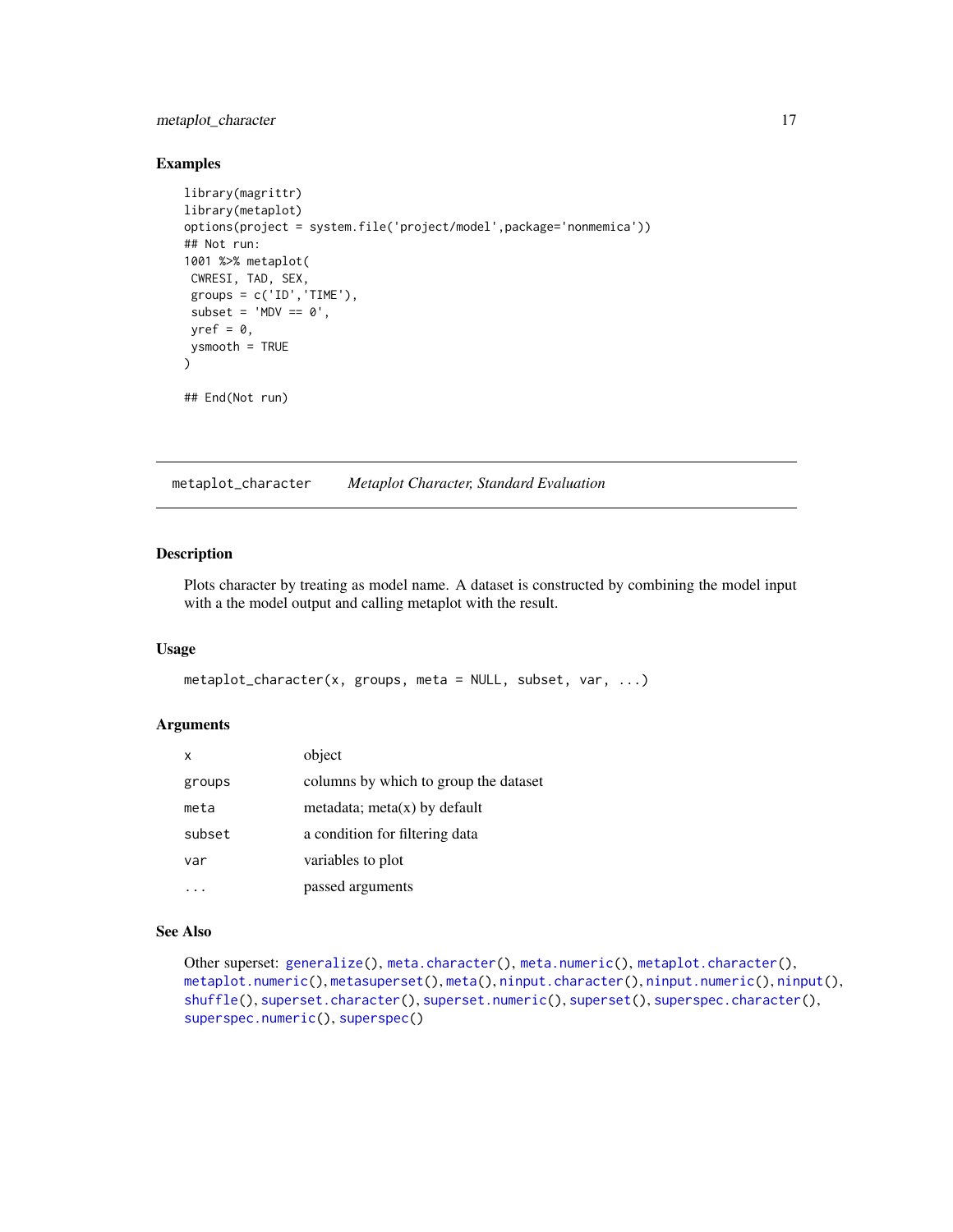### Examples

```
library(magrittr)
library(metaplot)
options(project = system.file('project/model',package='nonmemica'))
## Not run:
1001 %>% metaplot(
 CWRESI, TAD, SEX,
 groups = c('ID','TIME'),
 subset = 'MDV == 0',
 yref = 0,
 ysmooth = TRUE
)

## End(Not run)
```

---

## metaplot_character *Metaplot Character, Standard Evaluation*

### Description

Plots character by treating as model name. A dataset is constructed by combining the model input with a the model output and calling metaplot with the result.

### Usage

```
metaplot_character(x, groups, meta = NULL, subset, var, ...)
```

### Arguments

| | |
|---|---|
| `x` | object |
| `groups` | columns by which to group the dataset |
| `meta` | metadata; meta(x) by default |
| `subset` | a condition for filtering data |
| `var` | variables to plot |
| `...` | passed arguments |

### See Also

Other superset: `generalize()`, `meta.character()`, `meta.numeric()`, `metaplot.character()`, `metaplot.numeric()`, `metasuperset()`, `meta()`, `ninput.character()`, `ninput.numeric()`, `ninput()`, `shuffle()`, `superset.character()`, `superset.numeric()`, `superset()`, `superspec.character()`, `superspec.numeric()`, `superspec()`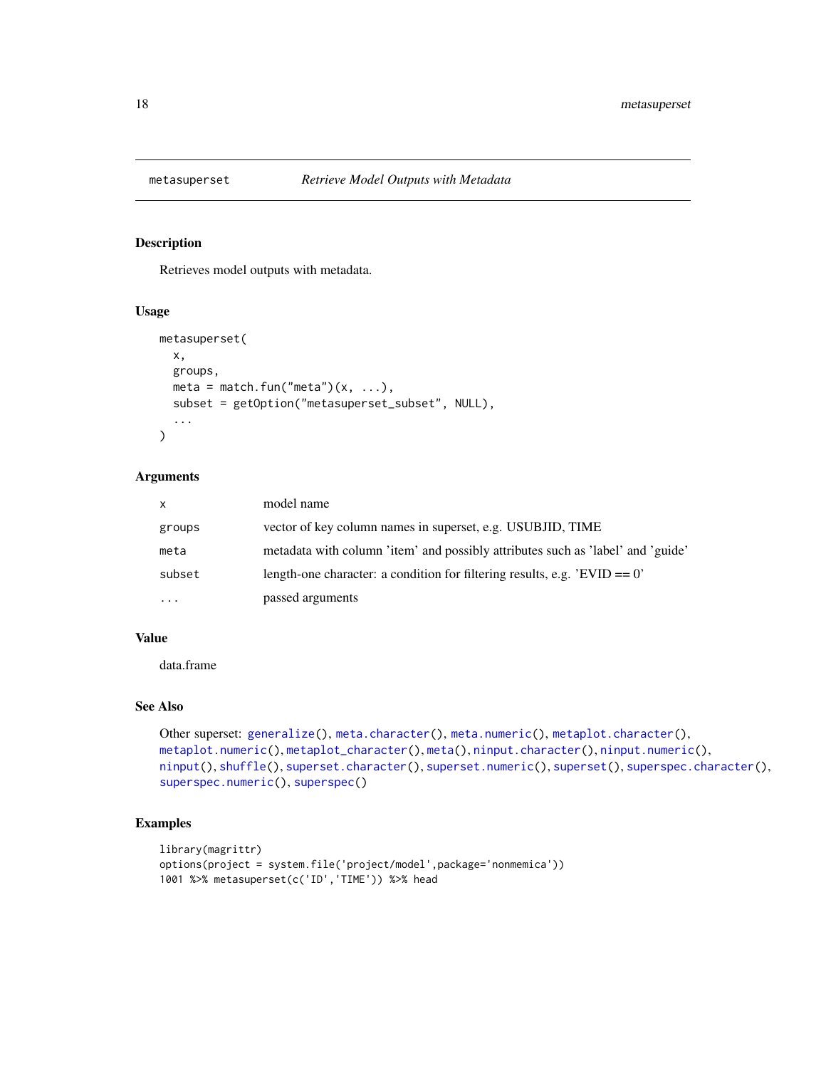# metasuperset — *Retrieve Model Outputs with Metadata*

## Description

Retrieves model outputs with metadata.

## Usage

```
metasuperset(
  x,
  groups,
  meta = match.fun("meta")(x, ...),
  subset = getOption("metasuperset_subset", NULL),
  ...
)
```

## Arguments

| Argument | Description |
|---|---|
| x | model name |
| groups | vector of key column names in superset, e.g. USUBJID, TIME |
| meta | metadata with column 'item' and possibly attributes such as 'label' and 'guide' |
| subset | length-one character: a condition for filtering results, e.g. 'EVID == 0' |
| ... | passed arguments |

## Value

data.frame

## See Also

Other superset: generalize(), meta.character(), meta.numeric(), metaplot.character(), metaplot.numeric(), metaplot_character(), meta(), ninput.character(), ninput.numeric(), ninput(), shuffle(), superset.character(), superset.numeric(), superset(), superspec.character(), superspec.numeric(), superspec()

## Examples

```
library(magrittr)
options(project = system.file('project/model',package='nonmemica'))
1001 %>% metasuperset(c('ID','TIME')) %>% head
```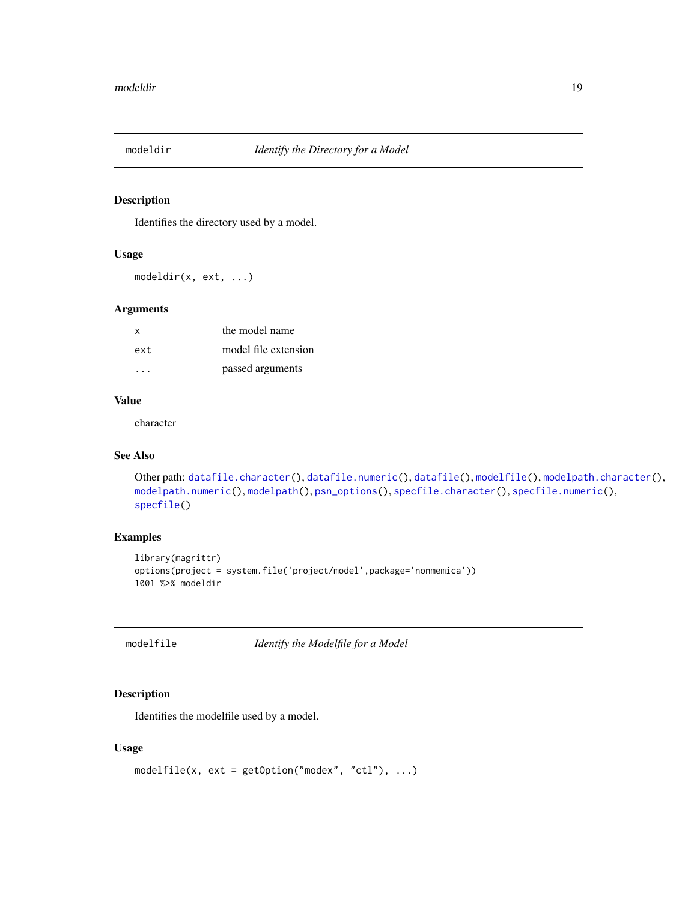## modeldir — *Identify the Directory for a Model*

### Description

Identifies the directory used by a model.

### Usage

```
modeldir(x, ext, ...)
```

### Arguments

| | |
|---|---|
| x | the model name |
| ext | model file extension |
| ... | passed arguments |

### Value

character

### See Also

Other path: datafile.character(), datafile.numeric(), datafile(), modelfile(), modelpath.character(), modelpath.numeric(), modelpath(), psn_options(), specfile.character(), specfile.numeric(), specfile()

### Examples

```
library(magrittr)
options(project = system.file('project/model',package='nonmemica'))
1001 %>% modeldir
```

## modelfile — *Identify the Modelfile for a Model*

### Description

Identifies the modelfile used by a model.

### Usage

```
modelfile(x, ext = getOption("modex", "ctl"), ...)
```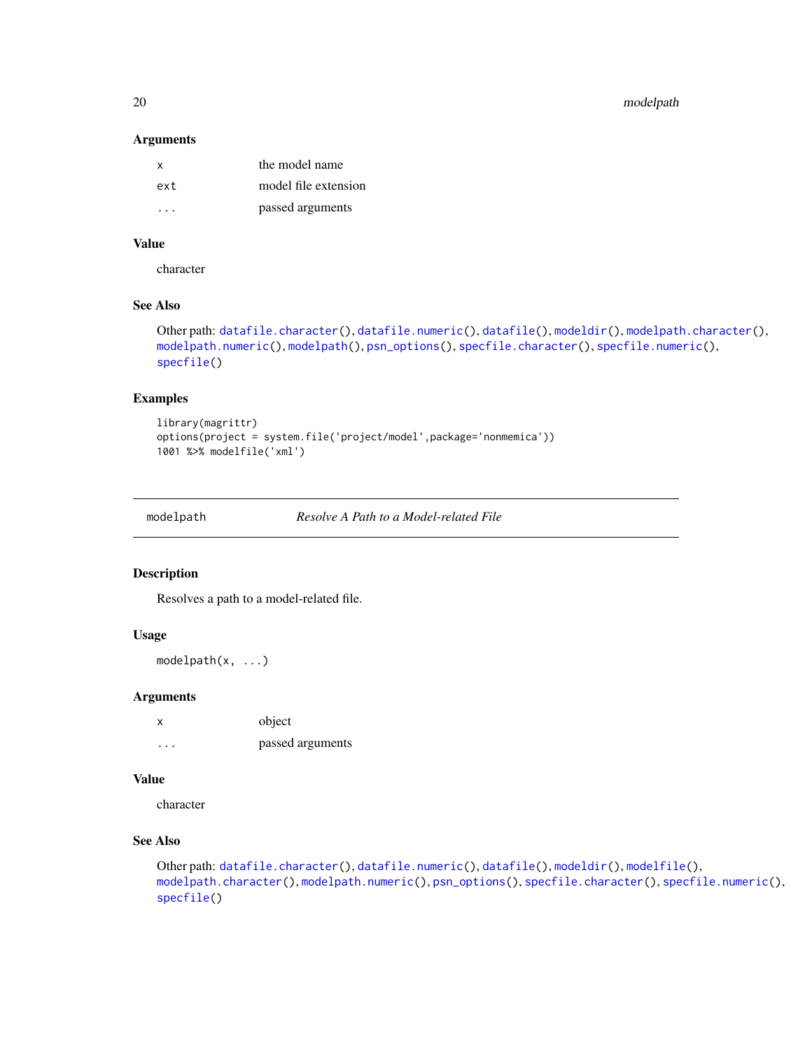### Arguments

| | |
|---|---|
| x | the model name |
| ext | model file extension |
| ... | passed arguments |

### Value

character

### See Also

Other path: `datafile.character()`, `datafile.numeric()`, `datafile()`, `modeldir()`, `modelpath.character()`, `modelpath.numeric()`, `modelpath()`, `psn_options()`, `specfile.character()`, `specfile.numeric()`, `specfile()`

### Examples

```
library(magrittr)
options(project = system.file('project/model',package='nonmemica'))
1001 %>% modelfile('xml')
```

---

## modelpath — *Resolve A Path to a Model-related File*

---

### Description

Resolves a path to a model-related file.

### Usage

```
modelpath(x, ...)
```

### Arguments

| | |
|---|---|
| x | object |
| ... | passed arguments |

### Value

character

### See Also

Other path: `datafile.character()`, `datafile.numeric()`, `datafile()`, `modeldir()`, `modelfile()`, `modelpath.character()`, `modelpath.numeric()`, `psn_options()`, `specfile.character()`, `specfile.numeric()`, `specfile()`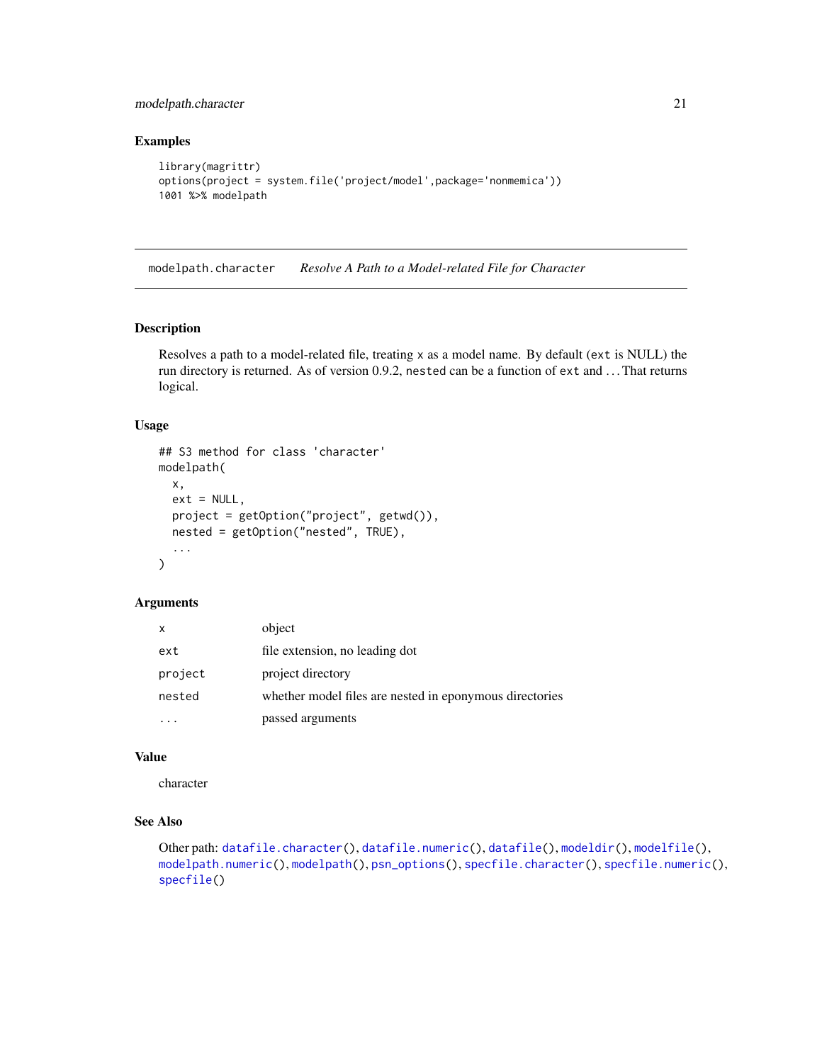### Examples

```
library(magrittr)
options(project = system.file('project/model',package='nonmemica'))
1001 %>% modelpath
```

## modelpath.character    *Resolve A Path to a Model-related File for Character*

### Description

Resolves a path to a model-related file, treating x as a model name. By default (ext is NULL) the run directory is returned. As of version 0.9.2, nested can be a function of ext and ... That returns logical.

### Usage

```
## S3 method for class 'character'
modelpath(
  x,
  ext = NULL,
  project = getOption("project", getwd()),
  nested = getOption("nested", TRUE),
  ...
)
```

### Arguments

| | |
|---|---|
| x | object |
| ext | file extension, no leading dot |
| project | project directory |
| nested | whether model files are nested in eponymous directories |
| ... | passed arguments |

### Value

character

### See Also

Other path: datafile.character(), datafile.numeric(), datafile(), modeldir(), modelfile(), modelpath.numeric(), modelpath(), psn_options(), specfile.character(), specfile.numeric(), specfile()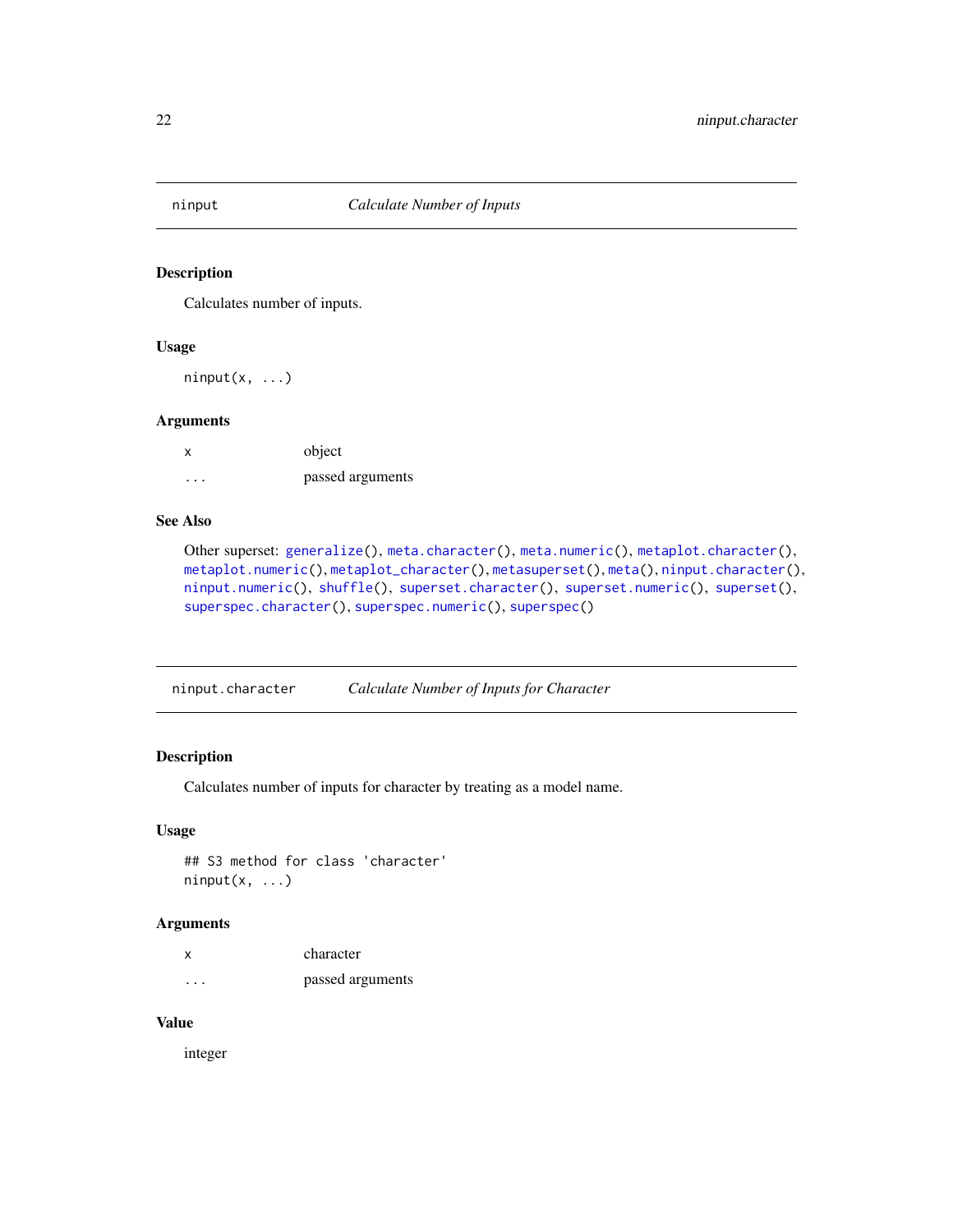## ninput — *Calculate Number of Inputs*

### Description

Calculates number of inputs.

### Usage

```
ninput(x, ...)
```

### Arguments

| | |
|---|---|
| x | object |
| ... | passed arguments |

### See Also

Other superset: generalize(), meta.character(), meta.numeric(), metaplot.character(), metaplot.numeric(), metaplot_character(), metasuperset(), meta(), ninput.character(), ninput.numeric(), shuffle(), superset.character(), superset.numeric(), superset(), superspec.character(), superspec.numeric(), superspec()

## ninput.character — *Calculate Number of Inputs for Character*

### Description

Calculates number of inputs for character by treating as a model name.

### Usage

```
## S3 method for class 'character'
ninput(x, ...)
```

### Arguments

| | |
|---|---|
| x | character |
| ... | passed arguments |

### Value

integer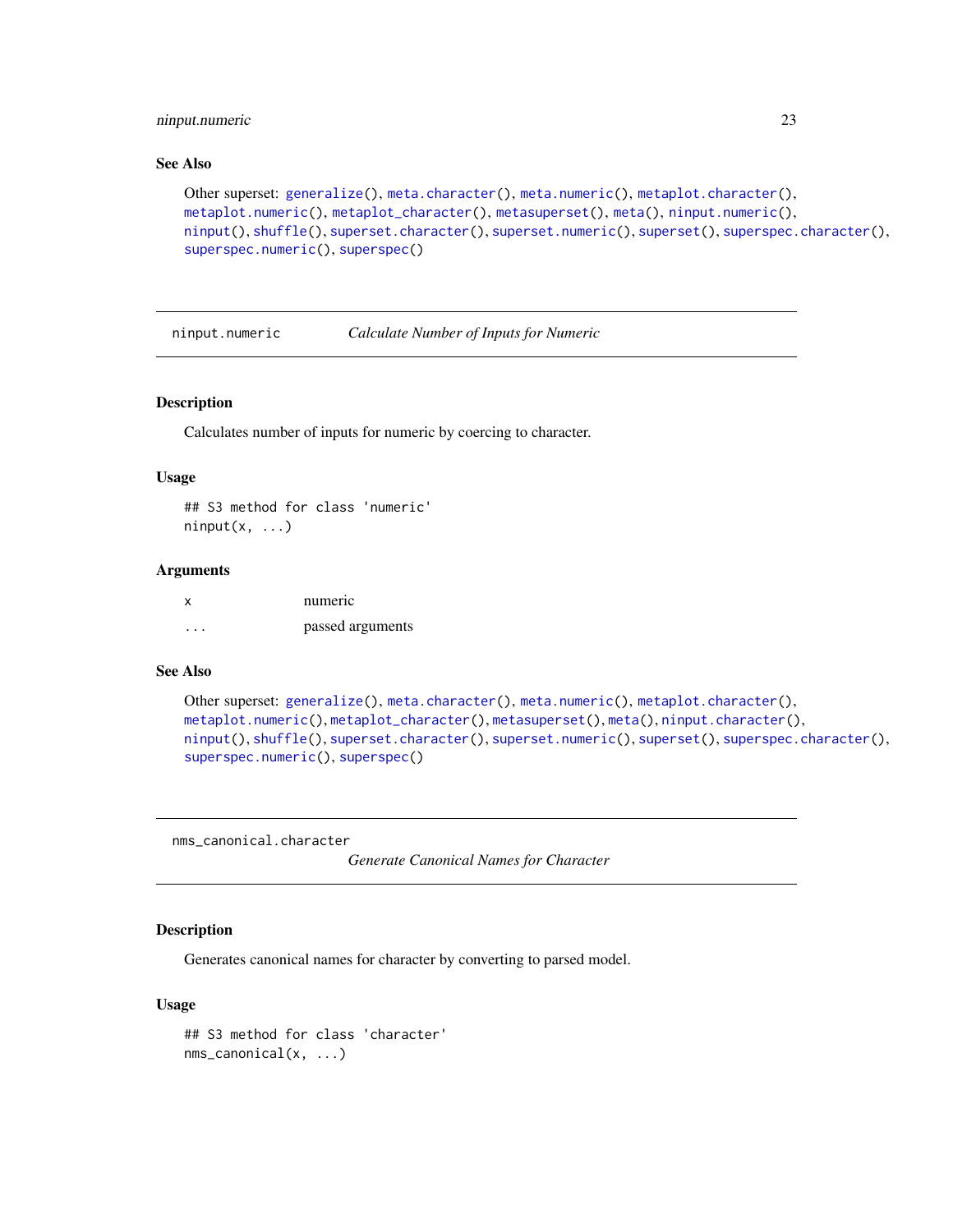### See Also

Other superset: generalize(), meta.character(), meta.numeric(), metaplot.character(), metaplot.numeric(), metaplot_character(), metasuperset(), meta(), ninput.numeric(), ninput(), shuffle(), superset.character(), superset.numeric(), superset(), superspec.character(), superspec.numeric(), superspec()

---

## ninput.numeric    *Calculate Number of Inputs for Numeric*

### Description

Calculates number of inputs for numeric by coercing to character.

### Usage

```
## S3 method for class 'numeric'
ninput(x, ...)
```

### Arguments

| | |
|---|---|
| x | numeric |
| ... | passed arguments |

### See Also

Other superset: generalize(), meta.character(), meta.numeric(), metaplot.character(), metaplot.numeric(), metaplot_character(), metasuperset(), meta(), ninput.character(), ninput(), shuffle(), superset.character(), superset.numeric(), superset(), superspec.character(), superspec.numeric(), superspec()

---

## nms_canonical.character    *Generate Canonical Names for Character*

### Description

Generates canonical names for character by converting to parsed model.

### Usage

```
## S3 method for class 'character'
nms_canonical(x, ...)
```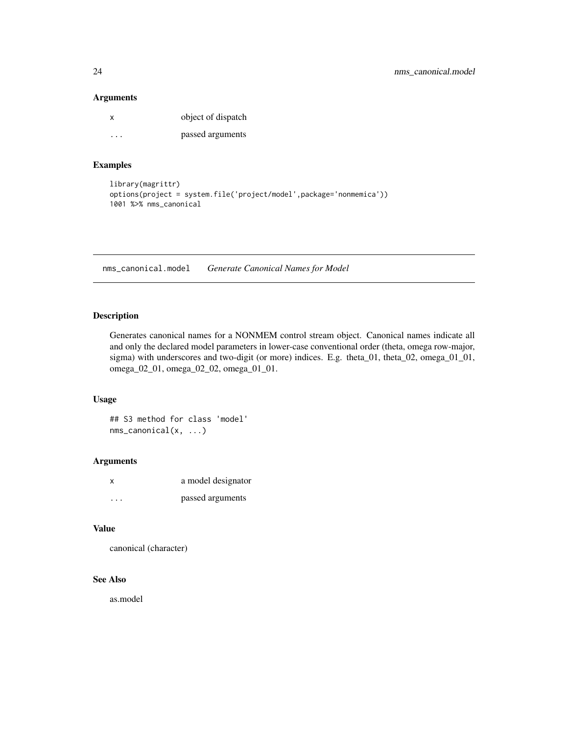### Arguments

| | |
|---|---|
| x | object of dispatch |
| ... | passed arguments |

### Examples

```
library(magrittr)
options(project = system.file('project/model',package='nonmemica'))
1001 %>% nms_canonical
```

---

## nms_canonical.model    *Generate Canonical Names for Model*

### Description

Generates canonical names for a NONMEM control stream object. Canonical names indicate all and only the declared model parameters in lower-case conventional order (theta, omega row-major, sigma) with underscores and two-digit (or more) indices. E.g. theta_01, theta_02, omega_01_01, omega_02_01, omega_02_02, omega_01_01.

### Usage

```
## S3 method for class 'model'
nms_canonical(x, ...)
```

### Arguments

| | |
|---|---|
| x | a model designator |
| ... | passed arguments |

### Value

canonical (character)

### See Also

as.model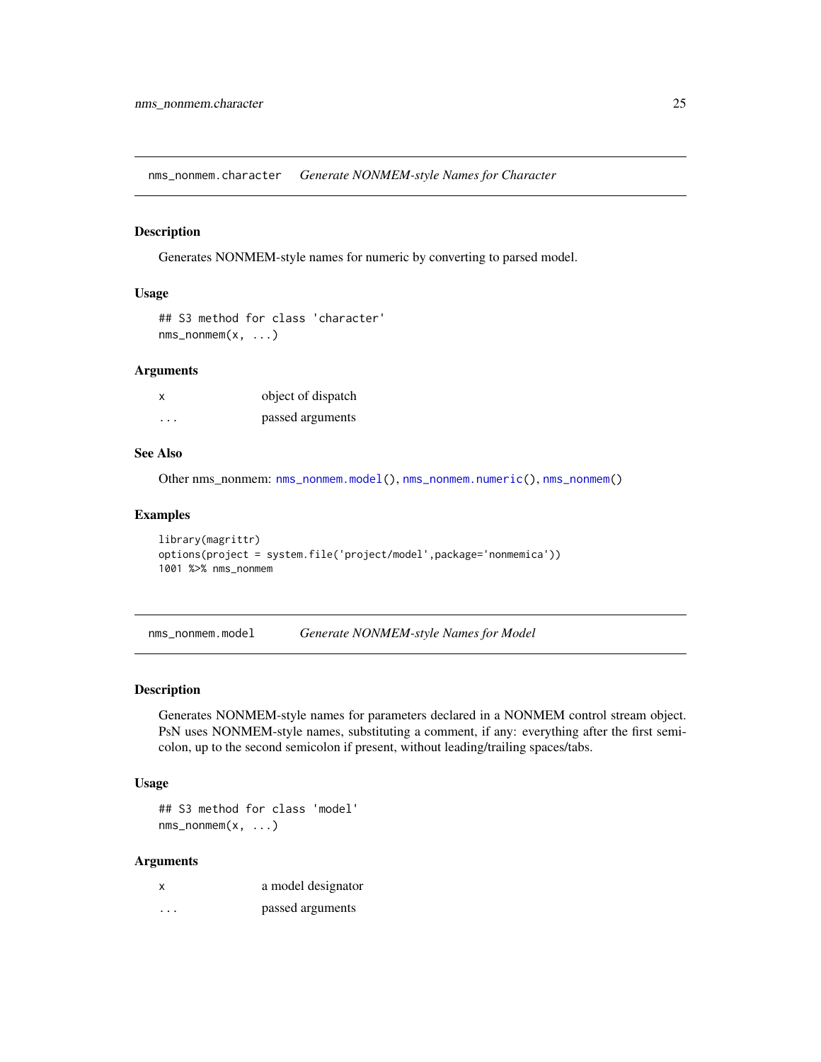## nms_nonmem.character *Generate NONMEM-style Names for Character*

### Description

Generates NONMEM-style names for numeric by converting to parsed model.

### Usage

```
## S3 method for class 'character'
nms_nonmem(x, ...)
```

### Arguments

| | |
|---|---|
| x | object of dispatch |
| ... | passed arguments |

### See Also

Other nms_nonmem: nms_nonmem.model(), nms_nonmem.numeric(), nms_nonmem()

### Examples

```
library(magrittr)
options(project = system.file('project/model',package='nonmemica'))
1001 %>% nms_nonmem
```

## nms_nonmem.model *Generate NONMEM-style Names for Model*

### Description

Generates NONMEM-style names for parameters declared in a NONMEM control stream object. PsN uses NONMEM-style names, substituting a comment, if any: everything after the first semicolon, up to the second semicolon if present, without leading/trailing spaces/tabs.

### Usage

```
## S3 method for class 'model'
nms_nonmem(x, ...)
```

### Arguments

| | |
|---|---|
| x | a model designator |
| ... | passed arguments |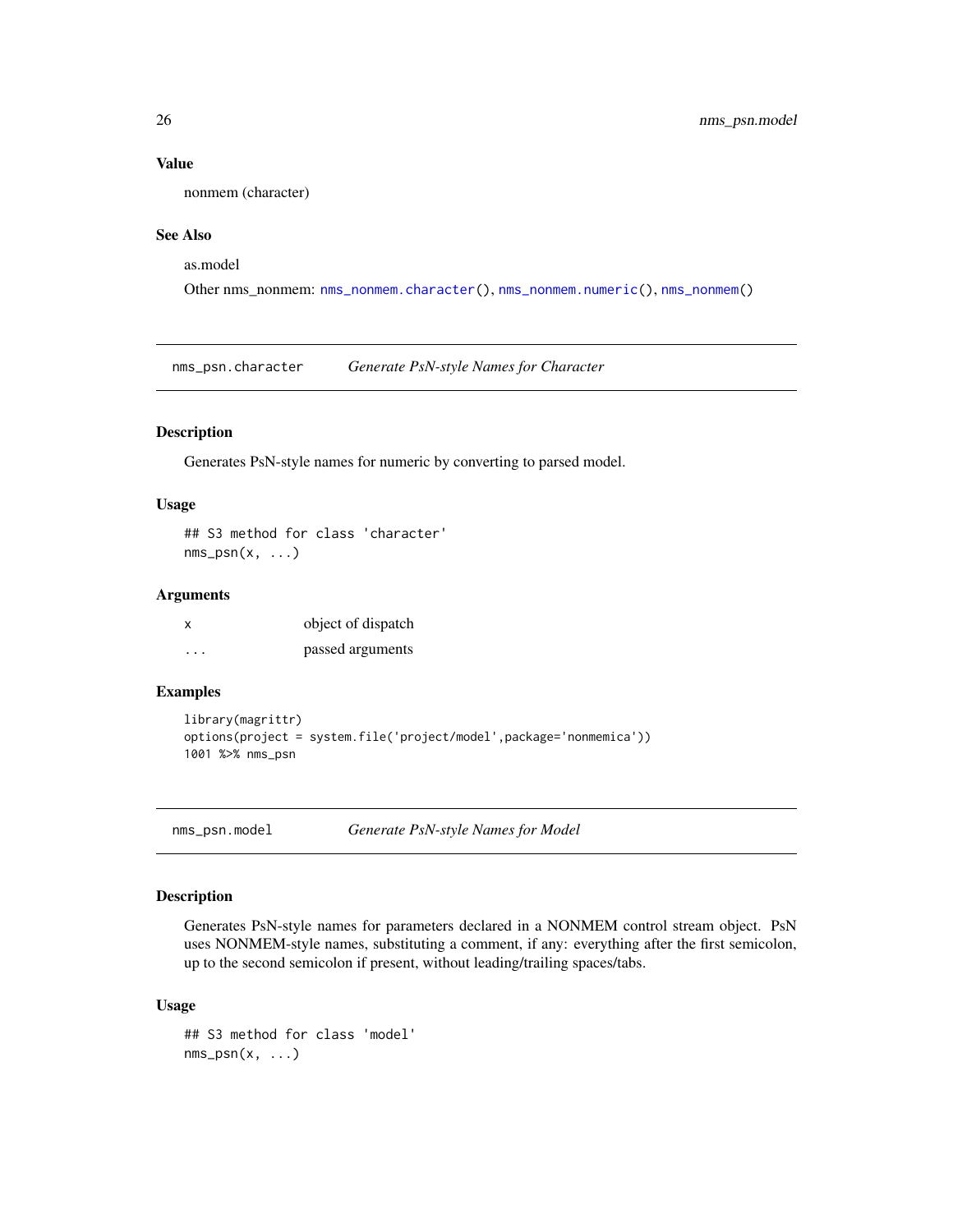## Value

nonmem (character)

## See Also

as.model

Other nms_nonmem: nms_nonmem.character(), nms_nonmem.numeric(), nms_nonmem()

---

# nms_psn.character *Generate PsN-style Names for Character*

## Description

Generates PsN-style names for numeric by converting to parsed model.

## Usage

```
## S3 method for class 'character'
nms_psn(x, ...)
```

## Arguments

| | |
|---|---|
| x | object of dispatch |
| ... | passed arguments |

## Examples

```
library(magrittr)
options(project = system.file('project/model',package='nonmemica'))
1001 %>% nms_psn
```

---

# nms_psn.model *Generate PsN-style Names for Model*

## Description

Generates PsN-style names for parameters declared in a NONMEM control stream object. PsN uses NONMEM-style names, substituting a comment, if any: everything after the first semicolon, up to the second semicolon if present, without leading/trailing spaces/tabs.

## Usage

```
## S3 method for class 'model'
nms_psn(x, ...)
```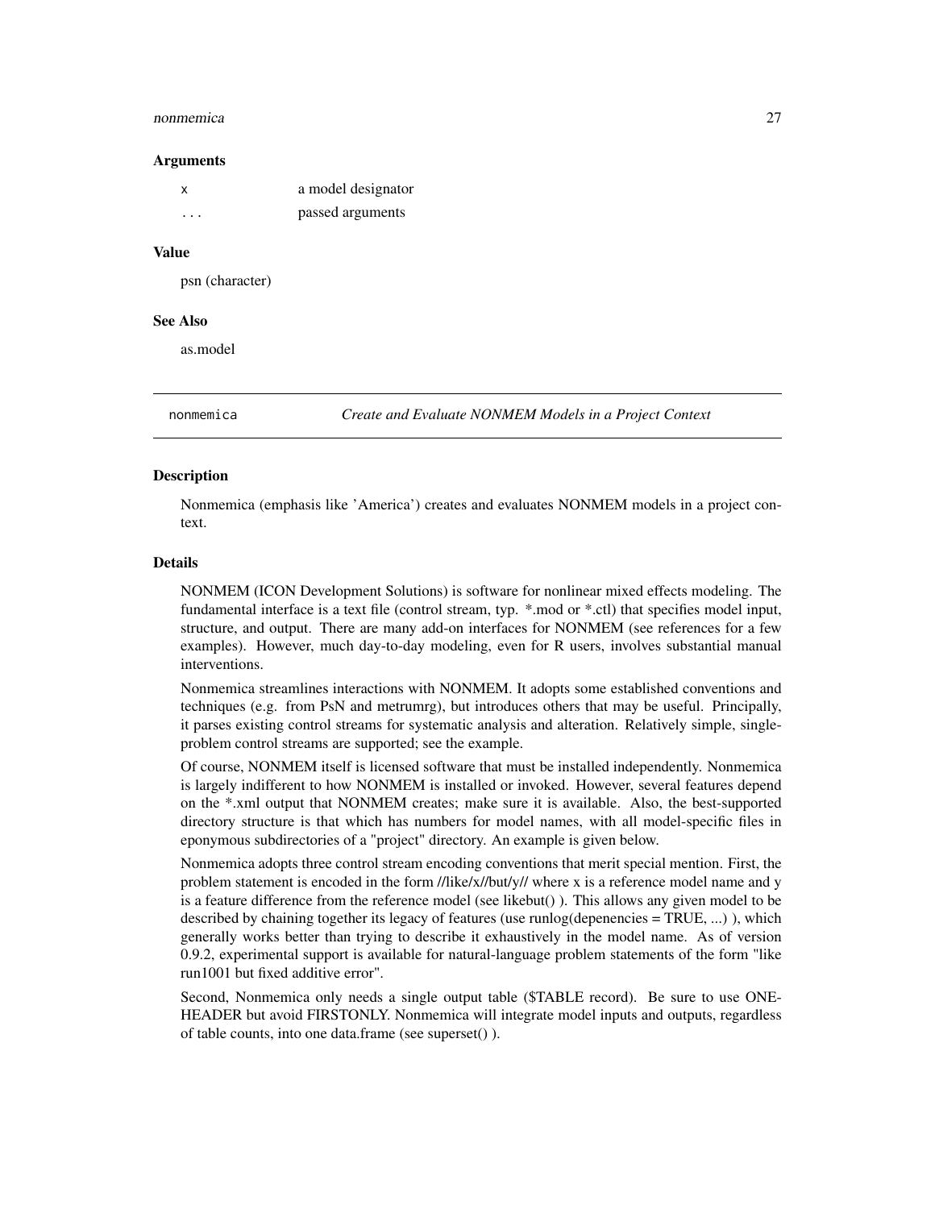### Arguments

| | |
|---|---|
| x | a model designator |
| ... | passed arguments |

### Value

psn (character)

### See Also

as.model

## nonmemica — *Create and Evaluate NONMEM Models in a Project Context*

### Description

Nonmemica (emphasis like 'America') creates and evaluates NONMEM models in a project context.

### Details

NONMEM (ICON Development Solutions) is software for nonlinear mixed effects modeling. The fundamental interface is a text file (control stream, typ. *.mod or *.ctl) that specifies model input, structure, and output. There are many add-on interfaces for NONMEM (see references for a few examples). However, much day-to-day modeling, even for R users, involves substantial manual interventions.

Nonmemica streamlines interactions with NONMEM. It adopts some established conventions and techniques (e.g. from PsN and metrumrg), but introduces others that may be useful. Principally, it parses existing control streams for systematic analysis and alteration. Relatively simple, single-problem control streams are supported; see the example.

Of course, NONMEM itself is licensed software that must be installed independently. Nonmemica is largely indifferent to how NONMEM is installed or invoked. However, several features depend on the *.xml output that NONMEM creates; make sure it is available. Also, the best-supported directory structure is that which has numbers for model names, with all model-specific files in eponymous subdirectories of a "project" directory. An example is given below.

Nonmemica adopts three control stream encoding conventions that merit special mention. First, the problem statement is encoded in the form //like/x//but/y// where x is a reference model name and y is a feature difference from the reference model (see likebut() ). This allows any given model to be described by chaining together its legacy of features (use runlog(depenencies = TRUE, ...) ), which generally works better than trying to describe it exhaustively in the model name. As of version 0.9.2, experimental support is available for natural-language problem statements of the form "like run1001 but fixed additive error".

Second, Nonmemica only needs a single output table ($TABLE record). Be sure to use ONE-HEADER but avoid FIRSTONLY. Nonmemica will integrate model inputs and outputs, regardless of table counts, into one data.frame (see superset() ).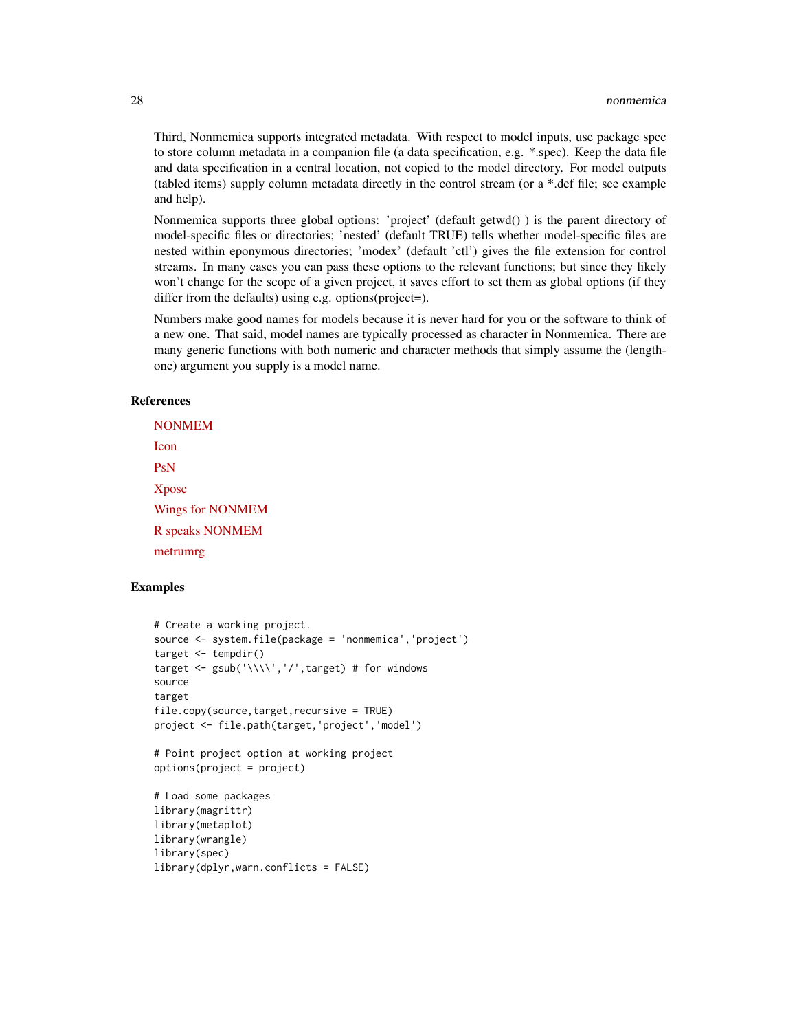Third, Nonmemica supports integrated metadata. With respect to model inputs, use package spec to store column metadata in a companion file (a data specification, e.g. *.spec). Keep the data file and data specification in a central location, not copied to the model directory. For model outputs (tabled items) supply column metadata directly in the control stream (or a *.def file; see example and help).

Nonmemica supports three global options: 'project' (default getwd() ) is the parent directory of model-specific files or directories; 'nested' (default TRUE) tells whether model-specific files are nested within eponymous directories; 'modex' (default 'ctl') gives the file extension for control streams. In many cases you can pass these options to the relevant functions; but since they likely won't change for the scope of a given project, it saves effort to set them as global options (if they differ from the defaults) using e.g. options(project=).

Numbers make good names for models because it is never hard for you or the software to think of a new one. That said, model names are typically processed as character in Nonmemica. There are many generic functions with both numeric and character methods that simply assume the (length-one) argument you supply is a model name.

## References

NONMEM

Icon

PsN

Xpose

Wings for NONMEM

R speaks NONMEM

metrumrg

## Examples

```
# Create a working project.
source <- system.file(package = 'nonmemica','project')
target <- tempdir()
target <- gsub('\\\\','/',target) # for windows
source
target
file.copy(source,target,recursive = TRUE)
project <- file.path(target,'project','model')

# Point project option at working project
options(project = project)

# Load some packages
library(magrittr)
library(metaplot)
library(wrangle)
library(spec)
library(dplyr,warn.conflicts = FALSE)
```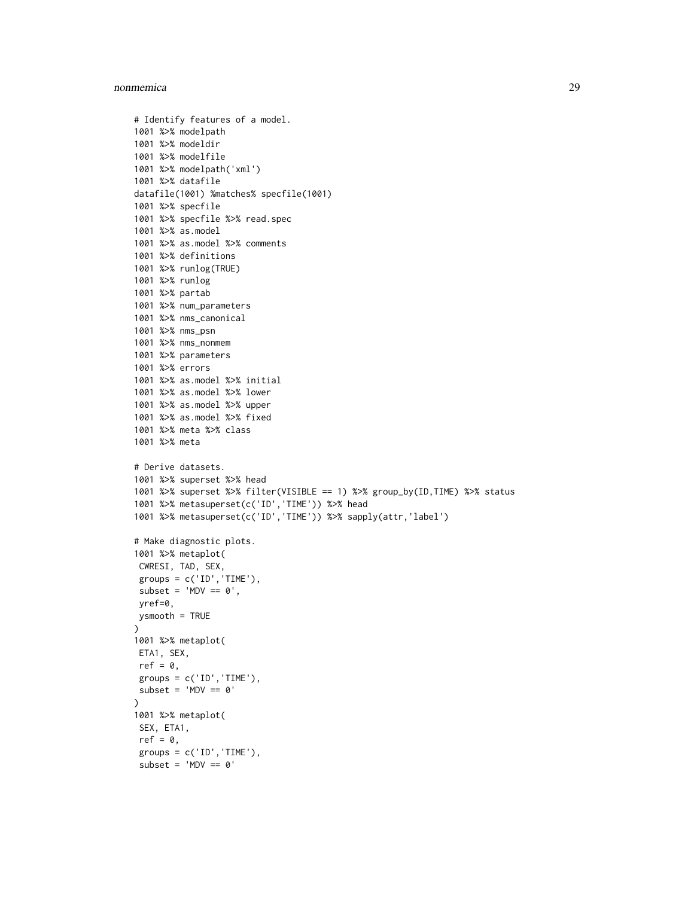```
# Identify features of a model.
1001 %>% modelpath
1001 %>% modeldir
1001 %>% modelfile
1001 %>% modelpath('xml')
1001 %>% datafile
datafile(1001) %matches% specfile(1001)
1001 %>% specfile
1001 %>% specfile %>% read.spec
1001 %>% as.model
1001 %>% as.model %>% comments
1001 %>% definitions
1001 %>% runlog(TRUE)
1001 %>% runlog
1001 %>% partab
1001 %>% num_parameters
1001 %>% nms_canonical
1001 %>% nms_psn
1001 %>% nms_nonmem
1001 %>% parameters
1001 %>% errors
1001 %>% as.model %>% initial
1001 %>% as.model %>% lower
1001 %>% as.model %>% upper
1001 %>% as.model %>% fixed
1001 %>% meta %>% class
1001 %>% meta

# Derive datasets.
1001 %>% superset %>% head
1001 %>% superset %>% filter(VISIBLE == 1) %>% group_by(ID,TIME) %>% status
1001 %>% metasuperset(c('ID','TIME')) %>% head
1001 %>% metasuperset(c('ID','TIME')) %>% sapply(attr,'label')

# Make diagnostic plots.
1001 %>% metaplot(
 CWRESI, TAD, SEX,
 groups = c('ID','TIME'),
 subset = 'MDV == 0',
 yref=0,
 ysmooth = TRUE
)
1001 %>% metaplot(
 ETA1, SEX,
 ref = 0,
 groups = c('ID','TIME'),
 subset = 'MDV == 0'
)
1001 %>% metaplot(
 SEX, ETA1,
 ref = 0,
 groups = c('ID','TIME'),
 subset = 'MDV == 0'
```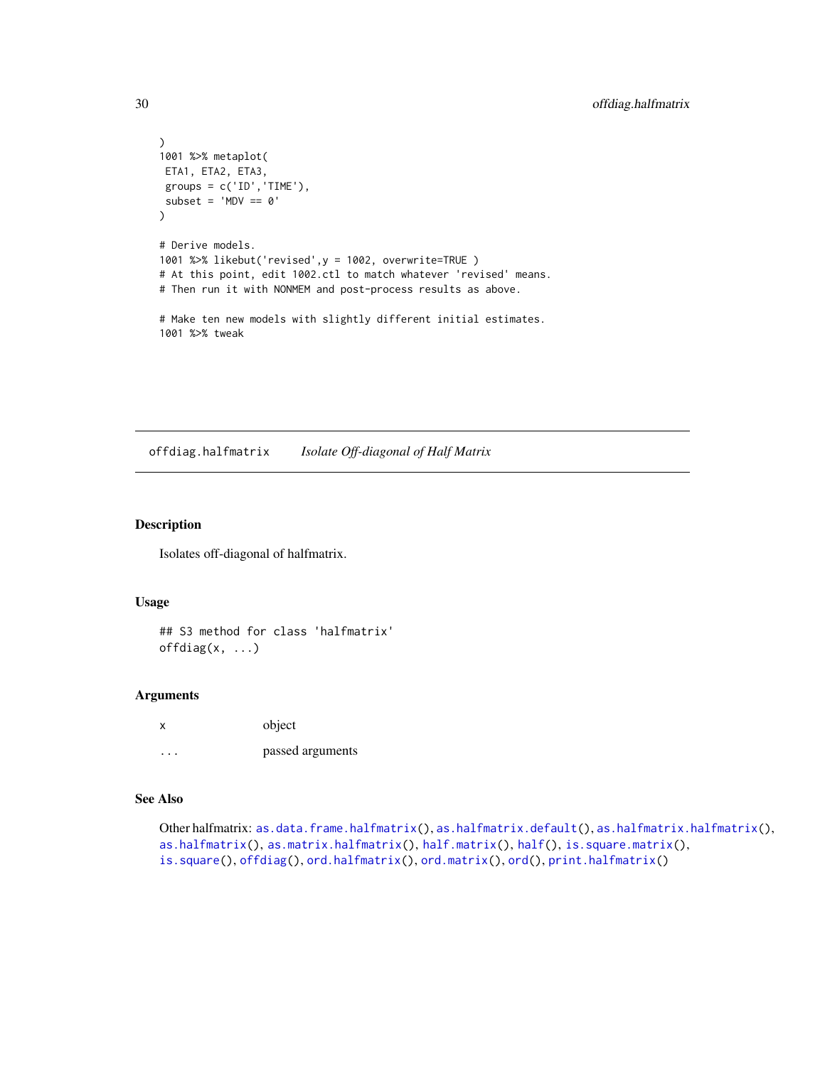```
)
1001 %>% metaplot(
 ETA1, ETA2, ETA3,
 groups = c('ID','TIME'),
 subset = 'MDV == 0'
)

# Derive models.
1001 %>% likebut('revised',y = 1002, overwrite=TRUE )
# At this point, edit 1002.ctl to match whatever 'revised' means.
# Then run it with NONMEM and post-process results as above.

# Make ten new models with slightly different initial estimates.
1001 %>% tweak
```

## offdiag.halfmatrix *Isolate Off-diagonal of Half Matrix*

### Description

Isolates off-diagonal of halfmatrix.

### Usage

```
## S3 method for class 'halfmatrix'
offdiag(x, ...)
```

### Arguments

| | |
|---|---|
| x | object |
| ... | passed arguments |

### See Also

Other halfmatrix: as.data.frame.halfmatrix(), as.halfmatrix.default(), as.halfmatrix.halfmatrix(), as.halfmatrix(), as.matrix.halfmatrix(), half.matrix(), half(), is.square.matrix(), is.square(), offdiag(), ord.halfmatrix(), ord.matrix(), ord(), print.halfmatrix()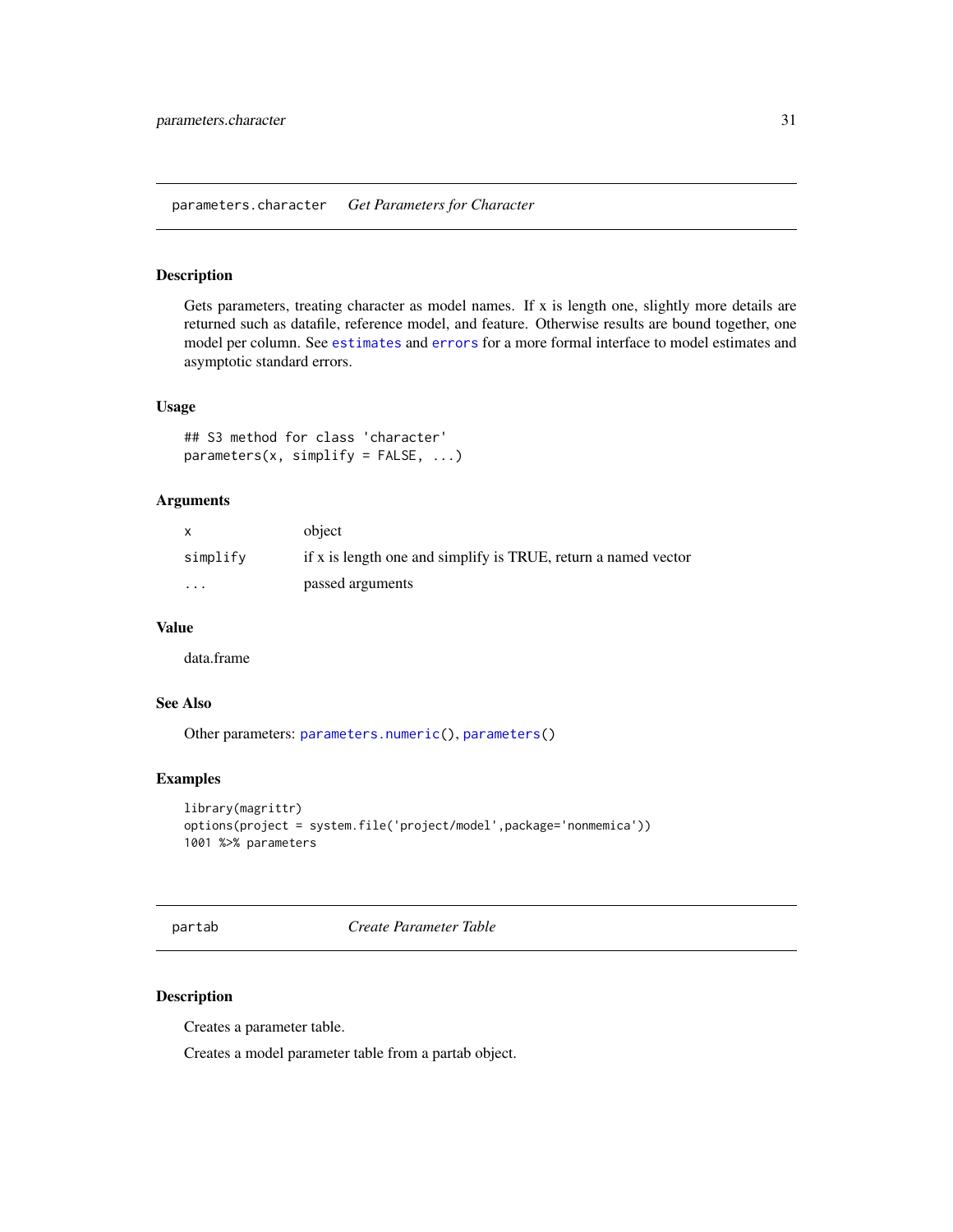## parameters.character    *Get Parameters for Character*

### Description

Gets parameters, treating character as model names. If x is length one, slightly more details are returned such as datafile, reference model, and feature. Otherwise results are bound together, one model per column. See `estimates` and `errors` for a more formal interface to model estimates and asymptotic standard errors.

### Usage

```
## S3 method for class 'character'
parameters(x, simplify = FALSE, ...)
```

### Arguments

| | |
|---|---|
| `x` | object |
| `simplify` | if x is length one and simplify is TRUE, return a named vector |
| `...` | passed arguments |

### Value

data.frame

### See Also

Other parameters: `parameters.numeric()`, `parameters()`

### Examples

```
library(magrittr)
options(project = system.file('project/model',package='nonmemica'))
1001 %>% parameters
```

## partab    *Create Parameter Table*

### Description

Creates a parameter table.

Creates a model parameter table from a partab object.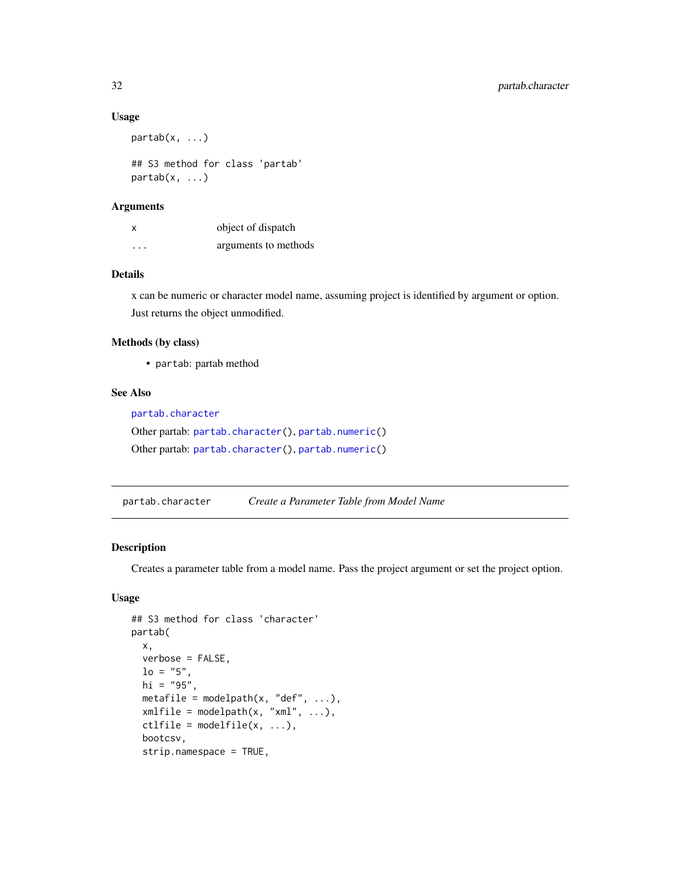### Usage

```
partab(x, ...)

## S3 method for class 'partab'
partab(x, ...)
```

### Arguments

| | |
|---|---|
| x | object of dispatch |
| ... | arguments to methods |

### Details

x can be numeric or character model name, assuming project is identified by argument or option.

Just returns the object unmodified.

### Methods (by class)

- `partab`: partab method

### See Also

partab.character

Other partab: partab.character(), partab.numeric()

Other partab: partab.character(), partab.numeric()

---

## partab.character *Create a Parameter Table from Model Name*

### Description

Creates a parameter table from a model name. Pass the project argument or set the project option.

### Usage

```
## S3 method for class 'character'
partab(
  x,
  verbose = FALSE,
  lo = "5",
  hi = "95",
  metafile = modelpath(x, "def", ...),
  xmlfile = modelpath(x, "xml", ...),
  ctlfile = modelfile(x, ...),
  bootcsv,
  strip.namespace = TRUE,
```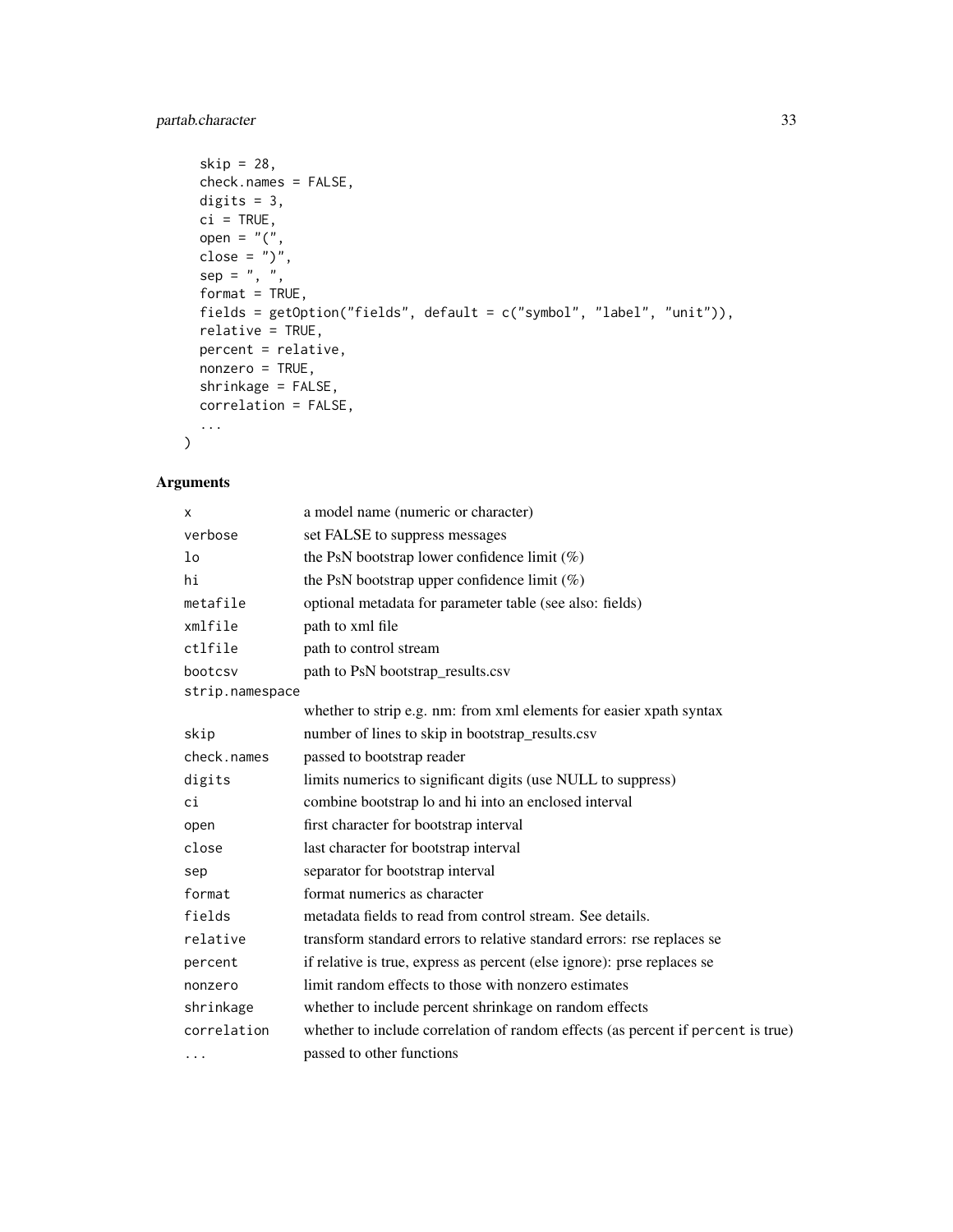```
  skip = 28,
  check.names = FALSE,
  digits = 3,
  ci = TRUE,
  open = "(",
  close = ")",
  sep = ", ",
  format = TRUE,
  fields = getOption("fields", default = c("symbol", "label", "unit")),
  relative = TRUE,
  percent = relative,
  nonzero = TRUE,
  shrinkage = FALSE,
  correlation = FALSE,
  ...
)
```

## Arguments

| | |
|---|---|
| `x` | a model name (numeric or character) |
| `verbose` | set FALSE to suppress messages |
| `lo` | the PsN bootstrap lower confidence limit (%) |
| `hi` | the PsN bootstrap upper confidence limit (%) |
| `metafile` | optional metadata for parameter table (see also: fields) |
| `xmlfile` | path to xml file |
| `ctlfile` | path to control stream |
| `bootcsv` | path to PsN bootstrap_results.csv |
| `strip.namespace` | whether to strip e.g. nm: from xml elements for easier xpath syntax |
| `skip` | number of lines to skip in bootstrap_results.csv |
| `check.names` | passed to bootstrap reader |
| `digits` | limits numerics to significant digits (use NULL to suppress) |
| `ci` | combine bootstrap lo and hi into an enclosed interval |
| `open` | first character for bootstrap interval |
| `close` | last character for bootstrap interval |
| `sep` | separator for bootstrap interval |
| `format` | format numerics as character |
| `fields` | metadata fields to read from control stream. See details. |
| `relative` | transform standard errors to relative standard errors: rse replaces se |
| `percent` | if relative is true, express as percent (else ignore): prse replaces se |
| `nonzero` | limit random effects to those with nonzero estimates |
| `shrinkage` | whether to include percent shrinkage on random effects |
| `correlation` | whether to include correlation of random effects (as percent if `percent` is true) |
| `...` | passed to other functions |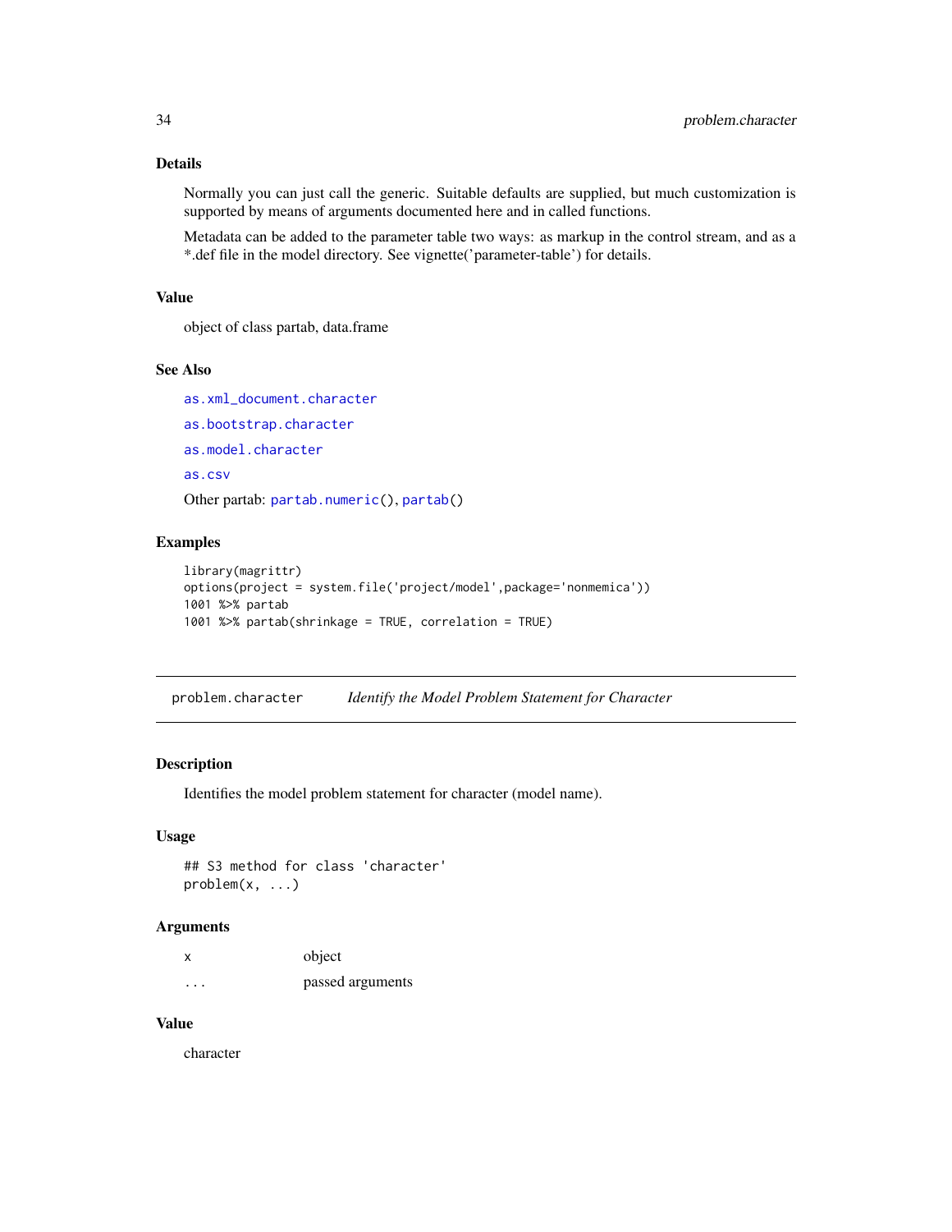### Details

Normally you can just call the generic. Suitable defaults are supplied, but much customization is supported by means of arguments documented here and in called functions.

Metadata can be added to the parameter table two ways: as markup in the control stream, and as a *.def file in the model directory. See vignette('parameter-table') for details.

### Value

object of class partab, data.frame

### See Also

as.xml_document.character

as.bootstrap.character

as.model.character

as.csv

Other partab: partab.numeric(), partab()

### Examples

```
library(magrittr)
options(project = system.file('project/model',package='nonmemica'))
1001 %>% partab
1001 %>% partab(shrinkage = TRUE, correlation = TRUE)
```

---

## problem.character — *Identify the Model Problem Statement for Character*

### Description

Identifies the model problem statement for character (model name).

### Usage

```
## S3 method for class 'character'
problem(x, ...)
```

### Arguments

| | |
|---|---|
| x | object |
| ... | passed arguments |

### Value

character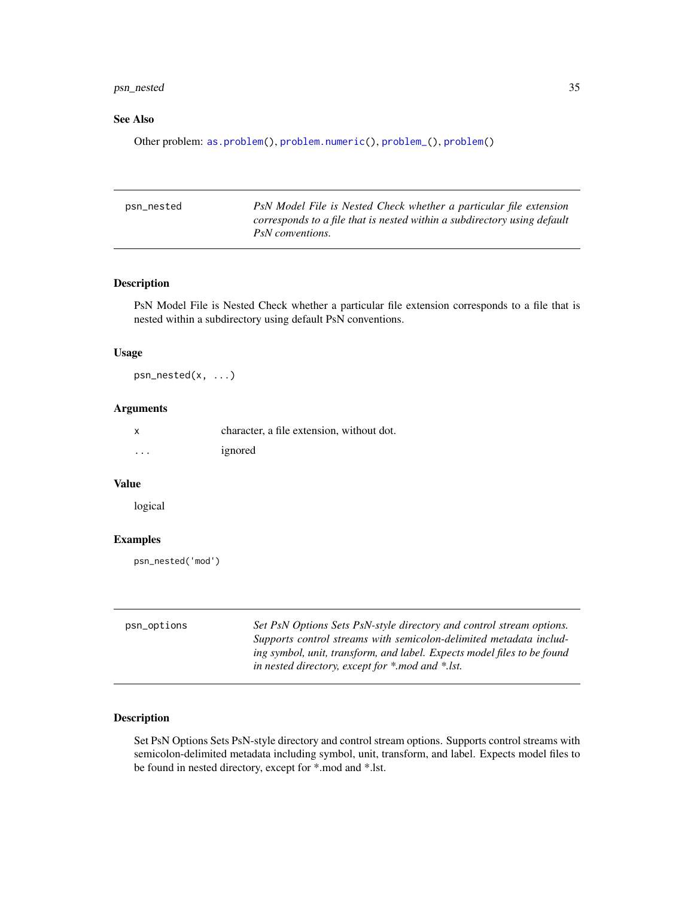## See Also

Other problem: `as.problem()`, `problem.numeric()`, `problem_()`, `problem()`

---

| psn_nested | *PsN Model File is Nested Check whether a particular file extension corresponds to a file that is nested within a subdirectory using default PsN conventions.* |
|---|---|

### Description

PsN Model File is Nested Check whether a particular file extension corresponds to a file that is nested within a subdirectory using default PsN conventions.

### Usage

```
psn_nested(x, ...)
```

### Arguments

| | |
|---|---|
| x | character, a file extension, without dot. |
| ... | ignored |

### Value

logical

### Examples

```
psn_nested('mod')
```

---

| psn_options | *Set PsN Options Sets PsN-style directory and control stream options. Supports control streams with semicolon-delimited metadata including symbol, unit, transform, and label. Expects model files to be found in nested directory, except for *.mod and *.lst.* |
|---|---|

### Description

Set PsN Options Sets PsN-style directory and control stream options. Supports control streams with semicolon-delimited metadata including symbol, unit, transform, and label. Expects model files to be found in nested directory, except for *.mod and *.lst.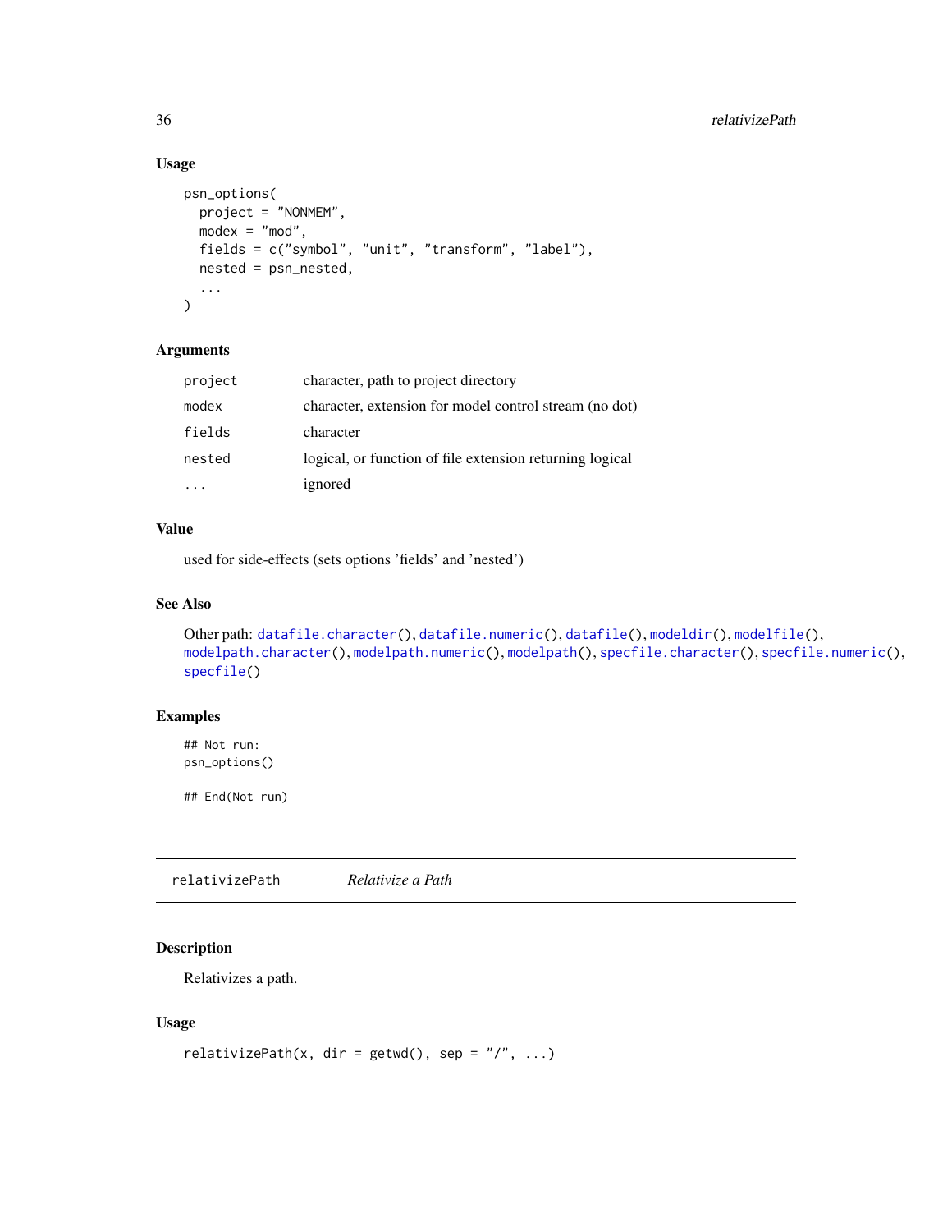### Usage

```
psn_options(
  project = "NONMEM",
  modex = "mod",
  fields = c("symbol", "unit", "transform", "label"),
  nested = psn_nested,
  ...
)
```

### Arguments

| | |
|---|---|
| project | character, path to project directory |
| modex | character, extension for model control stream (no dot) |
| fields | character |
| nested | logical, or function of file extension returning logical |
| ... | ignored |

### Value

used for side-effects (sets options 'fields' and 'nested')

### See Also

Other path: datafile.character(), datafile.numeric(), datafile(), modeldir(), modelfile(), modelpath.character(), modelpath.numeric(), modelpath(), specfile.character(), specfile.numeric(), specfile()

### Examples

```
## Not run:
psn_options()

## End(Not run)
```

---

## relativizePath *Relativize a Path*

### Description

Relativizes a path.

### Usage

```
relativizePath(x, dir = getwd(), sep = "/", ...)
```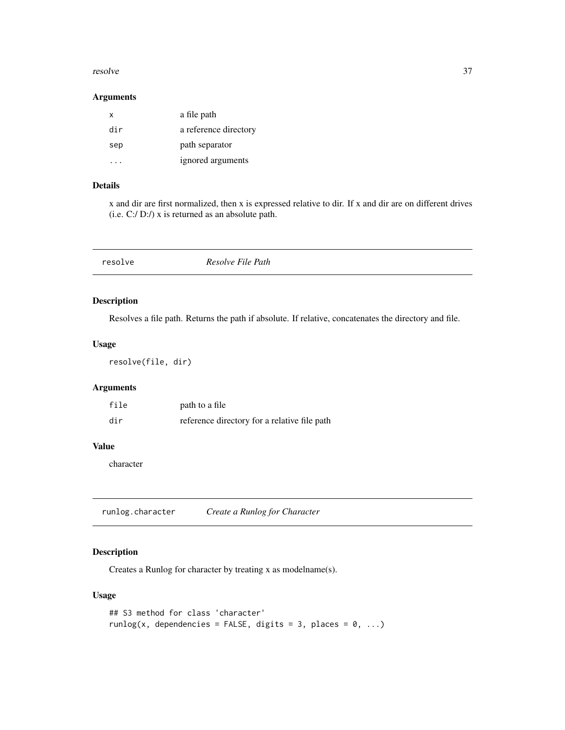### Arguments

| | |
|---|---|
| `x` | a file path |
| `dir` | a reference directory |
| `sep` | path separator |
| `...` | ignored arguments |

### Details

x and dir are first normalized, then x is expressed relative to dir. If x and dir are on different drives (i.e. C:/ D:/) x is returned as an absolute path.

## resolve — *Resolve File Path*

### Description

Resolves a file path. Returns the path if absolute. If relative, concatenates the directory and file.

### Usage

```
resolve(file, dir)
```

### Arguments

| | |
|---|---|
| `file` | path to a file |
| `dir` | reference directory for a relative file path |

### Value

character

## runlog.character — *Create a Runlog for Character*

### Description

Creates a Runlog for character by treating x as modelname(s).

### Usage

```
## S3 method for class 'character'
runlog(x, dependencies = FALSE, digits = 3, places = 0, ...)
```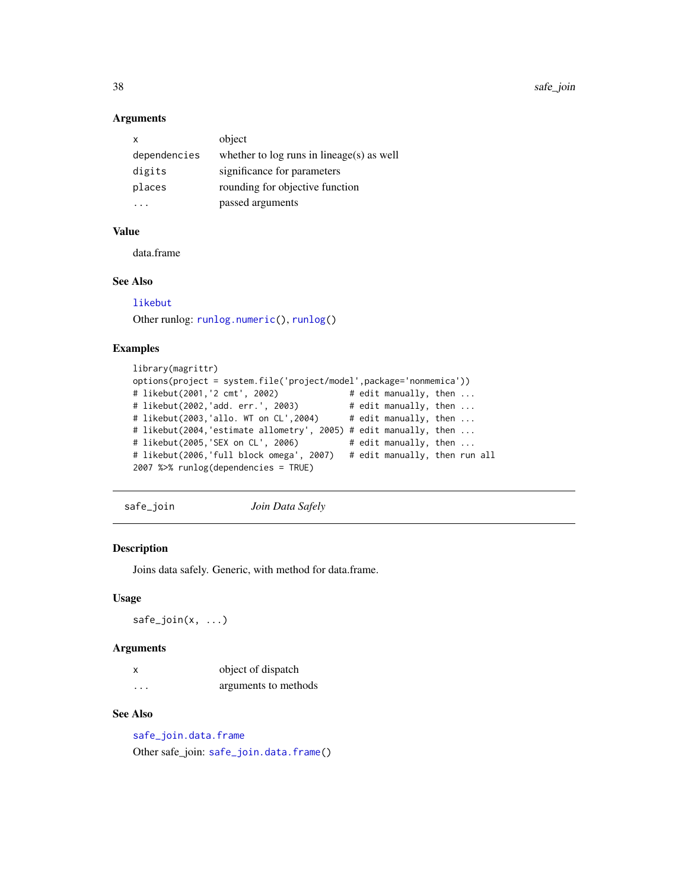### Arguments

| | |
|---|---|
| x | object |
| dependencies | whether to log runs in lineage(s) as well |
| digits | significance for parameters |
| places | rounding for objective function |
| ... | passed arguments |

### Value

data.frame

### See Also

likebut

Other runlog: runlog.numeric(), runlog()

### Examples

```
library(magrittr)
options(project = system.file('project/model',package='nonmemica'))
# likebut(2001,'2 cmt', 2002)             # edit manually, then ...
# likebut(2002,'add. err.', 2003)         # edit manually, then ...
# likebut(2003,'allo. WT on CL',2004)     # edit manually, then ...
# likebut(2004,'estimate allometry', 2005) # edit manually, then ...
# likebut(2005,'SEX on CL', 2006)         # edit manually, then ...
# likebut(2006,'full block omega', 2007)  # edit manually, then run all
2007 %>% runlog(dependencies = TRUE)
```

---

## safe_join &nbsp;&nbsp;&nbsp; *Join Data Safely*

### Description

Joins data safely. Generic, with method for data.frame.

### Usage

```
safe_join(x, ...)
```

### Arguments

| | |
|---|---|
| x | object of dispatch |
| ... | arguments to methods |

### See Also

safe_join.data.frame

Other safe_join: safe_join.data.frame()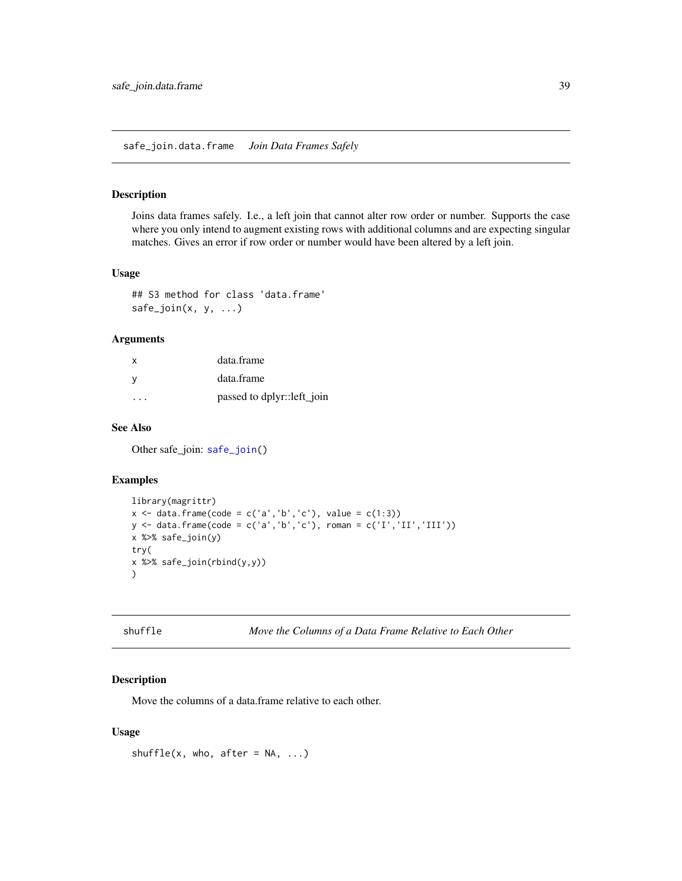## safe_join.data.frame *Join Data Frames Safely*

### Description

Joins data frames safely. I.e., a left join that cannot alter row order or number. Supports the case where you only intend to augment existing rows with additional columns and are expecting singular matches. Gives an error if row order or number would have been altered by a left join.

### Usage

```
## S3 method for class 'data.frame'
safe_join(x, y, ...)
```

### Arguments

| | |
|---|---|
| x | data.frame |
| y | data.frame |
| ... | passed to dplyr::left_join |

### See Also

Other safe_join: safe_join()

### Examples

```
library(magrittr)
x <- data.frame(code = c('a','b','c'), value = c(1:3))
y <- data.frame(code = c('a','b','c'), roman = c('I','II','III'))
x %>% safe_join(y)
try(
x %>% safe_join(rbind(y,y))
)
```

## shuffle *Move the Columns of a Data Frame Relative to Each Other*

### Description

Move the columns of a data.frame relative to each other.

### Usage

```
shuffle(x, who, after = NA, ...)
```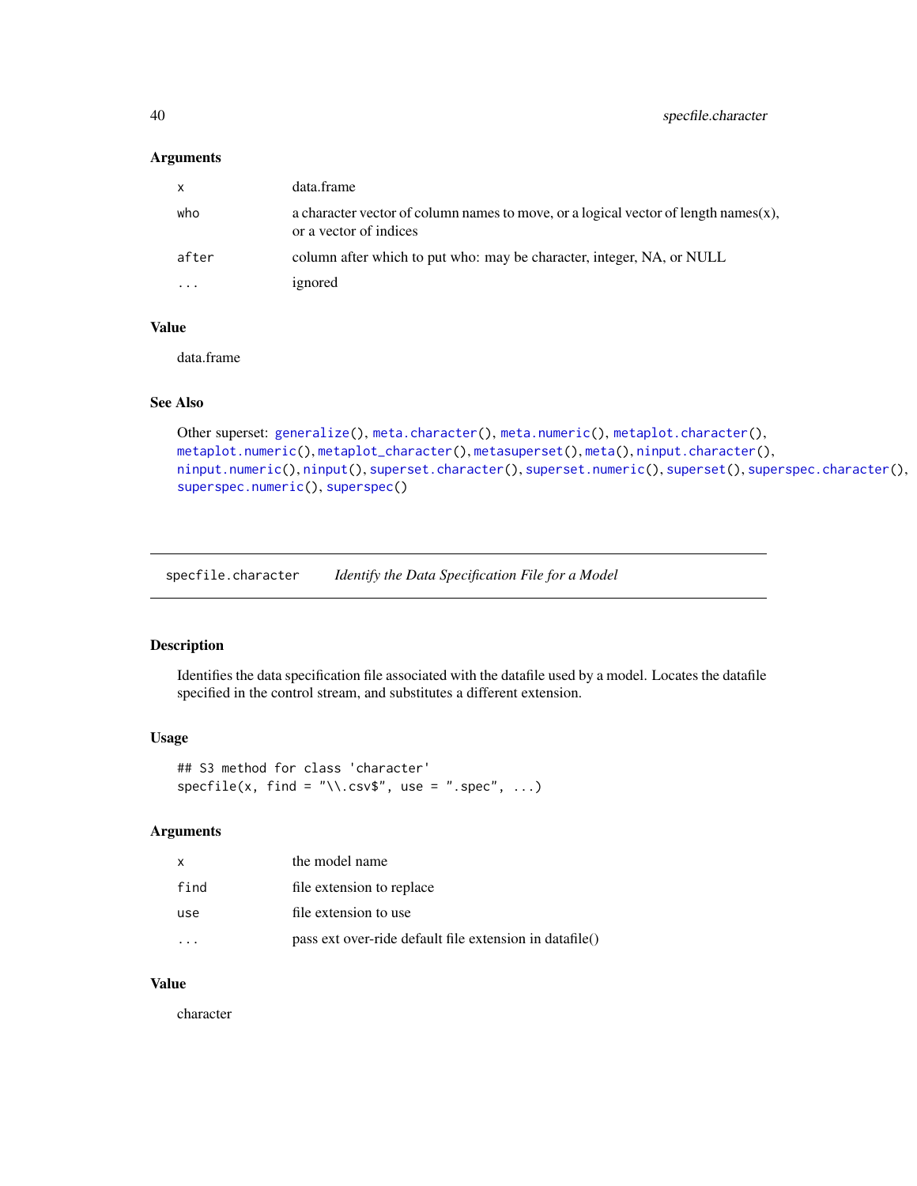### Arguments

| | |
|---|---|
| `x` | data.frame |
| `who` | a character vector of column names to move, or a logical vector of length names(x), or a vector of indices |
| `after` | column after which to put who: may be character, integer, NA, or NULL |
| `...` | ignored |

### Value

data.frame

### See Also

Other superset: `generalize()`, `meta.character()`, `meta.numeric()`, `metaplot.character()`, `metaplot.numeric()`, `metaplot_character()`, `metasuperset()`, `meta()`, `ninput.character()`, `ninput.numeric()`, `ninput()`, `superset.character()`, `superset.numeric()`, `superset()`, `superspec.character()`, `superspec.numeric()`, `superspec()`

---

## specfile.character — *Identify the Data Specification File for a Model*

---

### Description

Identifies the data specification file associated with the datafile used by a model. Locates the datafile specified in the control stream, and substitutes a different extension.

### Usage

```
## S3 method for class 'character'
specfile(x, find = "\\.csv$", use = ".spec", ...)
```

### Arguments

| | |
|---|---|
| `x` | the model name |
| `find` | file extension to replace |
| `use` | file extension to use |
| `...` | pass ext over-ride default file extension in datafile() |

### Value

character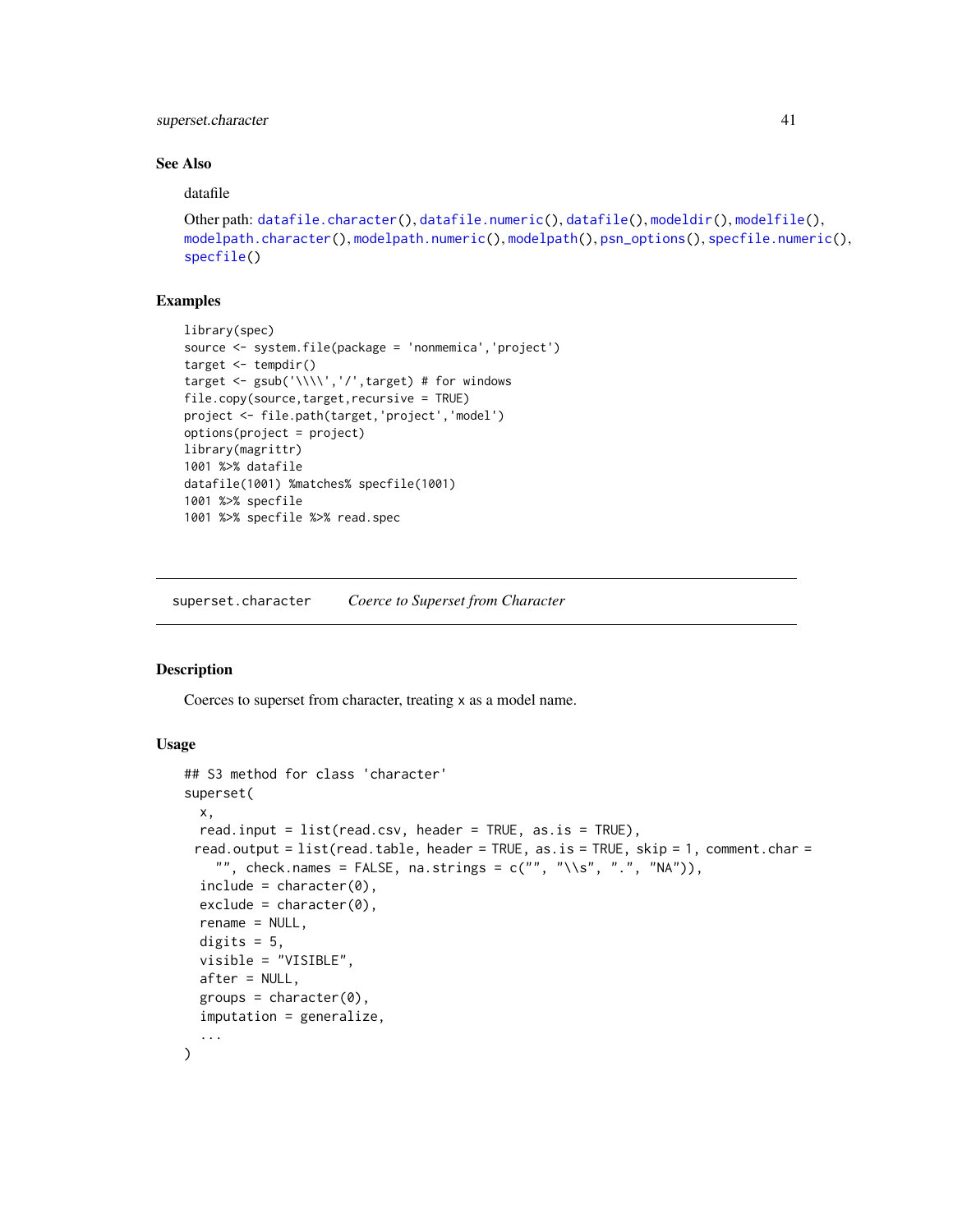## See Also

datafile

Other path: datafile.character(), datafile.numeric(), datafile(), modeldir(), modelfile(), modelpath.character(), modelpath.numeric(), modelpath(), psn_options(), specfile.numeric(), specfile()

## Examples

```
library(spec)
source <- system.file(package = 'nonmemica','project')
target <- tempdir()
target <- gsub('\\\\','/',target) # for windows
file.copy(source,target,recursive = TRUE)
project <- file.path(target,'project','model')
options(project = project)
library(magrittr)
1001 %>% datafile
datafile(1001) %matches% specfile(1001)
1001 %>% specfile
1001 %>% specfile %>% read.spec
```

---

# superset.character    *Coerce to Superset from Character*

## Description

Coerces to superset from character, treating x as a model name.

## Usage

```
## S3 method for class 'character'
superset(
  x,
  read.input = list(read.csv, header = TRUE, as.is = TRUE),
  read.output = list(read.table, header = TRUE, as.is = TRUE, skip = 1, comment.char =
    "", check.names = FALSE, na.strings = c("", "\\s", ".", "NA")),
  include = character(0),
  exclude = character(0),
  rename = NULL,
  digits = 5,
  visible = "VISIBLE",
  after = NULL,
  groups = character(0),
  imputation = generalize,
  ...
)
```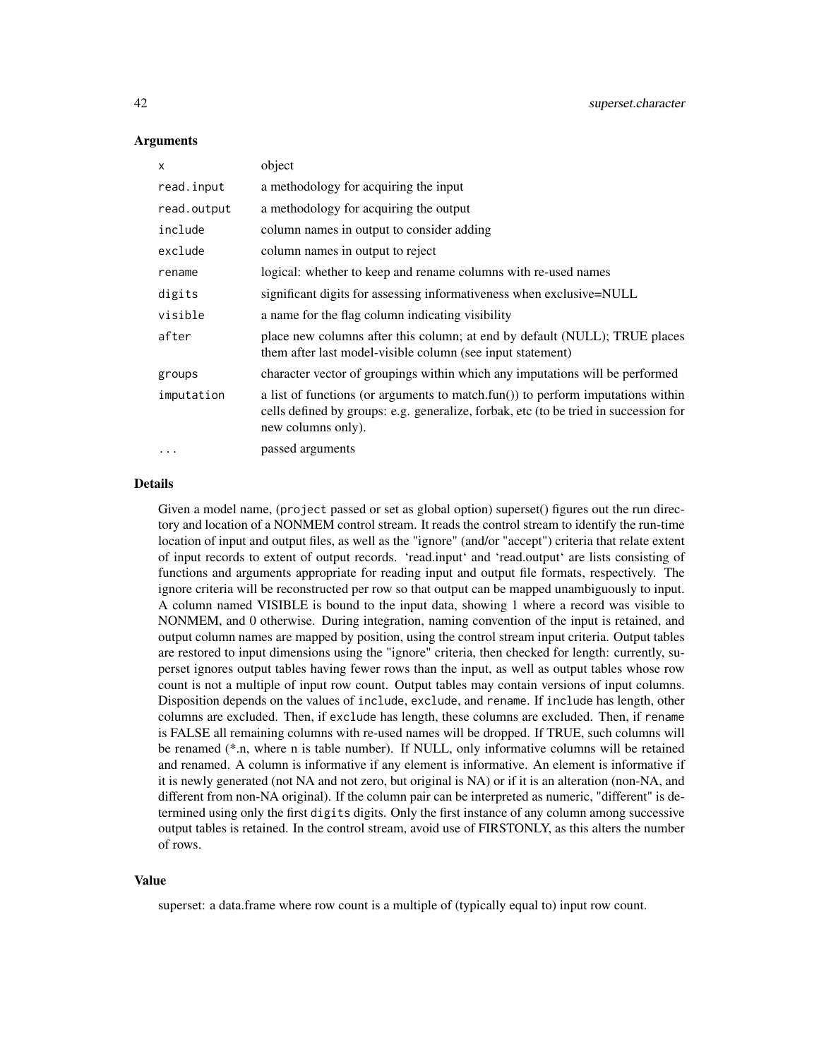## Arguments

| | |
|---|---|
| x | object |
| read.input | a methodology for acquiring the input |
| read.output | a methodology for acquiring the output |
| include | column names in output to consider adding |
| exclude | column names in output to reject |
| rename | logical: whether to keep and rename columns with re-used names |
| digits | significant digits for assessing informativeness when exclusive=NULL |
| visible | a name for the flag column indicating visibility |
| after | place new columns after this column; at end by default (NULL); TRUE places them after last model-visible column (see input statement) |
| groups | character vector of groupings within which any imputations will be performed |
| imputation | a list of functions (or arguments to match.fun()) to perform imputations within cells defined by groups: e.g. generalize, forbak, etc (to be tried in succession for new columns only). |
| ... | passed arguments |

## Details

Given a model name, (`project` passed or set as global option) superset() figures out the run directory and location of a NONMEM control stream. It reads the control stream to identify the run-time location of input and output files, as well as the "ignore" (and/or "accept") criteria that relate extent of input records to extent of output records. 'read.input' and 'read.output' are lists consisting of functions and arguments appropriate for reading input and output file formats, respectively. The ignore criteria will be reconstructed per row so that output can be mapped unambiguously to input. A column named VISIBLE is bound to the input data, showing 1 where a record was visible to NONMEM, and 0 otherwise. During integration, naming convention of the input is retained, and output column names are mapped by position, using the control stream input criteria. Output tables are restored to input dimensions using the "ignore" criteria, then checked for length: currently, superset ignores output tables having fewer rows than the input, as well as output tables whose row count is not a multiple of input row count. Output tables may contain versions of input columns. Disposition depends on the values of `include`, `exclude`, and `rename`. If `include` has length, other columns are excluded. Then, if `exclude` has length, these columns are excluded. Then, if `rename` is FALSE all remaining columns with re-used names will be dropped. If TRUE, such columns will be renamed (*.n, where n is table number). If NULL, only informative columns will be retained and renamed. A column is informative if any element is informative. An element is informative if it is newly generated (not NA and not zero, but original is NA) or if it is an alteration (non-NA, and different from non-NA original). If the column pair can be interpreted as numeric, "different" is determined using only the first `digits` digits. Only the first instance of any column among successive output tables is retained. In the control stream, avoid use of FIRSTONLY, as this alters the number of rows.

## Value

superset: a data.frame where row count is a multiple of (typically equal to) input row count.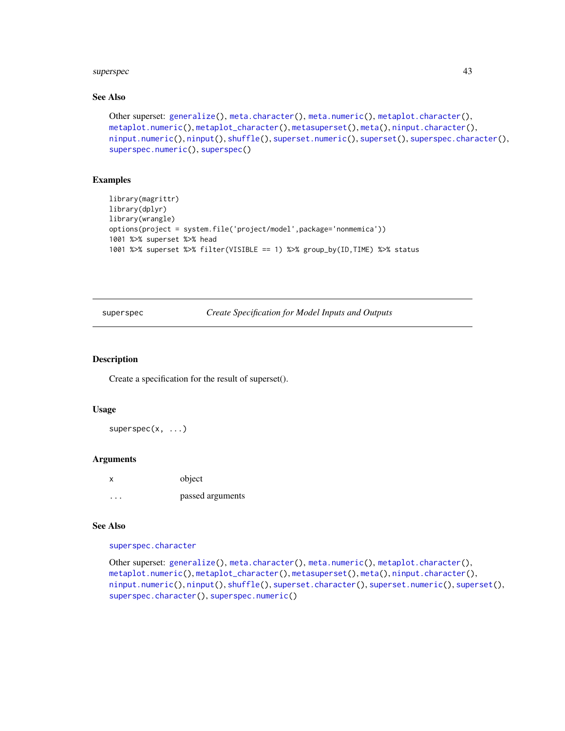### See Also

Other superset: generalize(), meta.character(), meta.numeric(), metaplot.character(), metaplot.numeric(), metaplot_character(), metasuperset(), meta(), ninput.character(), ninput.numeric(), ninput(), shuffle(), superset.numeric(), superset(), superspec.character(), superspec.numeric(), superspec()

### Examples

```
library(magrittr)
library(dplyr)
library(wrangle)
options(project = system.file('project/model',package='nonmemica'))
1001 %>% superset %>% head
1001 %>% superset %>% filter(VISIBLE == 1) %>% group_by(ID,TIME) %>% status
```

---

## superspec — *Create Specification for Model Inputs and Outputs*

---

### Description

Create a specification for the result of superset().

### Usage

```
superspec(x, ...)
```

### Arguments

| | |
|---|---|
| x | object |
| ... | passed arguments |

### See Also

superspec.character

Other superset: generalize(), meta.character(), meta.numeric(), metaplot.character(), metaplot.numeric(), metaplot_character(), metasuperset(), meta(), ninput.character(), ninput.numeric(), ninput(), shuffle(), superset.character(), superset.numeric(), superset(), superspec.character(), superspec.numeric()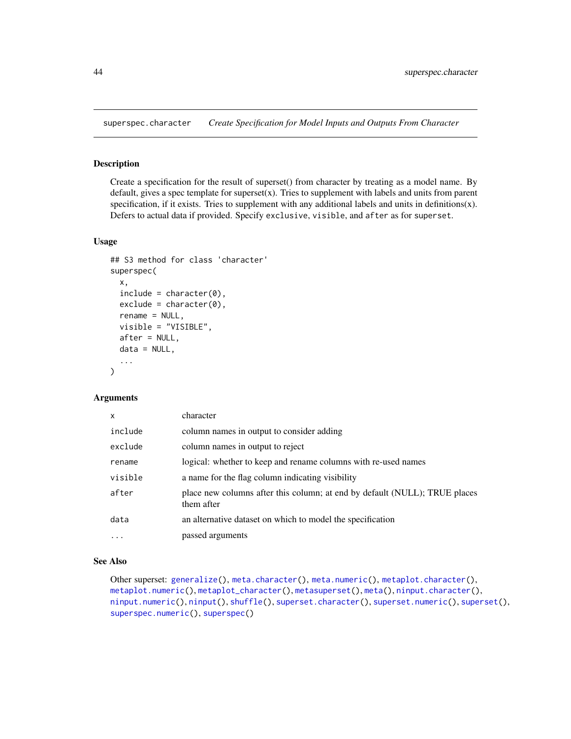## superspec.character — *Create Specification for Model Inputs and Outputs From Character*

### Description

Create a specification for the result of superset() from character by treating as a model name. By default, gives a spec template for superset(x). Tries to supplement with labels and units from parent specification, if it exists. Tries to supplement with any additional labels and units in definitions(x). Defers to actual data if provided. Specify `exclusive`, `visible`, and `after` as for `superset`.

### Usage

```
## S3 method for class 'character'
superspec(
  x,
  include = character(0),
  exclude = character(0),
  rename = NULL,
  visible = "VISIBLE",
  after = NULL,
  data = NULL,
  ...
)
```

### Arguments

| | |
|---|---|
| `x` | character |
| `include` | column names in output to consider adding |
| `exclude` | column names in output to reject |
| `rename` | logical: whether to keep and rename columns with re-used names |
| `visible` | a name for the flag column indicating visibility |
| `after` | place new columns after this column; at end by default (NULL); TRUE places them after |
| `data` | an alternative dataset on which to model the specification |
| `...` | passed arguments |

### See Also

Other superset: `generalize()`, `meta.character()`, `meta.numeric()`, `metaplot.character()`, `metaplot.numeric()`, `metaplot_character()`, `metasuperset()`, `meta()`, `ninput.character()`, `ninput.numeric()`, `ninput()`, `shuffle()`, `superset.character()`, `superset.numeric()`, `superset()`, `superspec.numeric()`, `superspec()`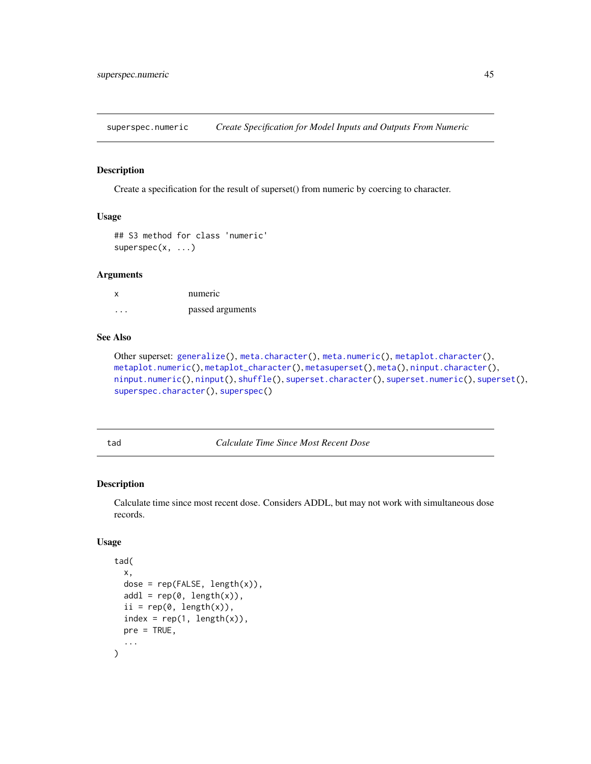## superspec.numeric    *Create Specification for Model Inputs and Outputs From Numeric*

### Description

Create a specification for the result of superset() from numeric by coercing to character.

### Usage

```
## S3 method for class 'numeric'
superspec(x, ...)
```

### Arguments

| | |
|---|---|
| x | numeric |
| ... | passed arguments |

### See Also

Other superset: generalize(), meta.character(), meta.numeric(), metaplot.character(), metaplot.numeric(), metaplot_character(), metasuperset(), meta(), ninput.character(), ninput.numeric(), ninput(), shuffle(), superset.character(), superset.numeric(), superset(), superspec.character(), superspec()

## tad    *Calculate Time Since Most Recent Dose*

### Description

Calculate time since most recent dose. Considers ADDL, but may not work with simultaneous dose records.

### Usage

```
tad(
  x,
  dose = rep(FALSE, length(x)),
  addl = rep(0, length(x)),
  ii = rep(0, length(x)),
  index = rep(1, length(x)),
  pre = TRUE,
  ...
)
```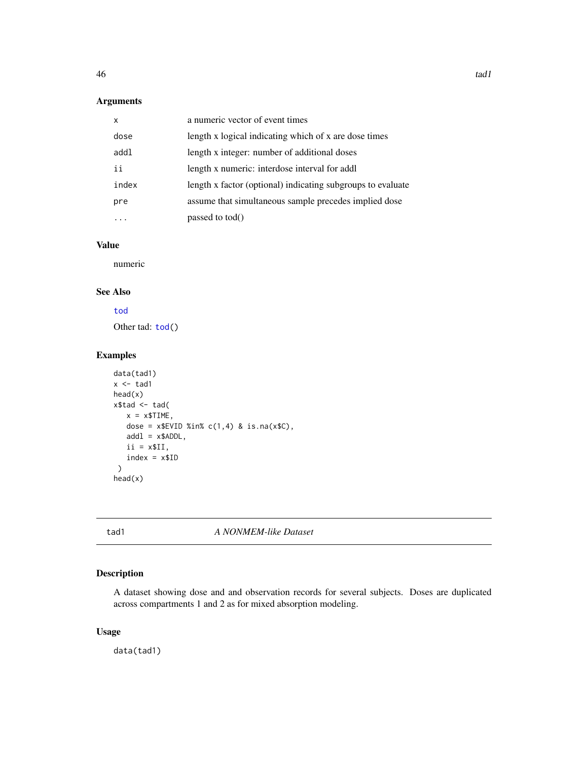## Arguments

| | |
|---|---|
| x | a numeric vector of event times |
| dose | length x logical indicating which of x are dose times |
| addl | length x integer: number of additional doses |
| ii | length x numeric: interdose interval for addl |
| index | length x factor (optional) indicating subgroups to evaluate |
| pre | assume that simultaneous sample precedes implied dose |
| ... | passed to tod() |

## Value

numeric

## See Also

tod

Other tad: tod()

## Examples

```
data(tad1)
x <- tad1
head(x)
x$tad <- tad(
   x = x$TIME,
   dose = x$EVID %in% c(1,4) & is.na(x$C),
   addl = x$ADDL,
   ii = x$II,
   index = x$ID
 )
head(x)
```

---

# tad1 *A NONMEM-like Dataset*

## Description

A dataset showing dose and and observation records for several subjects. Doses are duplicated across compartments 1 and 2 as for mixed absorption modeling.

## Usage

```
data(tad1)
```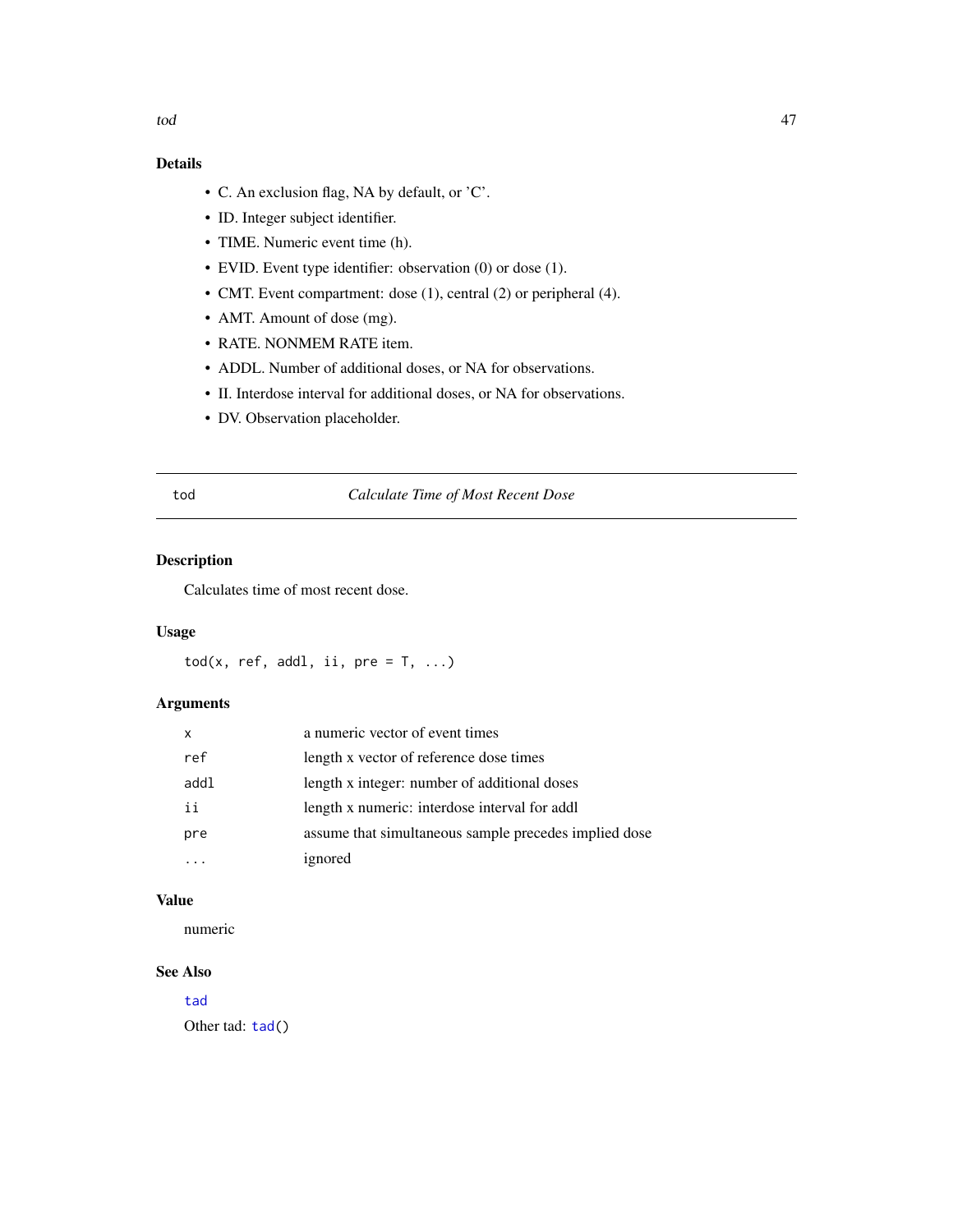## Details

- C. An exclusion flag, NA by default, or 'C'.
- ID. Integer subject identifier.
- TIME. Numeric event time (h).
- EVID. Event type identifier: observation (0) or dose (1).
- CMT. Event compartment: dose (1), central (2) or peripheral (4).
- AMT. Amount of dose (mg).
- RATE. NONMEM RATE item.
- ADDL. Number of additional doses, or NA for observations.
- II. Interdose interval for additional doses, or NA for observations.
- DV. Observation placeholder.

---

# tod — *Calculate Time of Most Recent Dose*

## Description

Calculates time of most recent dose.

## Usage

```
tod(x, ref, addl, ii, pre = T, ...)
```

## Arguments

| | |
|---|---|
| `x` | a numeric vector of event times |
| `ref` | length x vector of reference dose times |
| `addl` | length x integer: number of additional doses |
| `ii` | length x numeric: interdose interval for addl |
| `pre` | assume that simultaneous sample precedes implied dose |
| `...` | ignored |

## Value

numeric

## See Also

tad

Other tad: tad()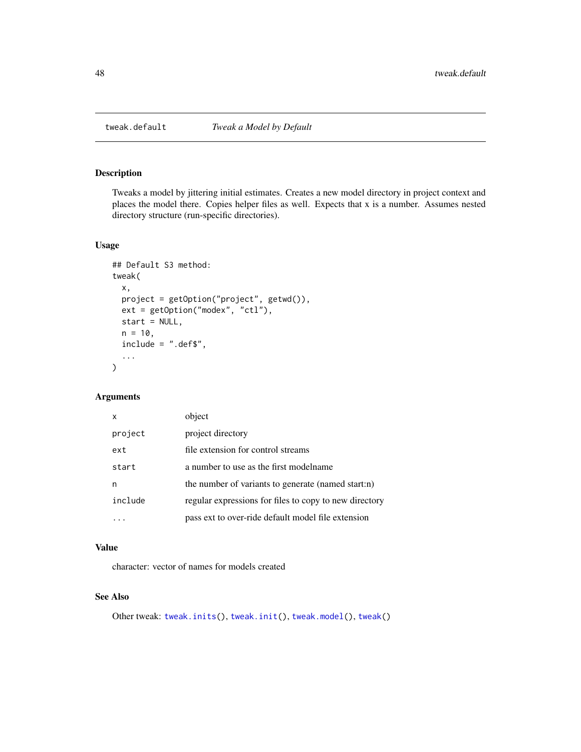## tweak.default — *Tweak a Model by Default*

### Description

Tweaks a model by jittering initial estimates. Creates a new model directory in project context and places the model there. Copies helper files as well. Expects that x is a number. Assumes nested directory structure (run-specific directories).

### Usage

```
## Default S3 method:
tweak(
  x,
  project = getOption("project", getwd()),
  ext = getOption("modex", "ctl"),
  start = NULL,
  n = 10,
  include = ".def$",
  ...
)
```

### Arguments

| | |
|---|---|
| x | object |
| project | project directory |
| ext | file extension for control streams |
| start | a number to use as the first modelname |
| n | the number of variants to generate (named start:n) |
| include | regular expressions for files to copy to new directory |
| ... | pass ext to over-ride default model file extension |

### Value

character: vector of names for models created

### See Also

Other tweak: tweak.inits(), tweak.init(), tweak.model(), tweak()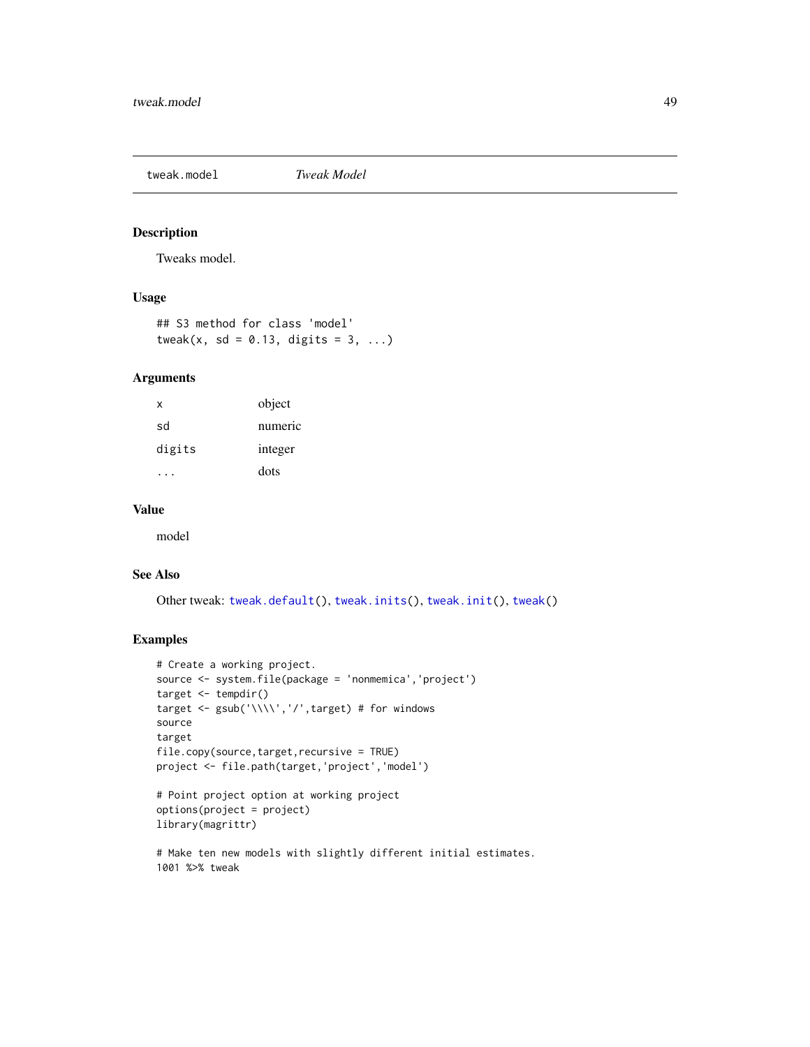## tweak.model — *Tweak Model*

### Description

Tweaks model.

### Usage

```
## S3 method for class 'model'
tweak(x, sd = 0.13, digits = 3, ...)
```

### Arguments

| | |
|---|---|
| x | object |
| sd | numeric |
| digits | integer |
| ... | dots |

### Value

model

### See Also

Other tweak: tweak.default(), tweak.inits(), tweak.init(), tweak()

### Examples

```
# Create a working project.
source <- system.file(package = 'nonmemica','project')
target <- tempdir()
target <- gsub('\\\\','/',target) # for windows
source
target
file.copy(source,target,recursive = TRUE)
project <- file.path(target,'project','model')

# Point project option at working project
options(project = project)
library(magrittr)

# Make ten new models with slightly different initial estimates.
1001 %>% tweak
```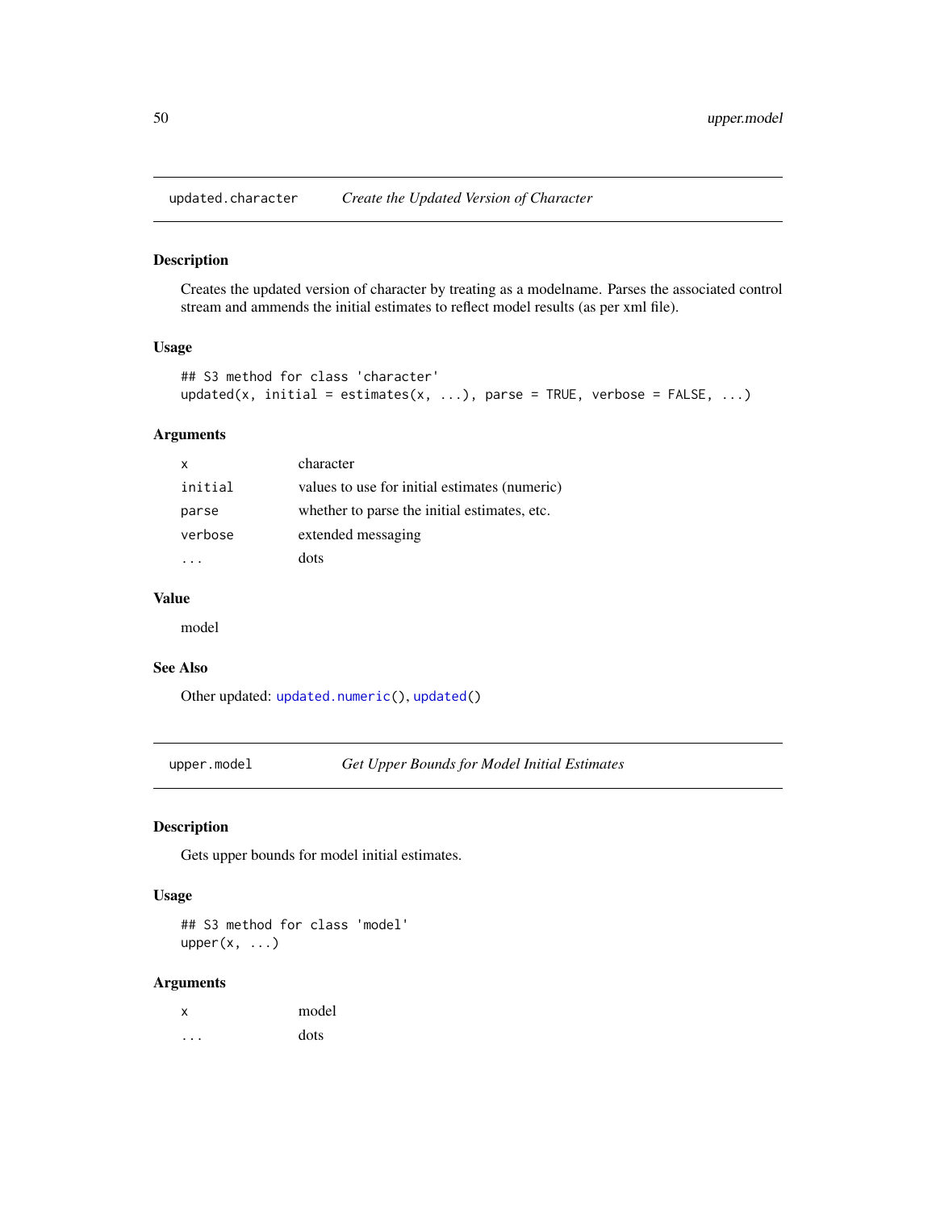## updated.character — *Create the Updated Version of Character*

### Description

Creates the updated version of character by treating as a modelname. Parses the associated control stream and ammends the initial estimates to reflect model results (as per xml file).

### Usage

```
## S3 method for class 'character'
updated(x, initial = estimates(x, ...), parse = TRUE, verbose = FALSE, ...)
```

### Arguments

| | |
|---|---|
| `x` | character |
| `initial` | values to use for initial estimates (numeric) |
| `parse` | whether to parse the initial estimates, etc. |
| `verbose` | extended messaging |
| `...` | dots |

### Value

model

### See Also

Other updated: `updated.numeric()`, `updated()`

## upper.model — *Get Upper Bounds for Model Initial Estimates*

### Description

Gets upper bounds for model initial estimates.

### Usage

```
## S3 method for class 'model'
upper(x, ...)
```

### Arguments

| | |
|---|---|
| `x` | model |
| `...` | dots |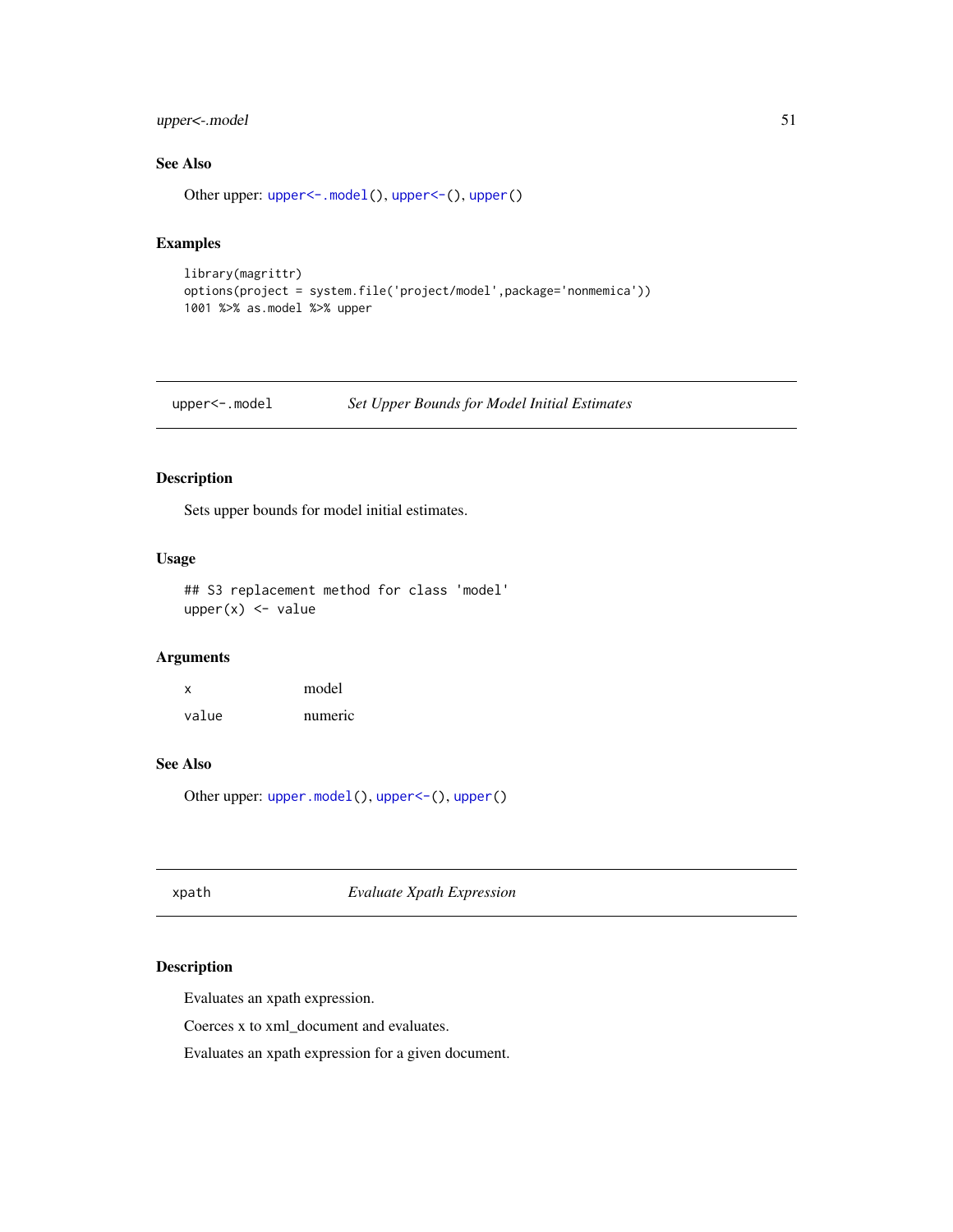### See Also

Other upper: `upper<-.model()`, `upper<-()`, `upper()`

### Examples

```
library(magrittr)
options(project = system.file('project/model',package='nonmemica'))
1001 %>% as.model %>% upper
```

---

## upper<-.model — *Set Upper Bounds for Model Initial Estimates*

### Description

Sets upper bounds for model initial estimates.

### Usage

```
## S3 replacement method for class 'model'
upper(x) <- value
```

### Arguments

| | |
|---|---|
| x | model |
| value | numeric |

### See Also

Other upper: `upper.model()`, `upper<-()`, `upper()`

---

## xpath — *Evaluate Xpath Expression*

### Description

Evaluates an xpath expression.

Coerces x to xml_document and evaluates.

Evaluates an xpath expression for a given document.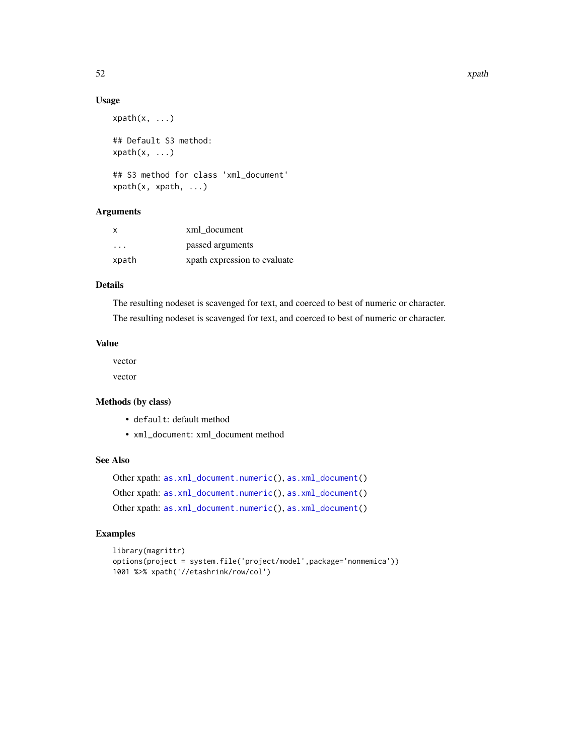### Usage

```
xpath(x, ...)

## Default S3 method:
xpath(x, ...)

## S3 method for class 'xml_document'
xpath(x, xpath, ...)
```

### Arguments

| | |
|---|---|
| x | xml_document |
| ... | passed arguments |
| xpath | xpath expression to evaluate |

### Details

The resulting nodeset is scavenged for text, and coerced to best of numeric or character.

The resulting nodeset is scavenged for text, and coerced to best of numeric or character.

### Value

vector

vector

### Methods (by class)

- `default`: default method
- `xml_document`: xml_document method

### See Also

Other xpath: `as.xml_document.numeric()`, `as.xml_document()`

Other xpath: `as.xml_document.numeric()`, `as.xml_document()`

Other xpath: `as.xml_document.numeric()`, `as.xml_document()`

### Examples

```
library(magrittr)
options(project = system.file('project/model',package='nonmemica'))
1001 %>% xpath('//etashrink/row/col')
```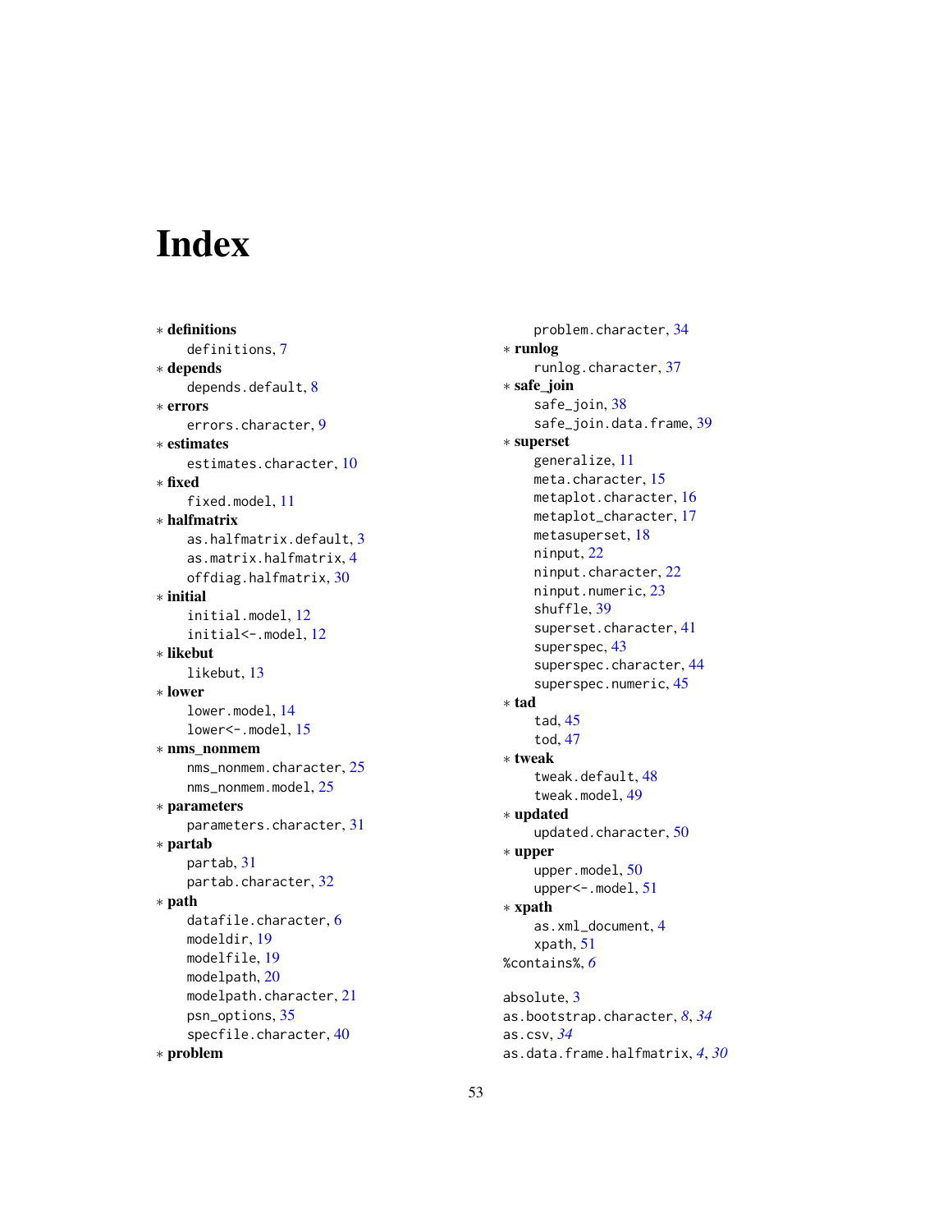# Index

* **definitions**
  definitions, 7
* **depends**
  depends.default, 8
* **errors**
  errors.character, 9
* **estimates**
  estimates.character, 10
* **fixed**
  fixed.model, 11
* **halfmatrix**
  as.halfmatrix.default, 3
  as.matrix.halfmatrix, 4
  offdiag.halfmatrix, 30
* **initial**
  initial.model, 12
  initial<-.model, 12
* **likebut**
  likebut, 13
* **lower**
  lower.model, 14
  lower<-.model, 15
* **nms_nonmem**
  nms_nonmem.character, 25
  nms_nonmem.model, 25
* **parameters**
  parameters.character, 31
* **partab**
  partab, 31
  partab.character, 32
* **path**
  datafile.character, 6
  modeldir, 19
  modelfile, 19
  modelpath, 20
  modelpath.character, 21
  psn_options, 35
  specfile.character, 40
* **problem**
  problem.character, 34
* **runlog**
  runlog.character, 37
* **safe_join**
  safe_join, 38
  safe_join.data.frame, 39
* **superset**
  generalize, 11
  meta.character, 15
  metaplot.character, 16
  metaplot_character, 17
  metasuperset, 18
  ninput, 22
  ninput.character, 22
  ninput.numeric, 23
  shuffle, 39
  superset.character, 41
  superspec, 43
  superspec.character, 44
  superspec.numeric, 45
* **tad**
  tad, 45
  tod, 47
* **tweak**
  tweak.default, 48
  tweak.model, 49
* **updated**
  updated.character, 50
* **upper**
  upper.model, 50
  upper<-.model, 51
* **xpath**
  as.xml_document, 4
  xpath, 51

%contains%, *6*

absolute, 3
as.bootstrap.character, *8*, *34*
as.csv, *34*
as.data.frame.halfmatrix, *4*, *30*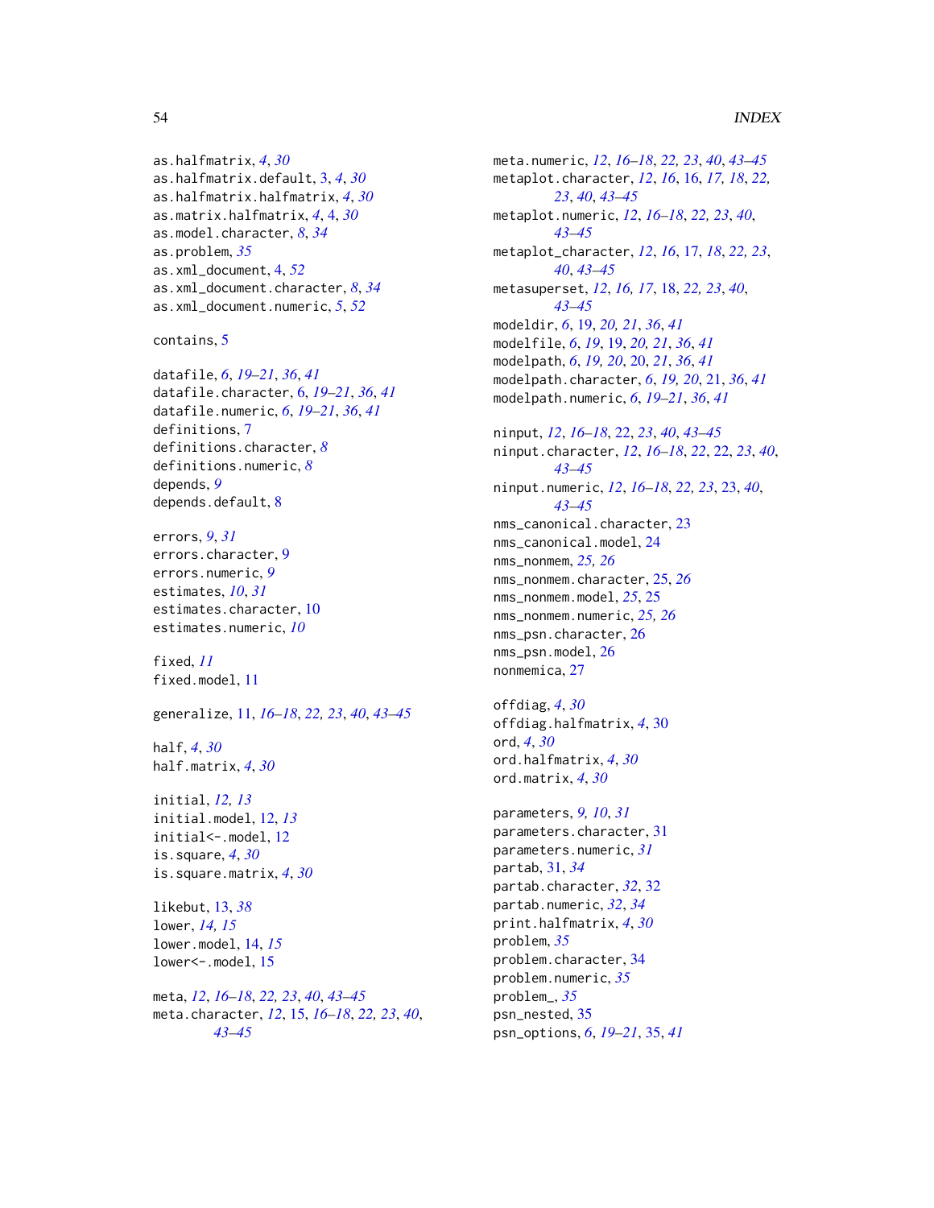as.halfmatrix, *4*, *30*
as.halfmatrix.default, 3, *4*, *30*
as.halfmatrix.halfmatrix, *4*, *30*
as.matrix.halfmatrix, *4*, 4, *30*
as.model.character, *8*, *34*
as.problem, *35*
as.xml_document, 4, *52*
as.xml_document.character, *8*, *34*
as.xml_document.numeric, *5*, *52*

contains, 5

datafile, *6*, *19–21*, *36*, *41*
datafile.character, 6, *19–21*, *36*, *41*
datafile.numeric, *6*, *19–21*, *36*, *41*
definitions, 7
definitions.character, *8*
definitions.numeric, *8*
depends, *9*
depends.default, 8

errors, *9*, *31*
errors.character, 9
errors.numeric, *9*
estimates, *10*, *31*
estimates.character, 10
estimates.numeric, *10*

fixed, *11*
fixed.model, 11

generalize, 11, *16–18*, *22, 23*, *40*, *43–45*

half, *4*, *30*
half.matrix, *4*, *30*

initial, *12, 13*
initial.model, 12, *13*
initial<-.model, 12
is.square, *4*, *30*
is.square.matrix, *4*, *30*

likebut, 13, *38*
lower, *14, 15*
lower.model, 14, *15*
lower<-.model, 15

meta, *12*, *16–18*, *22, 23*, *40*, *43–45*
meta.character, *12*, 15, *16–18*, *22, 23*, *40*, *43–45*
meta.numeric, *12*, *16–18*, *22, 23*, *40*, *43–45*
metaplot.character, *12*, *16*, 16, *17, 18*, *22, 23*, *40*, *43–45*
metaplot.numeric, *12*, *16–18*, *22, 23*, *40*, *43–45*
metaplot_character, *12*, *16*, 17, *18*, *22, 23*, *40*, *43–45*
metasuperset, *12*, *16, 17*, 18, *22, 23*, *40*, *43–45*
modeldir, *6*, 19, *20, 21*, *36*, *41*
modelfile, *6*, *19*, 19, *20, 21*, *36*, *41*
modelpath, *6*, *19, 20*, 20, *21*, *36*, *41*
modelpath.character, *6*, *19, 20*, 21, *36*, *41*
modelpath.numeric, *6*, *19–21*, *36*, *41*

ninput, *12*, *16–18*, 22, *23*, *40*, *43–45*
ninput.character, *12*, *16–18*, *22*, 22, *23*, *40*, *43–45*
ninput.numeric, *12*, *16–18*, *22, 23*, 23, *40*, *43–45*
nms_canonical.character, 23
nms_canonical.model, 24
nms_nonmem, *25, 26*
nms_nonmem.character, 25, *26*
nms_nonmem.model, *25*, 25
nms_nonmem.numeric, *25, 26*
nms_psn.character, 26
nms_psn.model, 26
nonmemica, 27

offdiag, *4*, *30*
offdiag.halfmatrix, *4*, 30
ord, *4*, *30*
ord.halfmatrix, *4*, *30*
ord.matrix, *4*, *30*

parameters, *9, 10*, *31*
parameters.character, 31
parameters.numeric, *31*
partab, 31, *34*
partab.character, *32*, 32
partab.numeric, *32*, *34*
print.halfmatrix, *4*, *30*
problem, *35*
problem.character, 34
problem.numeric, *35*
problem_, *35*
psn_nested, 35
psn_options, *6*, *19–21*, 35, *41*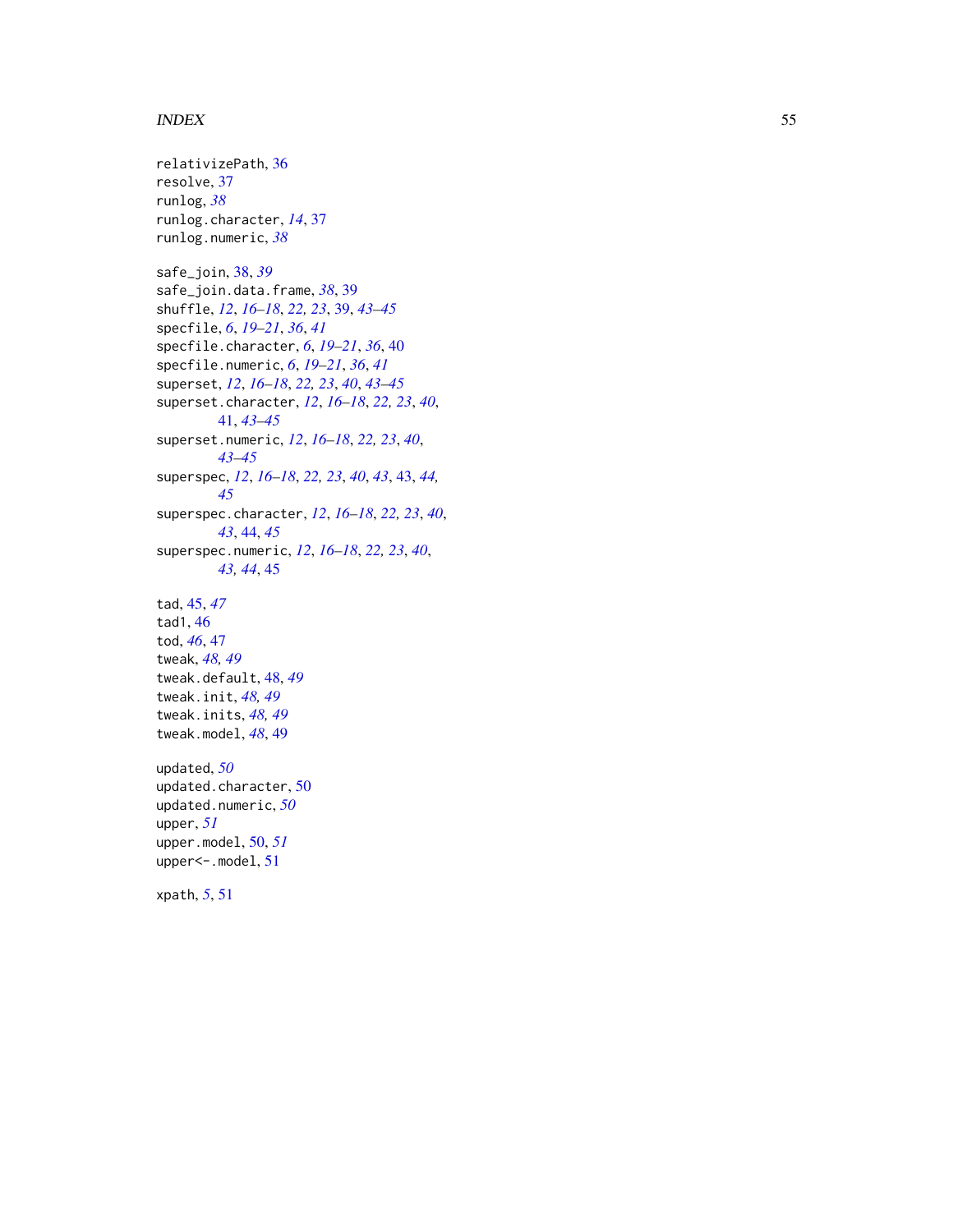relativizePath, 36
resolve, 37
runlog, *38*
runlog.character, *14*, 37
runlog.numeric, *38*

safe_join, 38, *39*
safe_join.data.frame, *38*, 39
shuffle, *12*, *16–18*, *22, 23*, 39, *43–45*
specfile, *6*, *19–21*, *36*, *41*
specfile.character, *6*, *19–21*, *36*, 40
specfile.numeric, *6*, *19–21*, *36*, *41*
superset, *12*, *16–18*, *22, 23*, 40, *43–45*
superset.character, *12*, *16–18*, *22, 23*, *40*, 41, *43–45*
superset.numeric, *12*, *16–18*, *22, 23*, *40*, *43–45*
superspec, *12*, *16–18*, *22, 23*, *40*, *43*, 43, *44, 45*
superspec.character, *12*, *16–18*, *22, 23*, *40*, *43*, 44, *45*
superspec.numeric, *12*, *16–18*, *22, 23*, *40*, *43, 44*, 45

tad, 45, *47*
tad1, 46
tod, *46*, 47
tweak, *48, 49*
tweak.default, 48, *49*
tweak.init, *48, 49*
tweak.inits, *48, 49*
tweak.model, *48*, 49

updated, *50*
updated.character, 50
updated.numeric, *50*
upper, *51*
upper.model, 50, *51*
upper<-.model, 51

xpath, *5*, 51